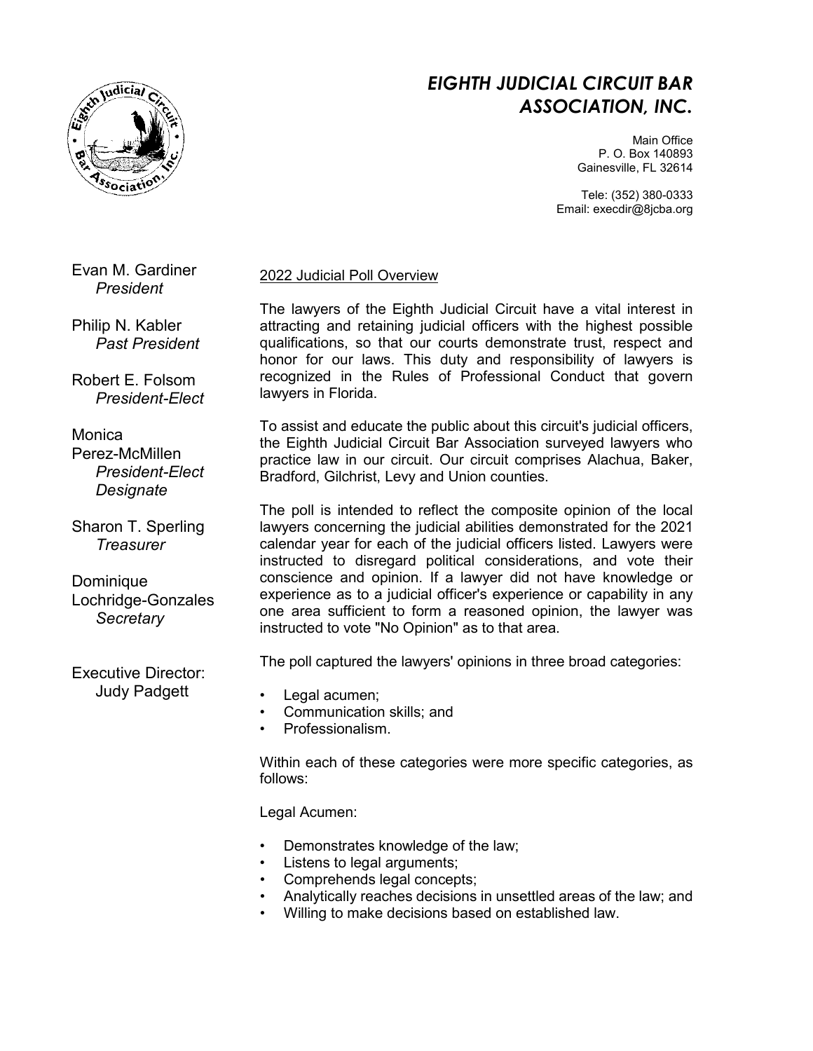# EIGHTH JUDICIAL CIRCUIT BAR ASSOCIATION, INC.

Main Office
P. O. Box 140893
Gainesville, FL 32614

Tele: (352) 380-0333
Email: execdir@8jcba.org

Evan M. Gardiner
*President*

Philip N. Kabler
*Past President*

Robert E. Folsom
*President-Elect*

Monica Perez-McMillen
*President-Elect Designate*

Sharon T. Sperling
*Treasurer*

Dominique Lochridge-Gonzales
*Secretary*

Executive Director:
Judy Padgett

## 2022 Judicial Poll Overview

The lawyers of the Eighth Judicial Circuit have a vital interest in attracting and retaining judicial officers with the highest possible qualifications, so that our courts demonstrate trust, respect and honor for our laws. This duty and responsibility of lawyers is recognized in the Rules of Professional Conduct that govern lawyers in Florida.

To assist and educate the public about this circuit's judicial officers, the Eighth Judicial Circuit Bar Association surveyed lawyers who practice law in our circuit. Our circuit comprises Alachua, Baker, Bradford, Gilchrist, Levy and Union counties.

The poll is intended to reflect the composite opinion of the local lawyers concerning the judicial abilities demonstrated for the 2021 calendar year for each of the judicial officers listed. Lawyers were instructed to disregard political considerations, and vote their conscience and opinion. If a lawyer did not have knowledge or experience as to a judicial officer's experience or capability in any one area sufficient to form a reasoned opinion, the lawyer was instructed to vote "No Opinion" as to that area.

The poll captured the lawyers' opinions in three broad categories:

- Legal acumen;
- Communication skills; and
- Professionalism.

Within each of these categories were more specific categories, as follows:

Legal Acumen:

- Demonstrates knowledge of the law;
- Listens to legal arguments;
- Comprehends legal concepts;
- Analytically reaches decisions in unsettled areas of the law; and
- Willing to make decisions based on established law.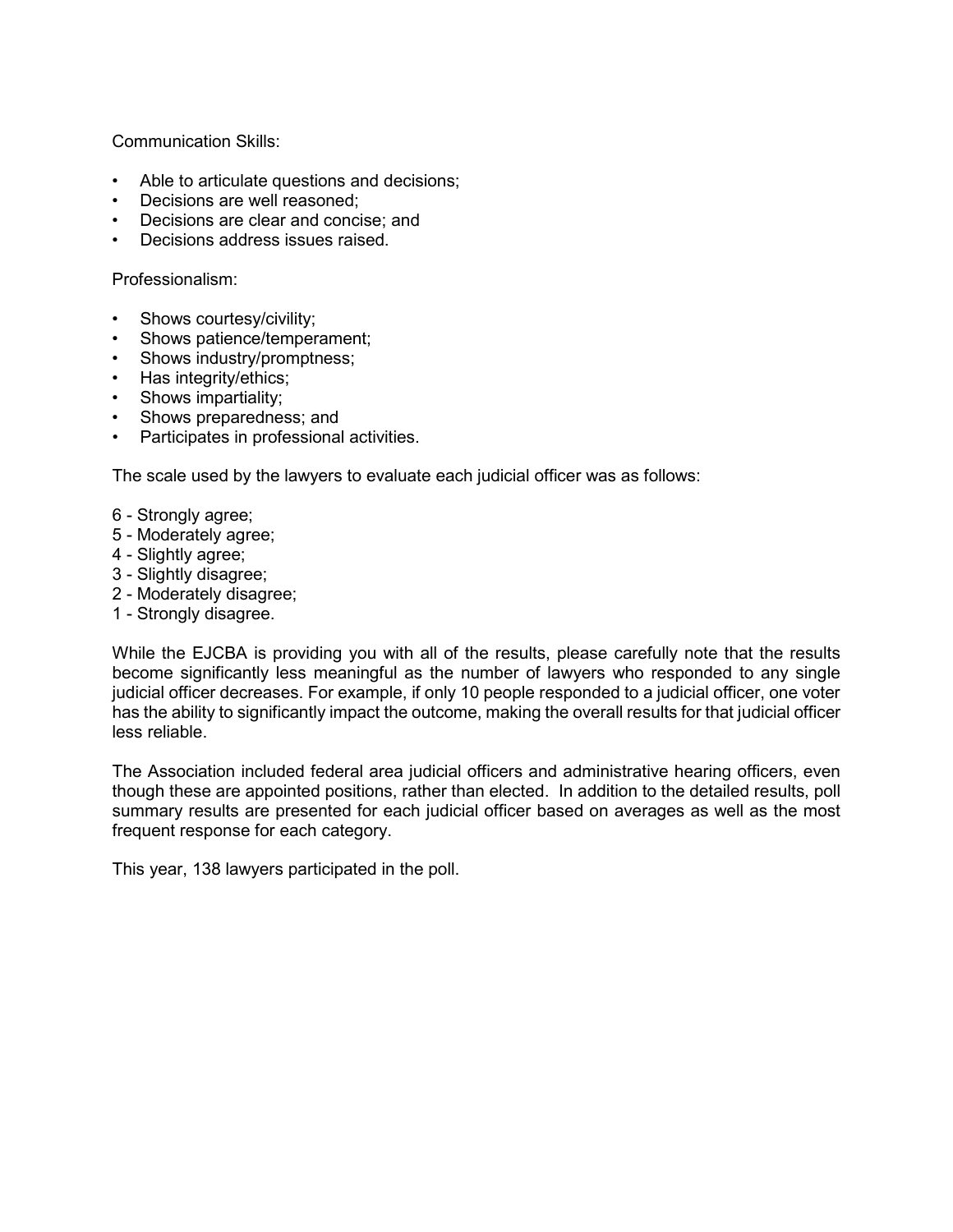Communication Skills:

- Able to articulate questions and decisions;
- Decisions are well reasoned;
- Decisions are clear and concise; and
- Decisions address issues raised.

Professionalism:

- Shows courtesy/civility;
- Shows patience/temperament;
- Shows industry/promptness;
- Has integrity/ethics;
- Shows impartiality;
- Shows preparedness; and
- Participates in professional activities.

The scale used by the lawyers to evaluate each judicial officer was as follows:

6 - Strongly agree;
5 - Moderately agree;
4 - Slightly agree;
3 - Slightly disagree;
2 - Moderately disagree;
1 - Strongly disagree.

While the EJCBA is providing you with all of the results, please carefully note that the results become significantly less meaningful as the number of lawyers who responded to any single judicial officer decreases. For example, if only 10 people responded to a judicial officer, one voter has the ability to significantly impact the outcome, making the overall results for that judicial officer less reliable.

The Association included federal area judicial officers and administrative hearing officers, even though these are appointed positions, rather than elected. In addition to the detailed results, poll summary results are presented for each judicial officer based on averages as well as the most frequent response for each category.

This year, 138 lawyers participated in the poll.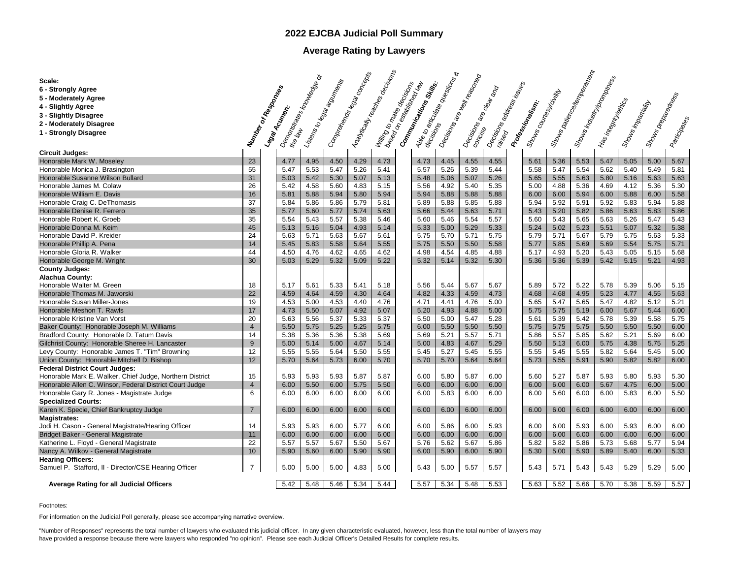# 2022 EJCBA Judicial Poll Summary

## Average Rating by Lawyers

**Scale:**
**6 - Strongly Agree**
**5 - Moderately Agree**
**4 - Slightly Agree**
**3 - Slightly Disagree**
**2 - Moderately Disagree**
**1 - Strongly Disagree**

| | Number of Responses | **Legal Acumen:** Demonstrates knowledge of the law | Listens to legal arguments | Comprehends legal concepts | Analytically reaches decisions | Willing to make decisions based on established law | **Communications Skills:** Able to articulate questions & decisions | Decisions are well reasoned | Decisions are clear and concise | Decisions address issues raised | **Professionalism:** Shows courtesy/civility | Shows patience/temperament | Shows industry/promptness | Has integrity/ethics | Shows impartiality | Shows preparedness | Participates |
|---|---|---|---|---|---|---|---|---|---|---|---|---|---|---|---|---|---|
| **Circuit Judges:** | | | | | | | | | | | | | | | | | |
| Honorable Mark W. Moseley | 23 | 4.77 | 4.95 | 4.50 | 4.29 | 4.73 | 4.73 | 4.45 | 4.55 | 4.55 | 5.61 | 5.36 | 5.53 | 5.47 | 5.05 | 5.00 | 5.67 |
| Honorable Monica J. Brasington | 55 | 5.47 | 5.53 | 5.47 | 5.26 | 5.41 | 5.57 | 5.26 | 5.39 | 5.44 | 5.58 | 5.47 | 5.54 | 5.62 | 5.40 | 5.49 | 5.81 |
| Honorable Susanne Wilson Bullard | 31 | 5.03 | 5.42 | 5.30 | 5.07 | 5.13 | 5.48 | 5.06 | 5.07 | 5.26 | 5.65 | 5.55 | 5.63 | 5.80 | 5.16 | 5.63 | 5.63 |
| Honorable James M. Colaw | 26 | 5.42 | 4.58 | 5.60 | 4.83 | 5.15 | 5.56 | 4.92 | 5.40 | 5.35 | 5.00 | 4.88 | 5.36 | 4.69 | 4.12 | 5.36 | 5.30 |
| Honorable William E. Davis | 16 | 5.81 | 5.88 | 5.94 | 5.80 | 5.94 | 5.94 | 5.88 | 5.88 | 5.88 | 6.00 | 6.00 | 5.94 | 6.00 | 5.88 | 6.00 | 5.58 |
| Honorable Craig C. DeThomasis | 37 | 5.84 | 5.86 | 5.86 | 5.79 | 5.81 | 5.89 | 5.88 | 5.85 | 5.88 | 5.94 | 5.92 | 5.91 | 5.92 | 5.83 | 5.94 | 5.88 |
| Honorable Denise R. Ferrero | 35 | 5.77 | 5.60 | 5.77 | 5.74 | 5.63 | 5.66 | 5.44 | 5.63 | 5.71 | 5.43 | 5.20 | 5.82 | 5.86 | 5.63 | 5.83 | 5.86 |
| Honorable Robert K. Groeb | 35 | 5.54 | 5.43 | 5.57 | 5.38 | 5.46 | 5.60 | 5.46 | 5.54 | 5.57 | 5.60 | 5.43 | 5.65 | 5.63 | 5.26 | 5.47 | 5.43 |
| Honorable Donna M. Keim | 45 | 5.13 | 5.16 | 5.04 | 4.93 | 5.14 | 5.33 | 5.00 | 5.29 | 5.33 | 5.24 | 5.02 | 5.23 | 5.51 | 5.07 | 5.32 | 5.38 |
| Honorable David P. Kreider | 24 | 5.63 | 5.71 | 5.63 | 5.67 | 5.61 | 5.75 | 5.70 | 5.71 | 5.75 | 5.79 | 5.71 | 5.67 | 5.79 | 5.75 | 5.63 | 5.33 |
| Honorable Phillip A. Pena | 14 | 5.45 | 5.83 | 5.58 | 5.64 | 5.55 | 5.75 | 5.50 | 5.50 | 5.58 | 5.77 | 5.85 | 5.69 | 5.69 | 5.54 | 5.75 | 5.71 |
| Honorable Gloria R. Walker | 44 | 4.50 | 4.76 | 4.62 | 4.65 | 4.62 | 4.98 | 4.54 | 4.85 | 4.88 | 5.17 | 4.93 | 5.20 | 5.43 | 5.05 | 5.15 | 5.68 |
| Honorable George M. Wright | 30 | 5.03 | 5.29 | 5.32 | 5.09 | 5.22 | 5.32 | 5.14 | 5.32 | 5.30 | 5.36 | 5.36 | 5.39 | 5.42 | 5.15 | 5.21 | 4.93 |
| **County Judges:** | | | | | | | | | | | | | | | | | |
| **Alachua County:** | | | | | | | | | | | | | | | | | |
| Honorable Walter M. Green | 18 | 5.17 | 5.61 | 5.33 | 5.41 | 5.18 | 5.56 | 5.44 | 5.67 | 5.67 | 5.89 | 5.72 | 5.22 | 5.78 | 5.39 | 5.06 | 5.15 |
| Honorable Thomas M. Jaworski | 22 | 4.59 | 4.64 | 4.59 | 4.30 | 4.64 | 4.82 | 4.33 | 4.59 | 4.73 | 4.68 | 4.68 | 4.95 | 5.23 | 4.77 | 4.55 | 5.63 |
| Honorable Susan Miller-Jones | 19 | 4.53 | 5.00 | 4.53 | 4.40 | 4.76 | 4.71 | 4.41 | 4.76 | 5.00 | 5.65 | 5.47 | 5.65 | 5.47 | 4.82 | 5.12 | 5.21 |
| Honorable Meshon T. Rawls | 17 | 4.73 | 5.50 | 5.07 | 4.92 | 5.07 | 5.20 | 4.93 | 4.88 | 5.00 | 5.75 | 5.75 | 5.19 | 6.00 | 5.67 | 5.44 | 6.00 |
| Honorable Kristine Van Vorst | 20 | 5.63 | 5.56 | 5.37 | 5.33 | 5.37 | 5.50 | 5.00 | 5.47 | 5.28 | 5.61 | 5.39 | 5.42 | 5.78 | 5.39 | 5.58 | 5.75 |
| Baker County: Honorable Joseph M. Williams | 4 | 5.50 | 5.75 | 5.25 | 5.25 | 5.75 | 6.00 | 5.50 | 5.50 | 5.50 | 5.75 | 5.75 | 5.75 | 5.50 | 5.50 | 5.50 | 6.00 |
| Bradford County: Honorable D. Tatum Davis | 14 | 5.38 | 5.36 | 5.36 | 5.38 | 5.69 | 5.69 | 5.21 | 5.57 | 5.71 | 5.86 | 5.57 | 5.85 | 5.62 | 5.21 | 5.69 | 6.00 |
| Gilchrist County: Honorable Sheree H. Lancaster | 9 | 5.00 | 5.14 | 5.00 | 4.67 | 5.14 | 5.00 | 4.83 | 4.67 | 5.29 | 5.50 | 5.13 | 6.00 | 5.75 | 4.38 | 5.75 | 5.25 |
| Levy County: Honorable James T. "Tim" Browning | 12 | 5.55 | 5.55 | 5.64 | 5.50 | 5.55 | 5.45 | 5.27 | 5.45 | 5.55 | 5.55 | 5.45 | 5.55 | 5.82 | 5.64 | 5.45 | 5.00 |
| Union County: Honorable Mitchell D. Bishop | 12 | 5.70 | 5.64 | 5.73 | 6.00 | 5.70 | 5.70 | 5.70 | 5.64 | 5.64 | 5.73 | 5.55 | 5.91 | 5.90 | 5.82 | 5.82 | 6.00 |
| **Federal District Court Judges:** | | | | | | | | | | | | | | | | | |
| Honorable Mark E. Walker, Chief Judge, Northern District | 15 | 5.93 | 5.93 | 5.93 | 5.87 | 5.87 | 6.00 | 5.80 | 5.87 | 6.00 | 5.60 | 5.27 | 5.87 | 5.93 | 5.80 | 5.93 | 5.30 |
| Honorable Allen C. Winsor, Federal District Court Judge | 4 | 6.00 | 5.50 | 6.00 | 5.75 | 5.50 | 6.00 | 6.00 | 6.00 | 6.00 | 6.00 | 6.00 | 6.00 | 5.67 | 4.75 | 6.00 | 5.00 |
| Honorable Gary R. Jones - Magistrate Judge | 6 | 6.00 | 6.00 | 6.00 | 6.00 | 6.00 | 6.00 | 5.83 | 6.00 | 6.00 | 6.00 | 5.60 | 6.00 | 6.00 | 5.83 | 6.00 | 5.50 |
| **Specialized Courts:** | | | | | | | | | | | | | | | | | |
| Karen K. Specie, Chief Bankruptcy Judge | 7 | 6.00 | 6.00 | 6.00 | 6.00 | 6.00 | 6.00 | 6.00 | 6.00 | 6.00 | 6.00 | 6.00 | 6.00 | 6.00 | 6.00 | 6.00 | 6.00 |
| **Magistrates:** | | | | | | | | | | | | | | | | | |
| Jodi H. Cason - General Magistrate/Hearing Officer | 14 | 5.93 | 5.93 | 6.00 | 5.77 | 6.00 | 6.00 | 5.86 | 6.00 | 5.93 | 6.00 | 6.00 | 5.93 | 6.00 | 5.93 | 6.00 | 6.00 |
| Bridget Baker - General Magistrate | 11 | 6.00 | 6.00 | 6.00 | 6.00 | 6.00 | 6.00 | 6.00 | 6.00 | 6.00 | 6.00 | 6.00 | 6.00 | 6.00 | 6.00 | 6.00 | 6.00 |
| Katherine L. Floyd - General Magistrate | 22 | 5.57 | 5.57 | 5.67 | 5.50 | 5.67 | 5.76 | 5.62 | 5.67 | 5.86 | 5.82 | 5.82 | 5.86 | 5.73 | 5.68 | 5.77 | 5.94 |
| Nancy A. Wilkov - General Magistrate | 10 | 5.90 | 5.60 | 6.00 | 5.90 | 5.90 | 6.00 | 5.90 | 6.00 | 5.90 | 5.30 | 5.00 | 5.90 | 5.89 | 5.40 | 6.00 | 5.33 |
| **Hearing Officers:** | | | | | | | | | | | | | | | | | |
| Samuel P. Stafford, II - Director/CSE Hearing Officer | 7 | 5.00 | 5.00 | 5.00 | 4.83 | 5.00 | 5.43 | 5.00 | 5.57 | 5.57 | 5.43 | 5.71 | 5.43 | 5.43 | 5.29 | 5.29 | 5.00 |
| **Average Rating for all Judicial Officers** | | 5.42 | 5.48 | 5.46 | 5.34 | 5.44 | 5.57 | 5.34 | 5.48 | 5.53 | 5.63 | 5.52 | 5.66 | 5.70 | 5.38 | 5.59 | 5.57 |

Footnotes:

For information on the Judicial Poll generally, please see accompanying narrative overview.

"Number of Responses" represents the total number of lawyers who evaluated this judicial officer. In any given characteristic evaluated, however, less than the total number of lawyers may have provided a response because there were lawyers who responded "no opinion". Please see each Judicial Officer's Detailed Results for complete results.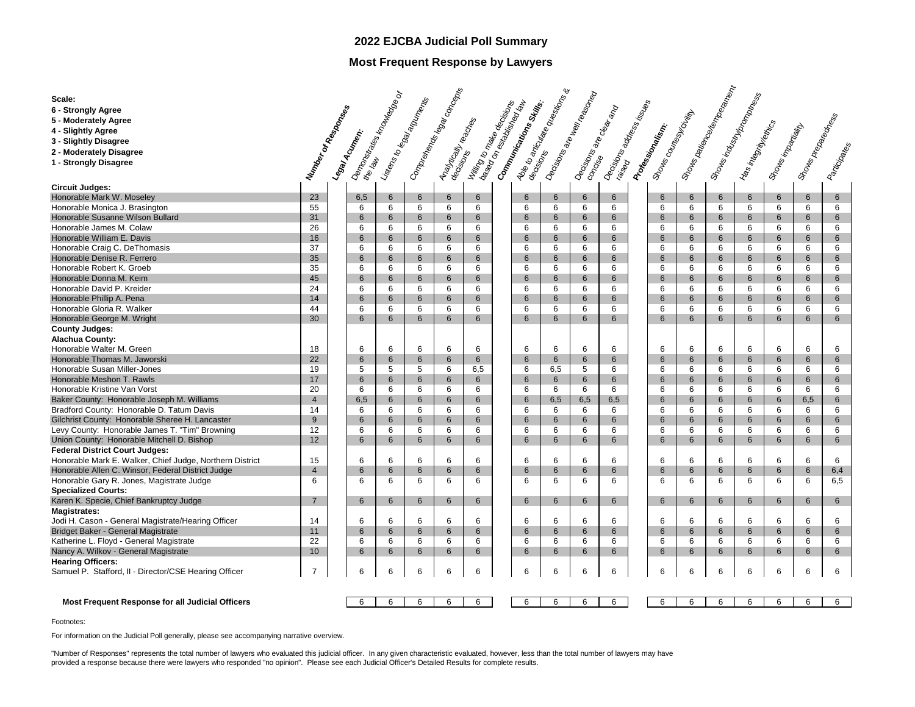# 2022 EJCBA Judicial Poll Summary

## Most Frequent Response by Lawyers

Scale:
6 - Strongly Agree
5 - Moderately Agree
4 - Slightly Agree
3 - Slightly Disagree
2 - Moderately Disagree
1 - Strongly Disagree

| | Number of Responses | Legal Acumen: | Demonstrates knowledge of the law | Listens to legal arguments | Comprehends legal concepts | Analytically reaches decisions | Willing to make decisions based on established law | Communications Skills: | Able to articulate questions & decisions | Decisions are well reasoned | Decisions are clear and concise | Decisions address issues raised | Professionalism: | Shows courtesy/civility | Shows patience/temperament | Shows industry/promptness | Has integrity/ethics | Shows impartiality | Shows preparedness | Participates |
|---|---|---|---|---|---|---|---|---|---|---|---|---|---|---|---|---|---|---|---|---|
| **Circuit Judges:** | | | | | | | | | | | | | | | | | | | | |
| Honorable Mark W. Moseley | 23 | | 6,5 | 6 | 6 | 6 | 6 | | 6 | 6 | 6 | 6 | | 6 | 6 | 6 | 6 | 6 | 6 | 6 |
| Honorable Monica J. Brasington | 55 | | 6 | 6 | 6 | 6 | 6 | | 6 | 6 | 6 | 6 | | 6 | 6 | 6 | 6 | 6 | 6 | 6 |
| Honorable Susanne Wilson Bullard | 31 | | 6 | 6 | 6 | 6 | 6 | | 6 | 6 | 6 | 6 | | 6 | 6 | 6 | 6 | 6 | 6 | 6 |
| Honorable James M. Colaw | 26 | | 6 | 6 | 6 | 6 | 6 | | 6 | 6 | 6 | 6 | | 6 | 6 | 6 | 6 | 6 | 6 | 6 |
| Honorable William E. Davis | 16 | | 6 | 6 | 6 | 6 | 6 | | 6 | 6 | 6 | 6 | | 6 | 6 | 6 | 6 | 6 | 6 | 6 |
| Honorable Craig C. DeThomasis | 37 | | 6 | 6 | 6 | 6 | 6 | | 6 | 6 | 6 | 6 | | 6 | 6 | 6 | 6 | 6 | 6 | 6 |
| Honorable Denise R. Ferrero | 35 | | 6 | 6 | 6 | 6 | 6 | | 6 | 6 | 6 | 6 | | 6 | 6 | 6 | 6 | 6 | 6 | 6 |
| Honorable Robert K. Groeb | 35 | | 6 | 6 | 6 | 6 | 6 | | 6 | 6 | 6 | 6 | | 6 | 6 | 6 | 6 | 6 | 6 | 6 |
| Honorable Donna M. Keim | 45 | | 6 | 6 | 6 | 6 | 6 | | 6 | 6 | 6 | 6 | | 6 | 6 | 6 | 6 | 6 | 6 | 6 |
| Honorable David P. Kreider | 24 | | 6 | 6 | 6 | 6 | 6 | | 6 | 6 | 6 | 6 | | 6 | 6 | 6 | 6 | 6 | 6 | 6 |
| Honorable Phillip A. Pena | 14 | | 6 | 6 | 6 | 6 | 6 | | 6 | 6 | 6 | 6 | | 6 | 6 | 6 | 6 | 6 | 6 | 6 |
| Honorable Gloria R. Walker | 44 | | 6 | 6 | 6 | 6 | 6 | | 6 | 6 | 6 | 6 | | 6 | 6 | 6 | 6 | 6 | 6 | 6 |
| Honorable George M. Wright | 30 | | 6 | 6 | 6 | 6 | 6 | | 6 | 6 | 6 | 6 | | 6 | 6 | 6 | 6 | 6 | 6 | 6 |
| **County Judges:** | | | | | | | | | | | | | | | | | | | | |
| **Alachua County:** | | | | | | | | | | | | | | | | | | | | |
| Honorable Walter M. Green | 18 | | 6 | 6 | 6 | 6 | 6 | | 6 | 6 | 6 | 6 | | 6 | 6 | 6 | 6 | 6 | 6 | 6 |
| Honorable Thomas M. Jaworski | 22 | | 6 | 6 | 6 | 6 | 6 | | 6 | 6 | 6 | 6 | | 6 | 6 | 6 | 6 | 6 | 6 | 6 |
| Honorable Susan Miller-Jones | 19 | | 5 | 5 | 5 | 6 | 6,5 | | 6 | 6,5 | 5 | 6 | | 6 | 6 | 6 | 6 | 6 | 6 | 6 |
| Honorable Meshon T. Rawls | 17 | | 6 | 6 | 6 | 6 | 6 | | 6 | 6 | 6 | 6 | | 6 | 6 | 6 | 6 | 6 | 6 | 6 |
| Honorable Kristine Van Vorst | 20 | | 6 | 6 | 6 | 6 | 6 | | 6 | 6 | 6 | 6 | | 6 | 6 | 6 | 6 | 6 | 6 | 6 |
| Baker County: Honorable Joseph M. Williams | 4 | | 6,5 | 6 | 6 | 6 | 6 | | 6 | 6,5 | 6,5 | 6,5 | | 6 | 6 | 6 | 6 | 6 | 6,5 | 6 |
| Bradford County: Honorable D. Tatum Davis | 14 | | 6 | 6 | 6 | 6 | 6 | | 6 | 6 | 6 | 6 | | 6 | 6 | 6 | 6 | 6 | 6 | 6 |
| Gilchrist County: Honorable Sheree H. Lancaster | 9 | | 6 | 6 | 6 | 6 | 6 | | 6 | 6 | 6 | 6 | | 6 | 6 | 6 | 6 | 6 | 6 | 6 |
| Levy County: Honorable James T. "Tim" Browning | 12 | | 6 | 6 | 6 | 6 | 6 | | 6 | 6 | 6 | 6 | | 6 | 6 | 6 | 6 | 6 | 6 | 6 |
| Union County: Honorable Mitchell D. Bishop | 12 | | 6 | 6 | 6 | 6 | 6 | | 6 | 6 | 6 | 6 | | 6 | 6 | 6 | 6 | 6 | 6 | 6 |
| **Federal District Court Judges:** | | | | | | | | | | | | | | | | | | | | |
| Honorable Mark E. Walker, Chief Judge, Northern District | 15 | | 6 | 6 | 6 | 6 | 6 | | 6 | 6 | 6 | 6 | | 6 | 6 | 6 | 6 | 6 | 6 | 6 |
| Honorable Allen C. Winsor, Federal District Judge | 4 | | 6 | 6 | 6 | 6 | 6 | | 6 | 6 | 6 | 6 | | 6 | 6 | 6 | 6 | 6 | 6 | 6,4 |
| Honorable Gary R. Jones, Magistrate Judge | 6 | | 6 | 6 | 6 | 6 | 6 | | 6 | 6 | 6 | 6 | | 6 | 6 | 6 | 6 | 6 | 6 | 6,5 |
| **Specialized Courts:** | | | | | | | | | | | | | | | | | | | | |
| Karen K. Specie, Chief Bankruptcy Judge | 7 | | 6 | 6 | 6 | 6 | 6 | | 6 | 6 | 6 | 6 | | 6 | 6 | 6 | 6 | 6 | 6 | 6 |
| **Magistrates:** | | | | | | | | | | | | | | | | | | | | |
| Jodi H. Cason - General Magistrate/Hearing Officer | 14 | | 6 | 6 | 6 | 6 | 6 | | 6 | 6 | 6 | 6 | | 6 | 6 | 6 | 6 | 6 | 6 | 6 |
| Bridget Baker - General Magistrate | 11 | | 6 | 6 | 6 | 6 | 6 | | 6 | 6 | 6 | 6 | | 6 | 6 | 6 | 6 | 6 | 6 | 6 |
| Katherine L. Floyd - General Magistrate | 22 | | 6 | 6 | 6 | 6 | 6 | | 6 | 6 | 6 | 6 | | 6 | 6 | 6 | 6 | 6 | 6 | 6 |
| Nancy A. Wilkov - General Magistrate | 10 | | 6 | 6 | 6 | 6 | 6 | | 6 | 6 | 6 | 6 | | 6 | 6 | 6 | 6 | 6 | 6 | 6 |
| **Hearing Officers:** | | | | | | | | | | | | | | | | | | | | |
| Samuel P. Stafford, II - Director/CSE Hearing Officer | 7 | | 6 | 6 | 6 | 6 | 6 | | 6 | 6 | 6 | 6 | | 6 | 6 | 6 | 6 | 6 | 6 | 6 |
| **Most Frequent Response for all Judicial Officers** | | | 6 | 6 | 6 | 6 | 6 | | 6 | 6 | 6 | 6 | | 6 | 6 | 6 | 6 | 6 | 6 | 6 |

Footnotes:

For information on the Judicial Poll generally, please see accompanying narrative overview.

"Number of Responses" represents the total number of lawyers who evaluated this judicial officer. In any given characteristic evaluated, however, less than the total number of lawyers may have provided a response because there were lawyers who responded "no opinion". Please see each Judicial Officer's Detailed Results for complete results.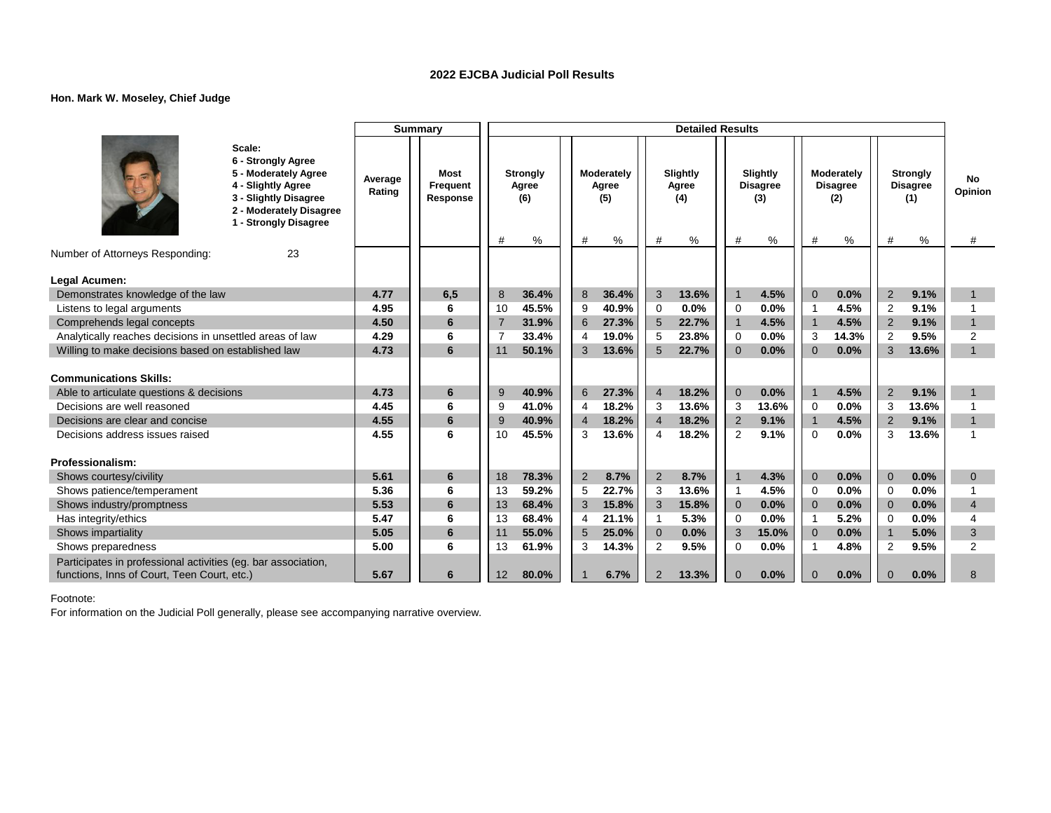**2022 EJCBA Judicial Poll Results**

**Hon. Mark W. Moseley, Chief Judge**

**Scale:**
- **6 - Strongly Agree**
- **5 - Moderately Agree**
- **4 - Slightly Agree**
- **3 - Slightly Disagree**
- **2 - Moderately Disagree**
- **1 - Strongly Disagree**

| | Summary | | Detailed Results | | | | | | | | | | | | |
|---|---|---|---|---|---|---|---|---|---|---|---|---|---|---|---|
| | Average Rating | Most Frequent Response | Strongly Agree (6) | | Moderately Agree (5) | | Slightly Agree (4) | | Slightly Disagree (3) | | Moderately Disagree (2) | | Strongly Disagree (1) | | No Opinion |
| | | | # | % | # | % | # | % | # | % | # | % | # | % | # |
| Number of Attorneys Responding: 23 | | | | | | | | | | | | | | | |
| **Legal Acumen:** | | | | | | | | | | | | | | | |
| Demonstrates knowledge of the law | 4.77 | 6,5 | 8 | 36.4% | 8 | 36.4% | 3 | 13.6% | 1 | 4.5% | 0 | 0.0% | 2 | 9.1% | 1 |
| Listens to legal arguments | 4.95 | 6 | 10 | 45.5% | 9 | 40.9% | 0 | 0.0% | 0 | 0.0% | 1 | 4.5% | 2 | 9.1% | 1 |
| Comprehends legal concepts | 4.50 | 6 | 7 | 31.9% | 6 | 27.3% | 5 | 22.7% | 1 | 4.5% | 1 | 4.5% | 2 | 9.1% | 1 |
| Analytically reaches decisions in unsettled areas of law | 4.29 | 6 | 7 | 33.4% | 4 | 19.0% | 5 | 23.8% | 0 | 0.0% | 3 | 14.3% | 2 | 9.5% | 2 |
| Willing to make decisions based on established law | 4.73 | 6 | 11 | 50.1% | 3 | 13.6% | 5 | 22.7% | 0 | 0.0% | 0 | 0.0% | 3 | 13.6% | 1 |
| **Communications Skills:** | | | | | | | | | | | | | | | |
| Able to articulate questions & decisions | 4.73 | 6 | 9 | 40.9% | 6 | 27.3% | 4 | 18.2% | 0 | 0.0% | 1 | 4.5% | 2 | 9.1% | 1 |
| Decisions are well reasoned | 4.45 | 6 | 9 | 41.0% | 4 | 18.2% | 3 | 13.6% | 3 | 13.6% | 0 | 0.0% | 3 | 13.6% | 1 |
| Decisions are clear and concise | 4.55 | 6 | 9 | 40.9% | 4 | 18.2% | 4 | 18.2% | 2 | 9.1% | 1 | 4.5% | 2 | 9.1% | 1 |
| Decisions address issues raised | 4.55 | 6 | 10 | 45.5% | 3 | 13.6% | 4 | 18.2% | 2 | 9.1% | 0 | 0.0% | 3 | 13.6% | 1 |
| **Professionalism:** | | | | | | | | | | | | | | | |
| Shows courtesy/civility | 5.61 | 6 | 18 | 78.3% | 2 | 8.7% | 2 | 8.7% | 1 | 4.3% | 0 | 0.0% | 0 | 0.0% | 0 |
| Shows patience/temperament | 5.36 | 6 | 13 | 59.2% | 5 | 22.7% | 3 | 13.6% | 1 | 4.5% | 0 | 0.0% | 0 | 0.0% | 1 |
| Shows industry/promptness | 5.53 | 6 | 13 | 68.4% | 3 | 15.8% | 3 | 15.8% | 0 | 0.0% | 0 | 0.0% | 0 | 0.0% | 4 |
| Has integrity/ethics | 5.47 | 6 | 13 | 68.4% | 4 | 21.1% | 1 | 5.3% | 0 | 0.0% | 1 | 5.2% | 0 | 0.0% | 4 |
| Shows impartiality | 5.05 | 6 | 11 | 55.0% | 5 | 25.0% | 0 | 0.0% | 3 | 15.0% | 0 | 0.0% | 1 | 5.0% | 3 |
| Shows preparedness | 5.00 | 6 | 13 | 61.9% | 3 | 14.3% | 2 | 9.5% | 0 | 0.0% | 1 | 4.8% | 2 | 9.5% | 2 |
| Participates in professional activities (eg. bar association, functions, Inns of Court, Teen Court, etc.) | 5.67 | 6 | 12 | 80.0% | 1 | 6.7% | 2 | 13.3% | 0 | 0.0% | 0 | 0.0% | 0 | 0.0% | 8 |

Footnote:
For information on the Judicial Poll generally, please see accompanying narrative overview.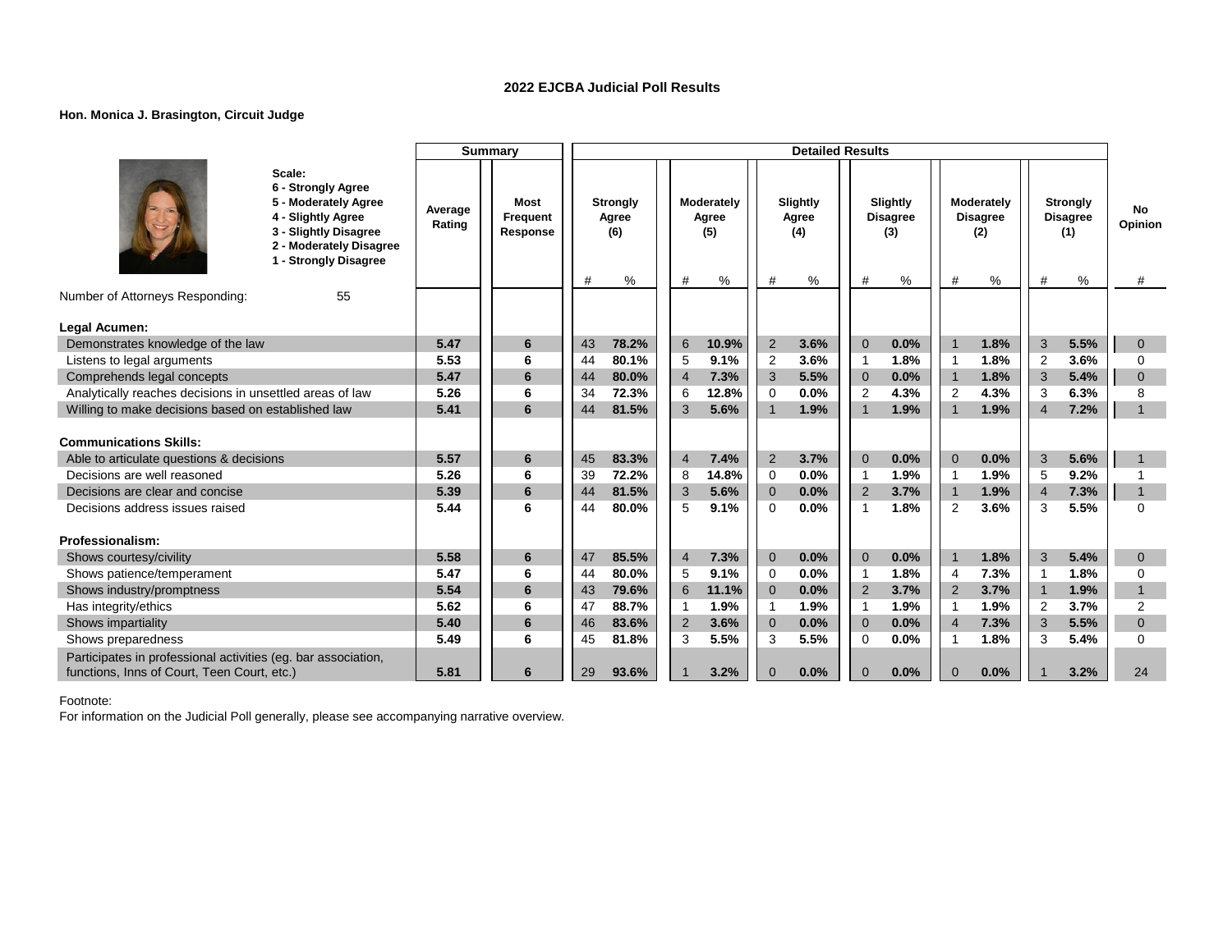# 2022 EJCBA Judicial Poll Results

**Hon. Monica J. Brasington, Circuit Judge**

**Scale:**
- 6 - Strongly Agree
- 5 - Moderately Agree
- 4 - Slightly Agree
- 3 - Slightly Disagree
- 2 - Moderately Disagree
- 1 - Strongly Disagree

Number of Attorneys Responding: 55

| | Summary | | Detailed Results | | | | | | | | | | | | |
|---|---|---|---|---|---|---|---|---|---|---|---|---|---|---|---|
| | Average Rating | Most Frequent Response | Strongly Agree (6) | | Moderately Agree (5) | | Slightly Agree (4) | | Slightly Disagree (3) | | Moderately Disagree (2) | | Strongly Disagree (1) | | No Opinion |
| | | | # | % | # | % | # | % | # | % | # | % | # | % | # |
| **Legal Acumen:** | | | | | | | | | | | | | | | |
| Demonstrates knowledge of the law | 5.47 | 6 | 43 | 78.2% | 6 | 10.9% | 2 | 3.6% | 0 | 0.0% | 1 | 1.8% | 3 | 5.5% | 0 |
| Listens to legal arguments | 5.53 | 6 | 44 | 80.1% | 5 | 9.1% | 2 | 3.6% | 1 | 1.8% | 1 | 1.8% | 2 | 3.6% | 0 |
| Comprehends legal concepts | 5.47 | 6 | 44 | 80.0% | 4 | 7.3% | 3 | 5.5% | 0 | 0.0% | 1 | 1.8% | 3 | 5.4% | 0 |
| Analytically reaches decisions in unsettled areas of law | 5.26 | 6 | 34 | 72.3% | 6 | 12.8% | 0 | 0.0% | 2 | 4.3% | 2 | 4.3% | 3 | 6.3% | 8 |
| Willing to make decisions based on established law | 5.41 | 6 | 44 | 81.5% | 3 | 5.6% | 1 | 1.9% | 1 | 1.9% | 1 | 1.9% | 4 | 7.2% | 1 |
| **Communications Skills:** | | | | | | | | | | | | | | | |
| Able to articulate questions & decisions | 5.57 | 6 | 45 | 83.3% | 4 | 7.4% | 2 | 3.7% | 0 | 0.0% | 0 | 0.0% | 3 | 5.6% | 1 |
| Decisions are well reasoned | 5.26 | 6 | 39 | 72.2% | 8 | 14.8% | 0 | 0.0% | 1 | 1.9% | 1 | 1.9% | 5 | 9.2% | 1 |
| Decisions are clear and concise | 5.39 | 6 | 44 | 81.5% | 3 | 5.6% | 0 | 0.0% | 2 | 3.7% | 1 | 1.9% | 4 | 7.3% | 1 |
| Decisions address issues raised | 5.44 | 6 | 44 | 80.0% | 5 | 9.1% | 0 | 0.0% | 1 | 1.8% | 2 | 3.6% | 3 | 5.5% | 0 |
| **Professionalism:** | | | | | | | | | | | | | | | |
| Shows courtesy/civility | 5.58 | 6 | 47 | 85.5% | 4 | 7.3% | 0 | 0.0% | 0 | 0.0% | 1 | 1.8% | 3 | 5.4% | 0 |
| Shows patience/temperament | 5.47 | 6 | 44 | 80.0% | 5 | 9.1% | 0 | 0.0% | 1 | 1.8% | 4 | 7.3% | 1 | 1.8% | 0 |
| Shows industry/promptness | 5.54 | 6 | 43 | 79.6% | 6 | 11.1% | 0 | 0.0% | 2 | 3.7% | 2 | 3.7% | 1 | 1.9% | 1 |
| Has integrity/ethics | 5.62 | 6 | 47 | 88.7% | 1 | 1.9% | 1 | 1.9% | 1 | 1.9% | 1 | 1.9% | 2 | 3.7% | 2 |
| Shows impartiality | 5.40 | 6 | 46 | 83.6% | 2 | 3.6% | 0 | 0.0% | 0 | 0.0% | 4 | 7.3% | 3 | 5.5% | 0 |
| Shows preparedness | 5.49 | 6 | 45 | 81.8% | 3 | 5.5% | 3 | 5.5% | 0 | 0.0% | 1 | 1.8% | 3 | 5.4% | 0 |
| Participates in professional activities (eg. bar association, functions, Inns of Court, Teen Court, etc.) | 5.81 | 6 | 29 | 93.6% | 1 | 3.2% | 0 | 0.0% | 0 | 0.0% | 0 | 0.0% | 1 | 3.2% | 24 |

Footnote:
For information on the Judicial Poll generally, please see accompanying narrative overview.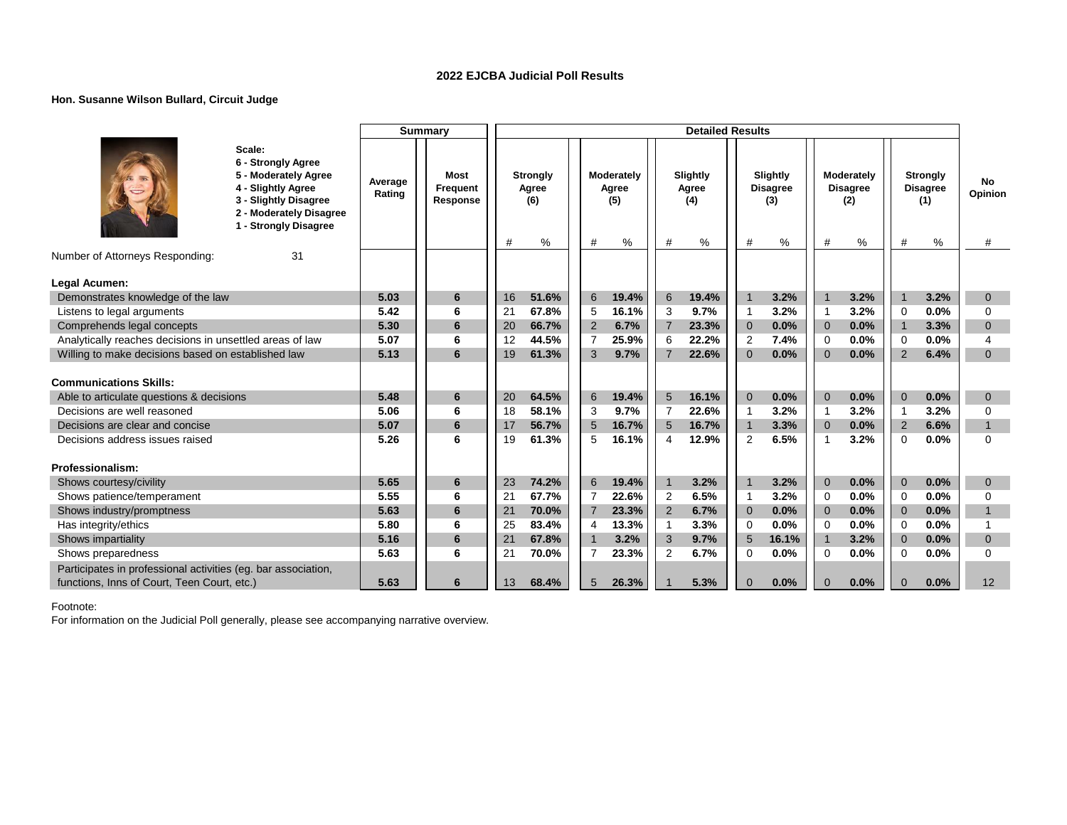# 2022 EJCBA Judicial Poll Results

**Hon. Susanne Wilson Bullard, Circuit Judge**

**Scale:**
**6 - Strongly Agree**
**5 - Moderately Agree**
**4 - Slightly Agree**
**3 - Slightly Disagree**
**2 - Moderately Disagree**
**1 - Strongly Disagree**

| | Summary | | Detailed Results | | | | | | | | | | | | |
|---|---|---|---|---|---|---|---|---|---|---|---|---|---|---|---|
| | Average Rating | Most Frequent Response | Strongly Agree (6) | | Moderately Agree (5) | | Slightly Agree (4) | | Slightly Disagree (3) | | Moderately Disagree (2) | | Strongly Disagree (1) | | No Opinion |
| | | | # | % | # | % | # | % | # | % | # | % | # | % | # |
| Number of Attorneys Responding: 31 | | | | | | | | | | | | | | | |
| **Legal Acumen:** | | | | | | | | | | | | | | | |
| Demonstrates knowledge of the law | 5.03 | 6 | 16 | 51.6% | 6 | 19.4% | 6 | 19.4% | 1 | 3.2% | 1 | 3.2% | 1 | 3.2% | 0 |
| Listens to legal arguments | 5.42 | 6 | 21 | 67.8% | 5 | 16.1% | 3 | 9.7% | 1 | 3.2% | 1 | 3.2% | 0 | 0.0% | 0 |
| Comprehends legal concepts | 5.30 | 6 | 20 | 66.7% | 2 | 6.7% | 7 | 23.3% | 0 | 0.0% | 0 | 0.0% | 1 | 3.3% | 0 |
| Analytically reaches decisions in unsettled areas of law | 5.07 | 6 | 12 | 44.5% | 7 | 25.9% | 6 | 22.2% | 2 | 7.4% | 0 | 0.0% | 0 | 0.0% | 4 |
| Willing to make decisions based on established law | 5.13 | 6 | 19 | 61.3% | 3 | 9.7% | 7 | 22.6% | 0 | 0.0% | 0 | 0.0% | 2 | 6.4% | 0 |
| **Communications Skills:** | | | | | | | | | | | | | | | |
| Able to articulate questions & decisions | 5.48 | 6 | 20 | 64.5% | 6 | 19.4% | 5 | 16.1% | 0 | 0.0% | 0 | 0.0% | 0 | 0.0% | 0 |
| Decisions are well reasoned | 5.06 | 6 | 18 | 58.1% | 3 | 9.7% | 7 | 22.6% | 1 | 3.2% | 1 | 3.2% | 1 | 3.2% | 0 |
| Decisions are clear and concise | 5.07 | 6 | 17 | 56.7% | 5 | 16.7% | 5 | 16.7% | 1 | 3.3% | 0 | 0.0% | 2 | 6.6% | 1 |
| Decisions address issues raised | 5.26 | 6 | 19 | 61.3% | 5 | 16.1% | 4 | 12.9% | 2 | 6.5% | 1 | 3.2% | 0 | 0.0% | 0 |
| **Professionalism:** | | | | | | | | | | | | | | | |
| Shows courtesy/civility | 5.65 | 6 | 23 | 74.2% | 6 | 19.4% | 1 | 3.2% | 1 | 3.2% | 0 | 0.0% | 0 | 0.0% | 0 |
| Shows patience/temperament | 5.55 | 6 | 21 | 67.7% | 7 | 22.6% | 2 | 6.5% | 1 | 3.2% | 0 | 0.0% | 0 | 0.0% | 0 |
| Shows industry/promptness | 5.63 | 6 | 21 | 70.0% | 7 | 23.3% | 2 | 6.7% | 0 | 0.0% | 0 | 0.0% | 0 | 0.0% | 1 |
| Has integrity/ethics | 5.80 | 6 | 25 | 83.4% | 4 | 13.3% | 1 | 3.3% | 0 | 0.0% | 0 | 0.0% | 0 | 0.0% | 1 |
| Shows impartiality | 5.16 | 6 | 21 | 67.8% | 1 | 3.2% | 3 | 9.7% | 5 | 16.1% | 1 | 3.2% | 0 | 0.0% | 0 |
| Shows preparedness | 5.63 | 6 | 21 | 70.0% | 7 | 23.3% | 2 | 6.7% | 0 | 0.0% | 0 | 0.0% | 0 | 0.0% | 0 |
| Participates in professional activities (eg. bar association, functions, Inns of Court, Teen Court, etc.) | 5.63 | 6 | 13 | 68.4% | 5 | 26.3% | 1 | 5.3% | 0 | 0.0% | 0 | 0.0% | 0 | 0.0% | 12 |

Footnote:
For information on the Judicial Poll generally, please see accompanying narrative overview.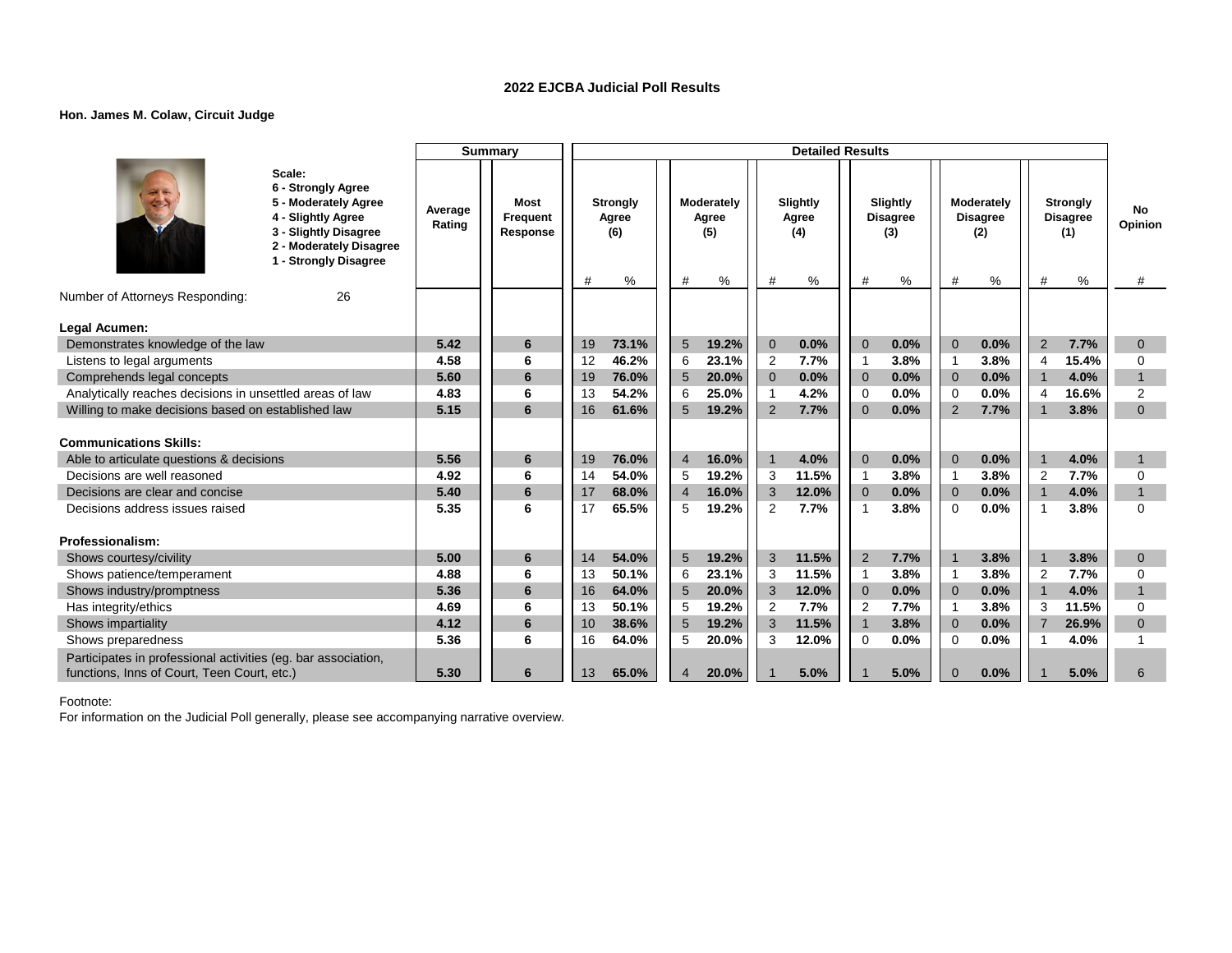**2022 EJCBA Judicial Poll Results**

**Hon. James M. Colaw, Circuit Judge**

Scale:
6 - Strongly Agree
5 - Moderately Agree
4 - Slightly Agree
3 - Slightly Disagree
2 - Moderately Disagree
1 - Strongly Disagree

| | Summary | | Detailed Results | | | | | | | | | | | | |
|---|---|---|---|---|---|---|---|---|---|---|---|---|---|---|---|
| | Average Rating | Most Frequent Response | Strongly Agree (6) | | Moderately Agree (5) | | Slightly Agree (4) | | Slightly Disagree (3) | | Moderately Disagree (2) | | Strongly Disagree (1) | | No Opinion |
| | | | # | % | # | % | # | % | # | % | # | % | # | % | # |
| Number of Attorneys Responding: 26 | | | | | | | | | | | | | | | |
| **Legal Acumen:** | | | | | | | | | | | | | | | |
| Demonstrates knowledge of the law | **5.42** | **6** | 19 | **73.1%** | 5 | **19.2%** | 0 | **0.0%** | 0 | **0.0%** | 0 | **0.0%** | 2 | **7.7%** | 0 |
| Listens to legal arguments | **4.58** | **6** | 12 | **46.2%** | 6 | **23.1%** | 2 | **7.7%** | 1 | **3.8%** | 1 | **3.8%** | 4 | **15.4%** | 0 |
| Comprehends legal concepts | **5.60** | **6** | 19 | **76.0%** | 5 | **20.0%** | 0 | **0.0%** | 0 | **0.0%** | 0 | **0.0%** | 1 | **4.0%** | 1 |
| Analytically reaches decisions in unsettled areas of law | **4.83** | **6** | 13 | **54.2%** | 6 | **25.0%** | 1 | **4.2%** | 0 | **0.0%** | 0 | **0.0%** | 4 | **16.6%** | 2 |
| Willing to make decisions based on established law | **5.15** | **6** | 16 | **61.6%** | 5 | **19.2%** | 2 | **7.7%** | 0 | **0.0%** | 2 | **7.7%** | 1 | **3.8%** | 0 |
| **Communications Skills:** | | | | | | | | | | | | | | | |
| Able to articulate questions & decisions | **5.56** | **6** | 19 | **76.0%** | 4 | **16.0%** | 1 | **4.0%** | 0 | **0.0%** | 0 | **0.0%** | 1 | **4.0%** | 1 |
| Decisions are well reasoned | **4.92** | **6** | 14 | **54.0%** | 5 | **19.2%** | 3 | **11.5%** | 1 | **3.8%** | 1 | **3.8%** | 2 | **7.7%** | 0 |
| Decisions are clear and concise | **5.40** | **6** | 17 | **68.0%** | 4 | **16.0%** | 3 | **12.0%** | 0 | **0.0%** | 0 | **0.0%** | 1 | **4.0%** | 1 |
| Decisions address issues raised | **5.35** | **6** | 17 | **65.5%** | 5 | **19.2%** | 2 | **7.7%** | 1 | **3.8%** | 0 | **0.0%** | 1 | **3.8%** | 0 |
| **Professionalism:** | | | | | | | | | | | | | | | |
| Shows courtesy/civility | **5.00** | **6** | 14 | **54.0%** | 5 | **19.2%** | 3 | **11.5%** | 2 | **7.7%** | 1 | **3.8%** | 1 | **3.8%** | 0 |
| Shows patience/temperament | **4.88** | **6** | 13 | **50.1%** | 6 | **23.1%** | 3 | **11.5%** | 1 | **3.8%** | 1 | **3.8%** | 2 | **7.7%** | 0 |
| Shows industry/promptness | **5.36** | **6** | 16 | **64.0%** | 5 | **20.0%** | 3 | **12.0%** | 0 | **0.0%** | 0 | **0.0%** | 1 | **4.0%** | 1 |
| Has integrity/ethics | **4.69** | **6** | 13 | **50.1%** | 5 | **19.2%** | 2 | **7.7%** | 2 | **7.7%** | 1 | **3.8%** | 3 | **11.5%** | 0 |
| Shows impartiality | **4.12** | **6** | 10 | **38.6%** | 5 | **19.2%** | 3 | **11.5%** | 1 | **3.8%** | 0 | **0.0%** | 7 | **26.9%** | 0 |
| Shows preparedness | **5.36** | **6** | 16 | **64.0%** | 5 | **20.0%** | 3 | **12.0%** | 0 | **0.0%** | 0 | **0.0%** | 1 | **4.0%** | 1 |
| Participates in professional activities (eg. bar association, functions, Inns of Court, Teen Court, etc.) | **5.30** | **6** | 13 | **65.0%** | 4 | **20.0%** | 1 | **5.0%** | 1 | **5.0%** | 0 | **0.0%** | 1 | **5.0%** | 6 |

Footnote:
For information on the Judicial Poll generally, please see accompanying narrative overview.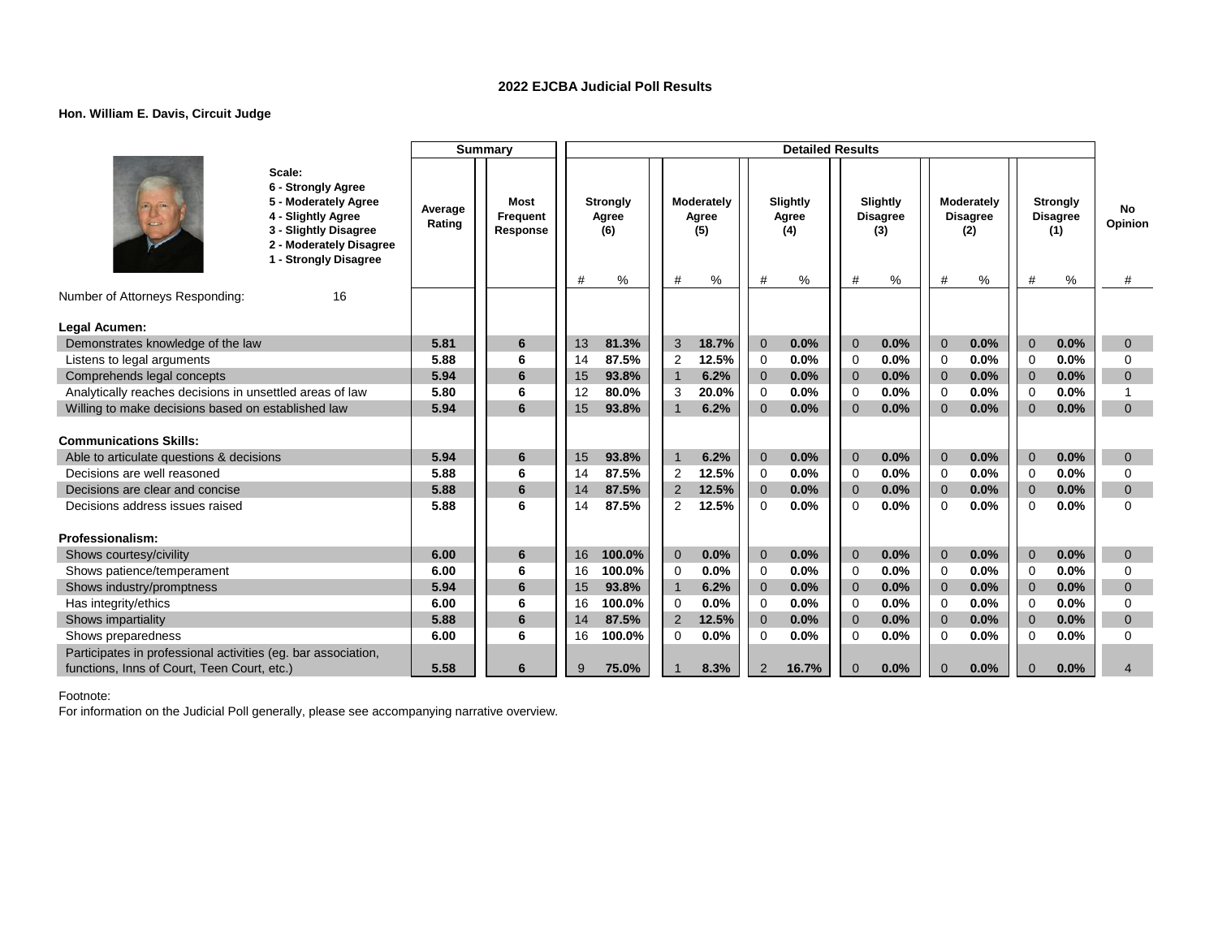## 2022 EJCBA Judicial Poll Results

**Hon. William E. Davis, Circuit Judge**

Scale:
- 6 - Strongly Agree
- 5 - Moderately Agree
- 4 - Slightly Agree
- 3 - Slightly Disagree
- 2 - Moderately Disagree
- 1 - Strongly Disagree

Number of Attorneys Responding: 16

| | Summary | | Detailed Results | | | | | | | | | | | | |
|---|---|---|---|---|---|---|---|---|---|---|---|---|---|---|---|
| | Average Rating | Most Frequent Response | Strongly Agree (6) | | Moderately Agree (5) | | Slightly Agree (4) | | Slightly Disagree (3) | | Moderately Disagree (2) | | Strongly Disagree (1) | | No Opinion |
| | | | # | % | # | % | # | % | # | % | # | % | # | % | # |
| **Legal Acumen:** | | | | | | | | | | | | | | | |
| Demonstrates knowledge of the law | 5.81 | 6 | 13 | 81.3% | 3 | 18.7% | 0 | 0.0% | 0 | 0.0% | 0 | 0.0% | 0 | 0.0% | 0 |
| Listens to legal arguments | 5.88 | 6 | 14 | 87.5% | 2 | 12.5% | 0 | 0.0% | 0 | 0.0% | 0 | 0.0% | 0 | 0.0% | 0 |
| Comprehends legal concepts | 5.94 | 6 | 15 | 93.8% | 1 | 6.2% | 0 | 0.0% | 0 | 0.0% | 0 | 0.0% | 0 | 0.0% | 0 |
| Analytically reaches decisions in unsettled areas of law | 5.80 | 6 | 12 | 80.0% | 3 | 20.0% | 0 | 0.0% | 0 | 0.0% | 0 | 0.0% | 0 | 0.0% | 1 |
| Willing to make decisions based on established law | 5.94 | 6 | 15 | 93.8% | 1 | 6.2% | 0 | 0.0% | 0 | 0.0% | 0 | 0.0% | 0 | 0.0% | 0 |
| **Communications Skills:** | | | | | | | | | | | | | | | |
| Able to articulate questions & decisions | 5.94 | 6 | 15 | 93.8% | 1 | 6.2% | 0 | 0.0% | 0 | 0.0% | 0 | 0.0% | 0 | 0.0% | 0 |
| Decisions are well reasoned | 5.88 | 6 | 14 | 87.5% | 2 | 12.5% | 0 | 0.0% | 0 | 0.0% | 0 | 0.0% | 0 | 0.0% | 0 |
| Decisions are clear and concise | 5.88 | 6 | 14 | 87.5% | 2 | 12.5% | 0 | 0.0% | 0 | 0.0% | 0 | 0.0% | 0 | 0.0% | 0 |
| Decisions address issues raised | 5.88 | 6 | 14 | 87.5% | 2 | 12.5% | 0 | 0.0% | 0 | 0.0% | 0 | 0.0% | 0 | 0.0% | 0 |
| **Professionalism:** | | | | | | | | | | | | | | | |
| Shows courtesy/civility | 6.00 | 6 | 16 | 100.0% | 0 | 0.0% | 0 | 0.0% | 0 | 0.0% | 0 | 0.0% | 0 | 0.0% | 0 |
| Shows patience/temperament | 6.00 | 6 | 16 | 100.0% | 0 | 0.0% | 0 | 0.0% | 0 | 0.0% | 0 | 0.0% | 0 | 0.0% | 0 |
| Shows industry/promptness | 5.94 | 6 | 15 | 93.8% | 1 | 6.2% | 0 | 0.0% | 0 | 0.0% | 0 | 0.0% | 0 | 0.0% | 0 |
| Has integrity/ethics | 6.00 | 6 | 16 | 100.0% | 0 | 0.0% | 0 | 0.0% | 0 | 0.0% | 0 | 0.0% | 0 | 0.0% | 0 |
| Shows impartiality | 5.88 | 6 | 14 | 87.5% | 2 | 12.5% | 0 | 0.0% | 0 | 0.0% | 0 | 0.0% | 0 | 0.0% | 0 |
| Shows preparedness | 6.00 | 6 | 16 | 100.0% | 0 | 0.0% | 0 | 0.0% | 0 | 0.0% | 0 | 0.0% | 0 | 0.0% | 0 |
| Participates in professional activities (eg. bar association, functions, Inns of Court, Teen Court, etc.) | 5.58 | 6 | 9 | 75.0% | 1 | 8.3% | 2 | 16.7% | 0 | 0.0% | 0 | 0.0% | 0 | 0.0% | 4 |

Footnote:
For information on the Judicial Poll generally, please see accompanying narrative overview.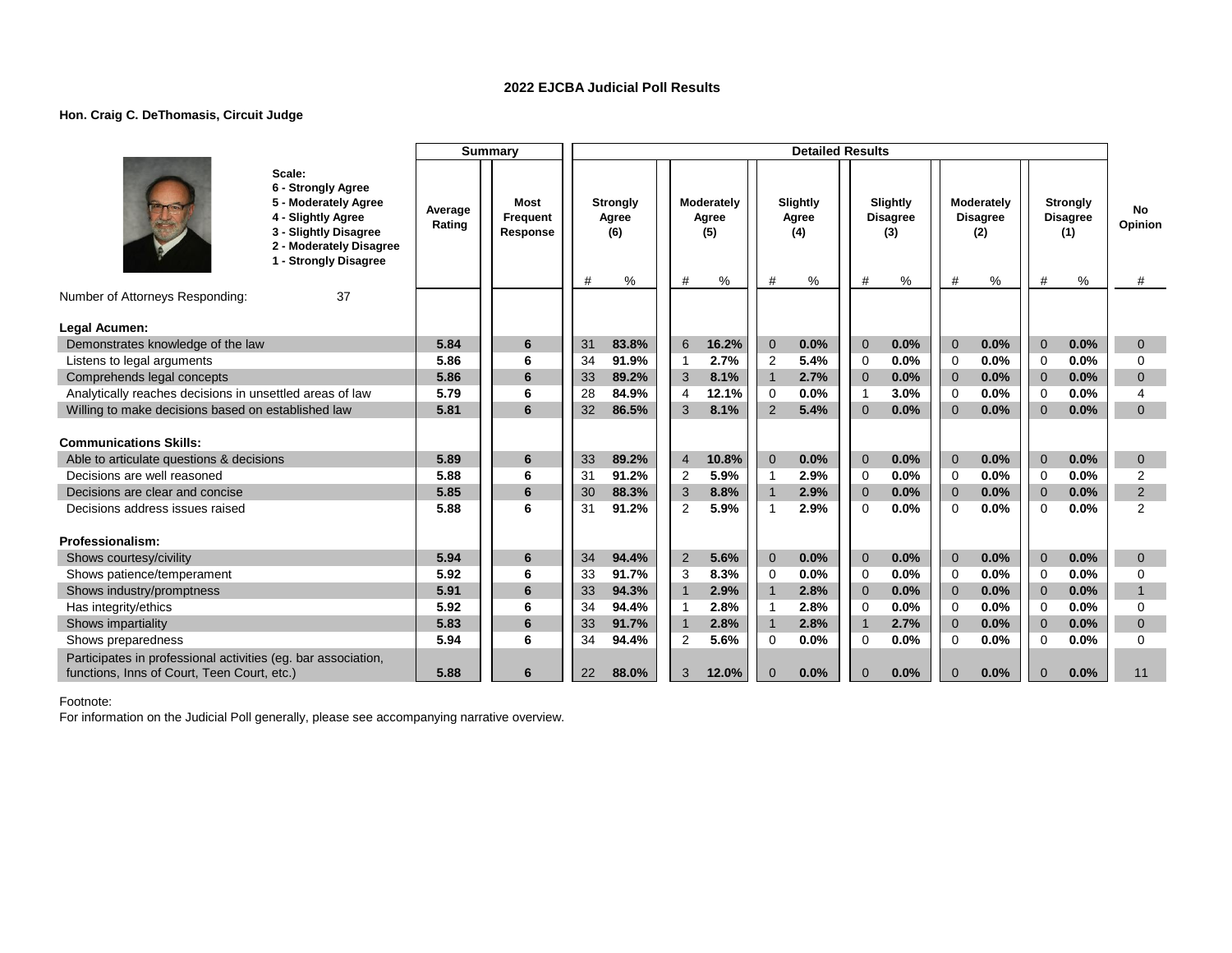# 2022 EJCBA Judicial Poll Results

**Hon. Craig C. DeThomasis, Circuit Judge**

**Scale:**
- 6 - Strongly Agree
- 5 - Moderately Agree
- 4 - Slightly Agree
- 3 - Slightly Disagree
- 2 - Moderately Disagree
- 1 - Strongly Disagree

| | Summary | | Detailed Results | | | | | | | | | | | | |
|---|---|---|---|---|---|---|---|---|---|---|---|---|---|---|---|
| | Average Rating | Most Frequent Response | Strongly Agree (6) | | Moderately Agree (5) | | Slightly Agree (4) | | Slightly Disagree (3) | | Moderately Disagree (2) | | Strongly Disagree (1) | | No Opinion |
| | | | # | % | # | % | # | % | # | % | # | % | # | % | # |
| Number of Attorneys Responding: 37 | | | | | | | | | | | | | | | |
| **Legal Acumen:** | | | | | | | | | | | | | | | |
| Demonstrates knowledge of the law | 5.84 | 6 | 31 | 83.8% | 6 | 16.2% | 0 | 0.0% | 0 | 0.0% | 0 | 0.0% | 0 | 0.0% | 0 |
| Listens to legal arguments | 5.86 | 6 | 34 | 91.9% | 1 | 2.7% | 2 | 5.4% | 0 | 0.0% | 0 | 0.0% | 0 | 0.0% | 0 |
| Comprehends legal concepts | 5.86 | 6 | 33 | 89.2% | 3 | 8.1% | 1 | 2.7% | 0 | 0.0% | 0 | 0.0% | 0 | 0.0% | 0 |
| Analytically reaches decisions in unsettled areas of law | 5.79 | 6 | 28 | 84.9% | 4 | 12.1% | 0 | 0.0% | 1 | 3.0% | 0 | 0.0% | 0 | 0.0% | 4 |
| Willing to make decisions based on established law | 5.81 | 6 | 32 | 86.5% | 3 | 8.1% | 2 | 5.4% | 0 | 0.0% | 0 | 0.0% | 0 | 0.0% | 0 |
| **Communications Skills:** | | | | | | | | | | | | | | | |
| Able to articulate questions & decisions | 5.89 | 6 | 33 | 89.2% | 4 | 10.8% | 0 | 0.0% | 0 | 0.0% | 0 | 0.0% | 0 | 0.0% | 0 |
| Decisions are well reasoned | 5.88 | 6 | 31 | 91.2% | 2 | 5.9% | 1 | 2.9% | 0 | 0.0% | 0 | 0.0% | 0 | 0.0% | 2 |
| Decisions are clear and concise | 5.85 | 6 | 30 | 88.3% | 3 | 8.8% | 1 | 2.9% | 0 | 0.0% | 0 | 0.0% | 0 | 0.0% | 2 |
| Decisions address issues raised | 5.88 | 6 | 31 | 91.2% | 2 | 5.9% | 1 | 2.9% | 0 | 0.0% | 0 | 0.0% | 0 | 0.0% | 2 |
| **Professionalism:** | | | | | | | | | | | | | | | |
| Shows courtesy/civility | 5.94 | 6 | 34 | 94.4% | 2 | 5.6% | 0 | 0.0% | 0 | 0.0% | 0 | 0.0% | 0 | 0.0% | 0 |
| Shows patience/temperament | 5.92 | 6 | 33 | 91.7% | 3 | 8.3% | 0 | 0.0% | 0 | 0.0% | 0 | 0.0% | 0 | 0.0% | 0 |
| Shows industry/promptness | 5.91 | 6 | 33 | 94.3% | 1 | 2.9% | 1 | 2.8% | 0 | 0.0% | 0 | 0.0% | 0 | 0.0% | 1 |
| Has integrity/ethics | 5.92 | 6 | 34 | 94.4% | 1 | 2.8% | 1 | 2.8% | 0 | 0.0% | 0 | 0.0% | 0 | 0.0% | 0 |
| Shows impartiality | 5.83 | 6 | 33 | 91.7% | 1 | 2.8% | 1 | 2.8% | 1 | 2.7% | 0 | 0.0% | 0 | 0.0% | 0 |
| Shows preparedness | 5.94 | 6 | 34 | 94.4% | 2 | 5.6% | 0 | 0.0% | 0 | 0.0% | 0 | 0.0% | 0 | 0.0% | 0 |
| Participates in professional activities (eg. bar association, functions, Inns of Court, Teen Court, etc.) | 5.88 | 6 | 22 | 88.0% | 3 | 12.0% | 0 | 0.0% | 0 | 0.0% | 0 | 0.0% | 0 | 0.0% | 11 |

Footnote:
For information on the Judicial Poll generally, please see accompanying narrative overview.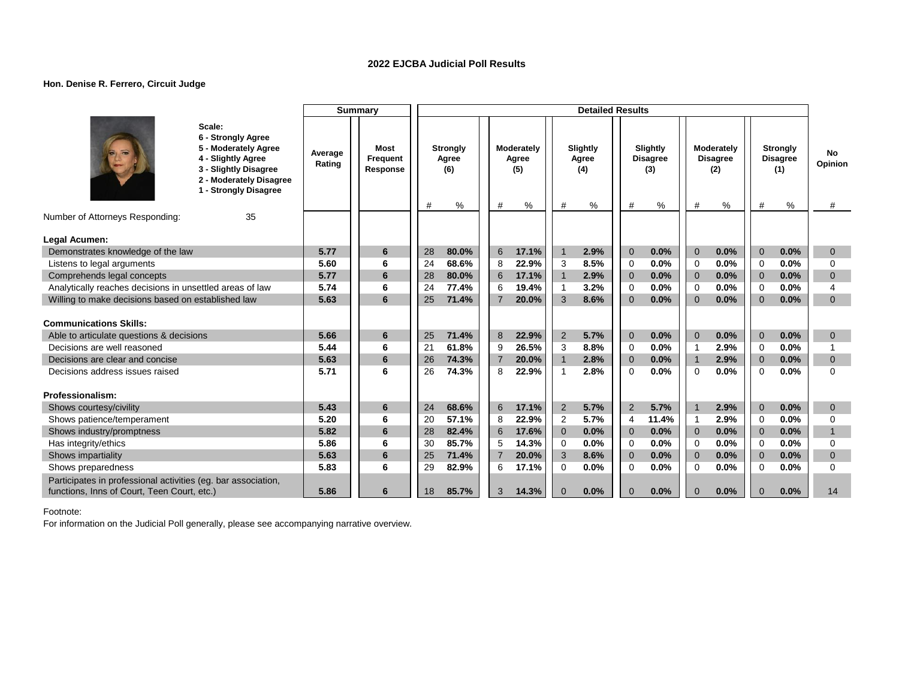## 2022 EJCBA Judicial Poll Results

**Hon. Denise R. Ferrero, Circuit Judge**

**Scale:**
**6 - Strongly Agree**
**5 - Moderately Agree**
**4 - Slightly Agree**
**3 - Slightly Disagree**
**2 - Moderately Disagree**
**1 - Strongly Disagree**

| | Summary | | Detailed Results | | | | | | | | | | | | |
|---|---|---|---|---|---|---|---|---|---|---|---|---|---|---|---|
| | Average Rating | Most Frequent Response | Strongly Agree (6) | | Moderately Agree (5) | | Slightly Agree (4) | | Slightly Disagree (3) | | Moderately Disagree (2) | | Strongly Disagree (1) | | No Opinion |
| | | | # | % | # | % | # | % | # | % | # | % | # | % | # |
| Number of Attorneys Responding: 35 | | | | | | | | | | | | | | | |
| **Legal Acumen:** | | | | | | | | | | | | | | | |
| Demonstrates knowledge of the law | 5.77 | 6 | 28 | 80.0% | 6 | 17.1% | 1 | 2.9% | 0 | 0.0% | 0 | 0.0% | 0 | 0.0% | 0 |
| Listens to legal arguments | 5.60 | 6 | 24 | 68.6% | 8 | 22.9% | 3 | 8.5% | 0 | 0.0% | 0 | 0.0% | 0 | 0.0% | 0 |
| Comprehends legal concepts | 5.77 | 6 | 28 | 80.0% | 6 | 17.1% | 1 | 2.9% | 0 | 0.0% | 0 | 0.0% | 0 | 0.0% | 0 |
| Analytically reaches decisions in unsettled areas of law | 5.74 | 6 | 24 | 77.4% | 6 | 19.4% | 1 | 3.2% | 0 | 0.0% | 0 | 0.0% | 0 | 0.0% | 4 |
| Willing to make decisions based on established law | 5.63 | 6 | 25 | 71.4% | 7 | 20.0% | 3 | 8.6% | 0 | 0.0% | 0 | 0.0% | 0 | 0.0% | 0 |
| **Communications Skills:** | | | | | | | | | | | | | | | |
| Able to articulate questions & decisions | 5.66 | 6 | 25 | 71.4% | 8 | 22.9% | 2 | 5.7% | 0 | 0.0% | 0 | 0.0% | 0 | 0.0% | 0 |
| Decisions are well reasoned | 5.44 | 6 | 21 | 61.8% | 9 | 26.5% | 3 | 8.8% | 0 | 0.0% | 1 | 2.9% | 0 | 0.0% | 1 |
| Decisions are clear and concise | 5.63 | 6 | 26 | 74.3% | 7 | 20.0% | 1 | 2.8% | 0 | 0.0% | 1 | 2.9% | 0 | 0.0% | 0 |
| Decisions address issues raised | 5.71 | 6 | 26 | 74.3% | 8 | 22.9% | 1 | 2.8% | 0 | 0.0% | 0 | 0.0% | 0 | 0.0% | 0 |
| **Professionalism:** | | | | | | | | | | | | | | | |
| Shows courtesy/civility | 5.43 | 6 | 24 | 68.6% | 6 | 17.1% | 2 | 5.7% | 2 | 5.7% | 1 | 2.9% | 0 | 0.0% | 0 |
| Shows patience/temperament | 5.20 | 6 | 20 | 57.1% | 8 | 22.9% | 2 | 5.7% | 4 | 11.4% | 1 | 2.9% | 0 | 0.0% | 0 |
| Shows industry/promptness | 5.82 | 6 | 28 | 82.4% | 6 | 17.6% | 0 | 0.0% | 0 | 0.0% | 0 | 0.0% | 0 | 0.0% | 1 |
| Has integrity/ethics | 5.86 | 6 | 30 | 85.7% | 5 | 14.3% | 0 | 0.0% | 0 | 0.0% | 0 | 0.0% | 0 | 0.0% | 0 |
| Shows impartiality | 5.63 | 6 | 25 | 71.4% | 7 | 20.0% | 3 | 8.6% | 0 | 0.0% | 0 | 0.0% | 0 | 0.0% | 0 |
| Shows preparedness | 5.83 | 6 | 29 | 82.9% | 6 | 17.1% | 0 | 0.0% | 0 | 0.0% | 0 | 0.0% | 0 | 0.0% | 0 |
| Participates in professional activities (eg. bar association, functions, Inns of Court, Teen Court, etc.) | 5.86 | 6 | 18 | 85.7% | 3 | 14.3% | 0 | 0.0% | 0 | 0.0% | 0 | 0.0% | 0 | 0.0% | 14 |

Footnote:
For information on the Judicial Poll generally, please see accompanying narrative overview.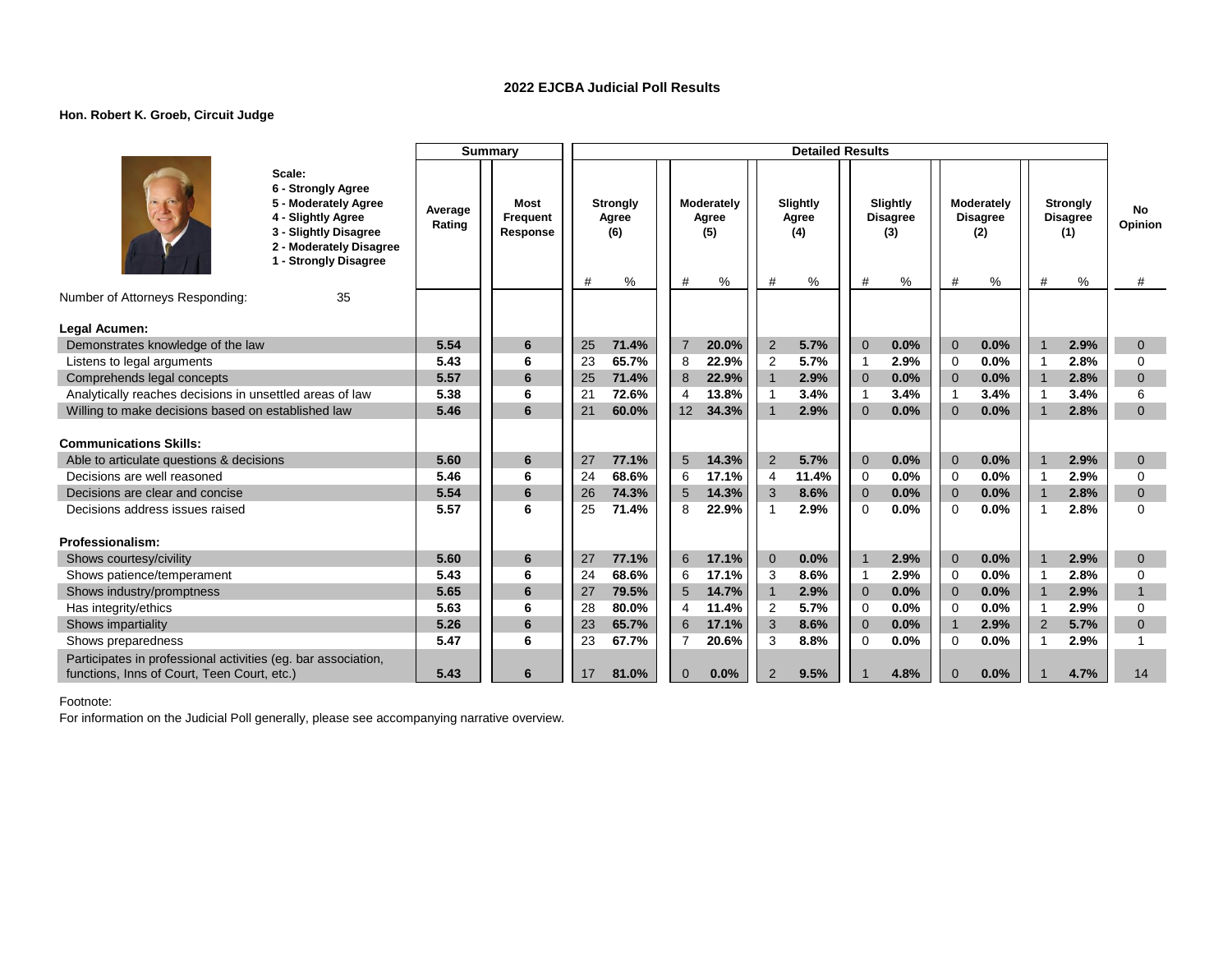## 2022 EJCBA Judicial Poll Results

**Hon. Robert K. Groeb, Circuit Judge**

**Scale:**
**6 - Strongly Agree**
**5 - Moderately Agree**
**4 - Slightly Agree**
**3 - Slightly Disagree**
**2 - Moderately Disagree**
**1 - Strongly Disagree**

| | Summary | | Detailed Results | | | | | | | | | | | | |
|---|---|---|---|---|---|---|---|---|---|---|---|---|---|---|---|
| | Average Rating | Most Frequent Response | Strongly Agree (6) | | Moderately Agree (5) | | Slightly Agree (4) | | Slightly Disagree (3) | | Moderately Disagree (2) | | Strongly Disagree (1) | | No Opinion |
| | | | # | % | # | % | # | % | # | % | # | % | # | % | # |
| Number of Attorneys Responding: 35 | | | | | | | | | | | | | | | |
| **Legal Acumen:** | | | | | | | | | | | | | | | |
| Demonstrates knowledge of the law | 5.54 | 6 | 25 | 71.4% | 7 | 20.0% | 2 | 5.7% | 0 | 0.0% | 0 | 0.0% | 1 | 2.9% | 0 |
| Listens to legal arguments | 5.43 | 6 | 23 | 65.7% | 8 | 22.9% | 2 | 5.7% | 1 | 2.9% | 0 | 0.0% | 1 | 2.8% | 0 |
| Comprehends legal concepts | 5.57 | 6 | 25 | 71.4% | 8 | 22.9% | 1 | 2.9% | 0 | 0.0% | 0 | 0.0% | 1 | 2.8% | 0 |
| Analytically reaches decisions in unsettled areas of law | 5.38 | 6 | 21 | 72.6% | 4 | 13.8% | 1 | 3.4% | 1 | 3.4% | 1 | 3.4% | 1 | 3.4% | 6 |
| Willing to make decisions based on established law | 5.46 | 6 | 21 | 60.0% | 12 | 34.3% | 1 | 2.9% | 0 | 0.0% | 0 | 0.0% | 1 | 2.8% | 0 |
| **Communications Skills:** | | | | | | | | | | | | | | | |
| Able to articulate questions & decisions | 5.60 | 6 | 27 | 77.1% | 5 | 14.3% | 2 | 5.7% | 0 | 0.0% | 0 | 0.0% | 1 | 2.9% | 0 |
| Decisions are well reasoned | 5.46 | 6 | 24 | 68.6% | 6 | 17.1% | 4 | 11.4% | 0 | 0.0% | 0 | 0.0% | 1 | 2.9% | 0 |
| Decisions are clear and concise | 5.54 | 6 | 26 | 74.3% | 5 | 14.3% | 3 | 8.6% | 0 | 0.0% | 0 | 0.0% | 1 | 2.8% | 0 |
| Decisions address issues raised | 5.57 | 6 | 25 | 71.4% | 8 | 22.9% | 1 | 2.9% | 0 | 0.0% | 0 | 0.0% | 1 | 2.8% | 0 |
| **Professionalism:** | | | | | | | | | | | | | | | |
| Shows courtesy/civility | 5.60 | 6 | 27 | 77.1% | 6 | 17.1% | 0 | 0.0% | 1 | 2.9% | 0 | 0.0% | 1 | 2.9% | 0 |
| Shows patience/temperament | 5.43 | 6 | 24 | 68.6% | 6 | 17.1% | 3 | 8.6% | 1 | 2.9% | 0 | 0.0% | 1 | 2.8% | 0 |
| Shows industry/promptness | 5.65 | 6 | 27 | 79.5% | 5 | 14.7% | 1 | 2.9% | 0 | 0.0% | 0 | 0.0% | 1 | 2.9% | 1 |
| Has integrity/ethics | 5.63 | 6 | 28 | 80.0% | 4 | 11.4% | 2 | 5.7% | 0 | 0.0% | 0 | 0.0% | 1 | 2.9% | 0 |
| Shows impartiality | 5.26 | 6 | 23 | 65.7% | 6 | 17.1% | 3 | 8.6% | 0 | 0.0% | 1 | 2.9% | 2 | 5.7% | 0 |
| Shows preparedness | 5.47 | 6 | 23 | 67.7% | 7 | 20.6% | 3 | 8.8% | 0 | 0.0% | 0 | 0.0% | 1 | 2.9% | 1 |
| Participates in professional activities (eg. bar association, functions, Inns of Court, Teen Court, etc.) | 5.43 | 6 | 17 | 81.0% | 0 | 0.0% | 2 | 9.5% | 1 | 4.8% | 0 | 0.0% | 1 | 4.7% | 14 |

Footnote:
For information on the Judicial Poll generally, please see accompanying narrative overview.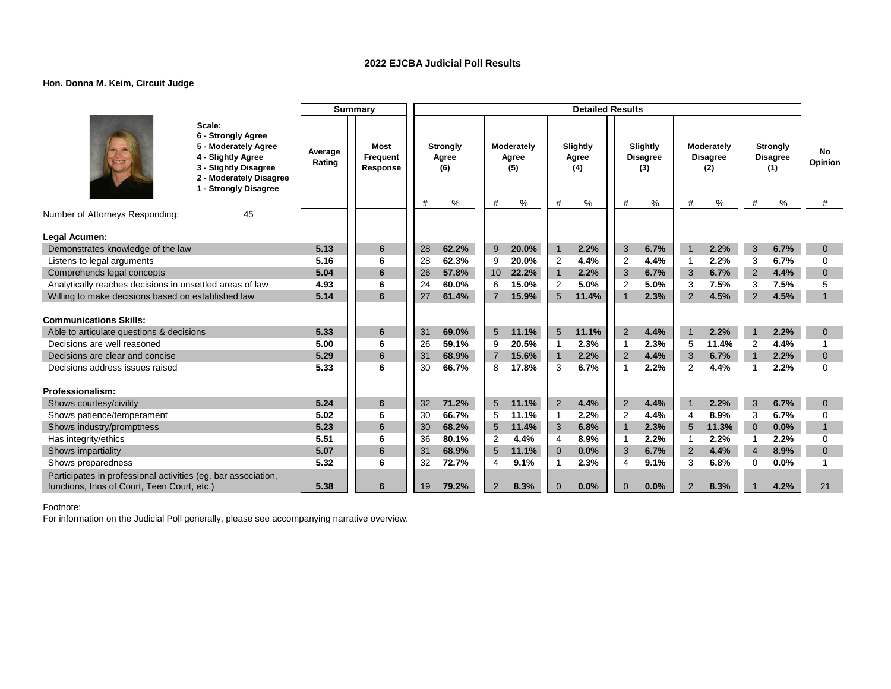## 2022 EJCBA Judicial Poll Results

**Hon. Donna M. Keim, Circuit Judge**

Scale:
6 - Strongly Agree
5 - Moderately Agree
4 - Slightly Agree
3 - Slightly Disagree
2 - Moderately Disagree
1 - Strongly Disagree

| | Summary | | Detailed Results | | | | | | | | | | | | |
|---|---|---|---|---|---|---|---|---|---|---|---|---|---|---|---|
| | Average Rating | Most Frequent Response | Strongly Agree (6) | | Moderately Agree (5) | | Slightly Agree (4) | | Slightly Disagree (3) | | Moderately Disagree (2) | | Strongly Disagree (1) | | No Opinion |
| | | | # | % | # | % | # | % | # | % | # | % | # | % | # |
| Number of Attorneys Responding: 45 | | | | | | | | | | | | | | | |
| **Legal Acumen:** | | | | | | | | | | | | | | | |
| Demonstrates knowledge of the law | 5.13 | 6 | 28 | 62.2% | 9 | 20.0% | 1 | 2.2% | 3 | 6.7% | 1 | 2.2% | 3 | 6.7% | 0 |
| Listens to legal arguments | 5.16 | 6 | 28 | 62.3% | 9 | 20.0% | 2 | 4.4% | 2 | 4.4% | 1 | 2.2% | 3 | 6.7% | 0 |
| Comprehends legal concepts | 5.04 | 6 | 26 | 57.8% | 10 | 22.2% | 1 | 2.2% | 3 | 6.7% | 3 | 6.7% | 2 | 4.4% | 0 |
| Analytically reaches decisions in unsettled areas of law | 4.93 | 6 | 24 | 60.0% | 6 | 15.0% | 2 | 5.0% | 2 | 5.0% | 3 | 7.5% | 3 | 7.5% | 5 |
| Willing to make decisions based on established law | 5.14 | 6 | 27 | 61.4% | 7 | 15.9% | 5 | 11.4% | 1 | 2.3% | 2 | 4.5% | 2 | 4.5% | 1 |
| **Communications Skills:** | | | | | | | | | | | | | | | |
| Able to articulate questions & decisions | 5.33 | 6 | 31 | 69.0% | 5 | 11.1% | 5 | 11.1% | 2 | 4.4% | 1 | 2.2% | 1 | 2.2% | 0 |
| Decisions are well reasoned | 5.00 | 6 | 26 | 59.1% | 9 | 20.5% | 1 | 2.3% | 1 | 2.3% | 5 | 11.4% | 2 | 4.4% | 1 |
| Decisions are clear and concise | 5.29 | 6 | 31 | 68.9% | 7 | 15.6% | 1 | 2.2% | 2 | 4.4% | 3 | 6.7% | 1 | 2.2% | 0 |
| Decisions address issues raised | 5.33 | 6 | 30 | 66.7% | 8 | 17.8% | 3 | 6.7% | 1 | 2.2% | 2 | 4.4% | 1 | 2.2% | 0 |
| **Professionalism:** | | | | | | | | | | | | | | | |
| Shows courtesy/civility | 5.24 | 6 | 32 | 71.2% | 5 | 11.1% | 2 | 4.4% | 2 | 4.4% | 1 | 2.2% | 3 | 6.7% | 0 |
| Shows patience/temperament | 5.02 | 6 | 30 | 66.7% | 5 | 11.1% | 1 | 2.2% | 2 | 4.4% | 4 | 8.9% | 3 | 6.7% | 0 |
| Shows industry/promptness | 5.23 | 6 | 30 | 68.2% | 5 | 11.4% | 3 | 6.8% | 1 | 2.3% | 5 | 11.3% | 0 | 0.0% | 1 |
| Has integrity/ethics | 5.51 | 6 | 36 | 80.1% | 2 | 4.4% | 4 | 8.9% | 1 | 2.2% | 1 | 2.2% | 1 | 2.2% | 0 |
| Shows impartiality | 5.07 | 6 | 31 | 68.9% | 5 | 11.1% | 0 | 0.0% | 3 | 6.7% | 2 | 4.4% | 4 | 8.9% | 0 |
| Shows preparedness | 5.32 | 6 | 32 | 72.7% | 4 | 9.1% | 1 | 2.3% | 4 | 9.1% | 3 | 6.8% | 0 | 0.0% | 1 |
| Participates in professional activities (eg. bar association, functions, Inns of Court, Teen Court, etc.) | 5.38 | 6 | 19 | 79.2% | 2 | 8.3% | 0 | 0.0% | 0 | 0.0% | 2 | 8.3% | 1 | 4.2% | 21 |

Footnote:
For information on the Judicial Poll generally, please see accompanying narrative overview.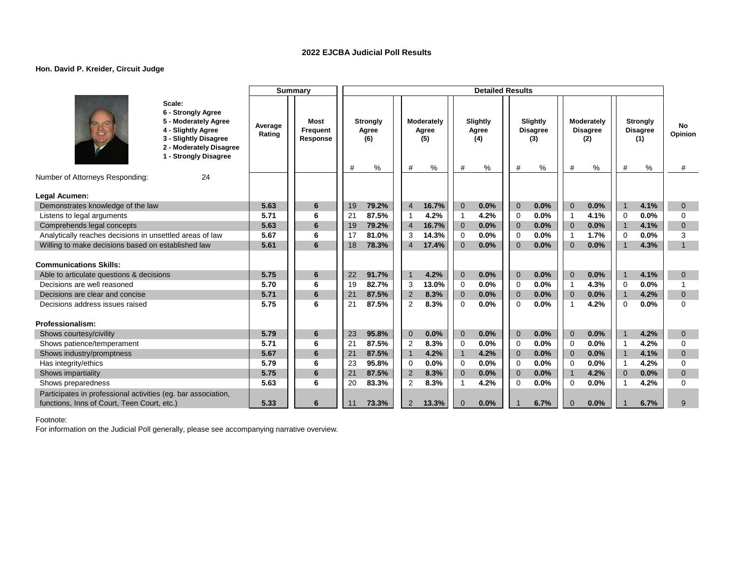## 2022 EJCBA Judicial Poll Results

**Hon. David P. Kreider, Circuit Judge**

**Scale:**
**6 - Strongly Agree**
**5 - Moderately Agree**
**4 - Slightly Agree**
**3 - Slightly Disagree**
**2 - Moderately Disagree**
**1 - Strongly Disagree**

| | Summary | | Detailed Results | | | | | | | | | | | | |
|---|---|---|---|---|---|---|---|---|---|---|---|---|---|---|---|
| | Average Rating | Most Frequent Response | Strongly Agree (6) | | Moderately Agree (5) | | Slightly Agree (4) | | Slightly Disagree (3) | | Moderately Disagree (2) | | Strongly Disagree (1) | | No Opinion |
| | | | # | % | # | % | # | % | # | % | # | % | # | % | # |
| Number of Attorneys Responding: 24 | | | | | | | | | | | | | | | |
| **Legal Acumen:** | | | | | | | | | | | | | | | |
| Demonstrates knowledge of the law | **5.63** | **6** | 19 | **79.2%** | 4 | **16.7%** | 0 | **0.0%** | 0 | **0.0%** | 0 | **0.0%** | 1 | **4.1%** | 0 |
| Listens to legal arguments | **5.71** | **6** | 21 | **87.5%** | 1 | **4.2%** | 1 | **4.2%** | 0 | **0.0%** | 1 | **4.1%** | 0 | **0.0%** | 0 |
| Comprehends legal concepts | **5.63** | **6** | 19 | **79.2%** | 4 | **16.7%** | 0 | **0.0%** | 0 | **0.0%** | 0 | **0.0%** | 1 | **4.1%** | 0 |
| Analytically reaches decisions in unsettled areas of law | **5.67** | **6** | 17 | **81.0%** | 3 | **14.3%** | 0 | **0.0%** | 0 | **0.0%** | 1 | **1.7%** | 0 | **0.0%** | 3 |
| Willing to make decisions based on established law | **5.61** | **6** | 18 | **78.3%** | 4 | **17.4%** | 0 | **0.0%** | 0 | **0.0%** | 0 | **0.0%** | 1 | **4.3%** | 1 |
| **Communications Skills:** | | | | | | | | | | | | | | | |
| Able to articulate questions & decisions | **5.75** | **6** | 22 | **91.7%** | 1 | **4.2%** | 0 | **0.0%** | 0 | **0.0%** | 0 | **0.0%** | 1 | **4.1%** | 0 |
| Decisions are well reasoned | **5.70** | **6** | 19 | **82.7%** | 3 | **13.0%** | 0 | **0.0%** | 0 | **0.0%** | 1 | **4.3%** | 0 | **0.0%** | 1 |
| Decisions are clear and concise | **5.71** | **6** | 21 | **87.5%** | 2 | **8.3%** | 0 | **0.0%** | 0 | **0.0%** | 0 | **0.0%** | 1 | **4.2%** | 0 |
| Decisions address issues raised | **5.75** | **6** | 21 | **87.5%** | 2 | **8.3%** | 0 | **0.0%** | 0 | **0.0%** | 1 | **4.2%** | 0 | **0.0%** | 0 |
| **Professionalism:** | | | | | | | | | | | | | | | |
| Shows courtesy/civility | **5.79** | **6** | 23 | **95.8%** | 0 | **0.0%** | 0 | **0.0%** | 0 | **0.0%** | 0 | **0.0%** | 1 | **4.2%** | 0 |
| Shows patience/temperament | **5.71** | **6** | 21 | **87.5%** | 2 | **8.3%** | 0 | **0.0%** | 0 | **0.0%** | 0 | **0.0%** | 1 | **4.2%** | 0 |
| Shows industry/promptness | **5.67** | **6** | 21 | **87.5%** | 1 | **4.2%** | 1 | **4.2%** | 0 | **0.0%** | 0 | **0.0%** | 1 | **4.1%** | 0 |
| Has integrity/ethics | **5.79** | **6** | 23 | **95.8%** | 0 | **0.0%** | 0 | **0.0%** | 0 | **0.0%** | 0 | **0.0%** | 1 | **4.2%** | 0 |
| Shows impartiality | **5.75** | **6** | 21 | **87.5%** | 2 | **8.3%** | 0 | **0.0%** | 0 | **0.0%** | 1 | **4.2%** | 0 | **0.0%** | 0 |
| Shows preparedness | **5.63** | **6** | 20 | **83.3%** | 2 | **8.3%** | 1 | **4.2%** | 0 | **0.0%** | 0 | **0.0%** | 1 | **4.2%** | 0 |
| Participates in professional activities (eg. bar association, functions, Inns of Court, Teen Court, etc.) | **5.33** | **6** | 11 | **73.3%** | 2 | **13.3%** | 0 | **0.0%** | 1 | **6.7%** | 0 | **0.0%** | 1 | **6.7%** | 9 |

Footnote:
For information on the Judicial Poll generally, please see accompanying narrative overview.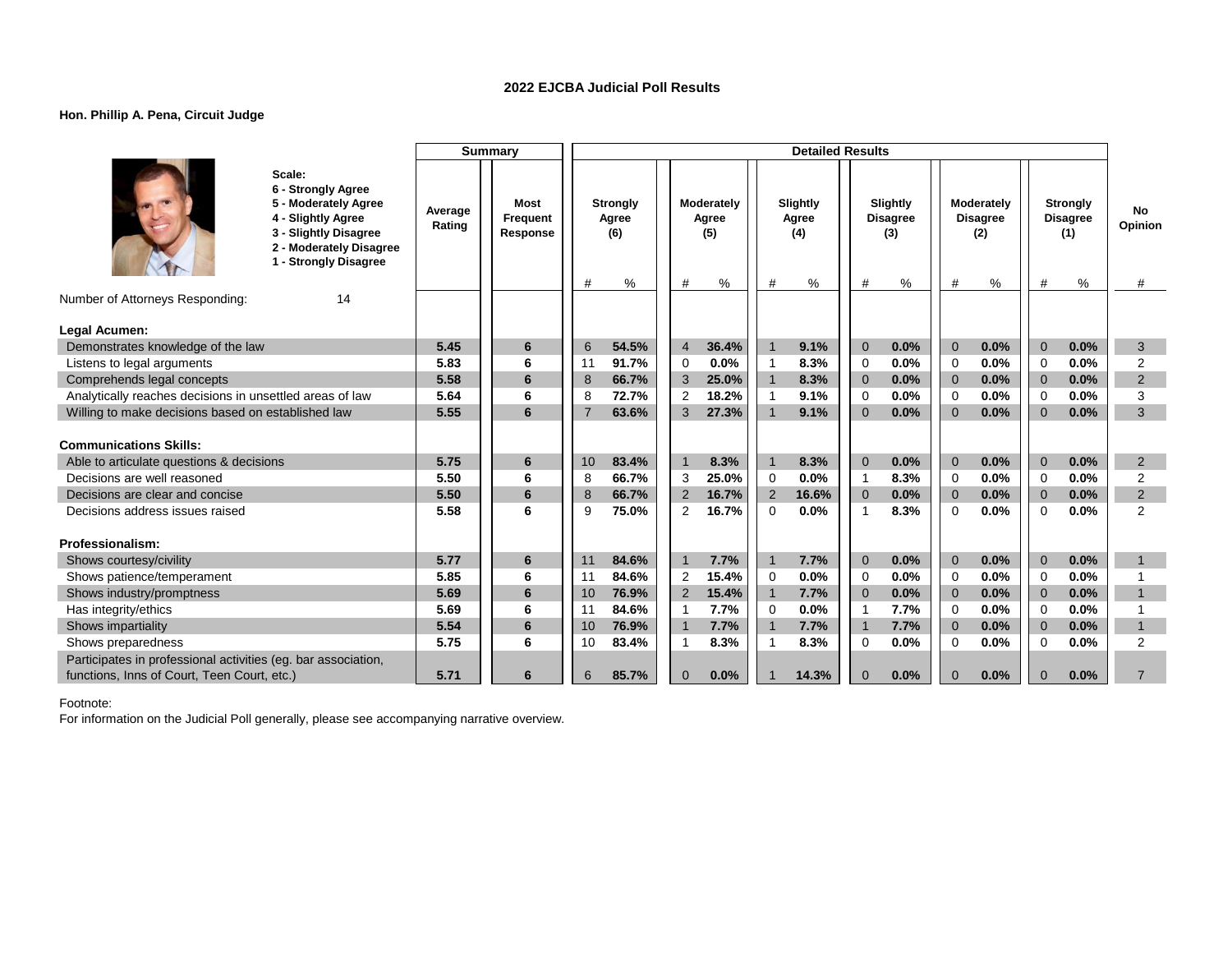## 2022 EJCBA Judicial Poll Results

**Hon. Phillip A. Pena, Circuit Judge**

**Scale:**
**6 - Strongly Agree**
**5 - Moderately Agree**
**4 - Slightly Agree**
**3 - Slightly Disagree**
**2 - Moderately Disagree**
**1 - Strongly Disagree**

| | Summary | | Detailed Results | | | | | | | | | | | | |
|---|---|---|---|---|---|---|---|---|---|---|---|---|---|---|---|
| | Average Rating | Most Frequent Response | Strongly Agree (6) | | Moderately Agree (5) | | Slightly Agree (4) | | Slightly Disagree (3) | | Moderately Disagree (2) | | Strongly Disagree (1) | | No Opinion |
| | | | # | % | # | % | # | % | # | % | # | % | # | % | # |
| Number of Attorneys Responding: 14 | | | | | | | | | | | | | | | |
| **Legal Acumen:** | | | | | | | | | | | | | | | |
| Demonstrates knowledge of the law | 5.45 | 6 | 6 | 54.5% | 4 | 36.4% | 1 | 9.1% | 0 | 0.0% | 0 | 0.0% | 0 | 0.0% | 3 |
| Listens to legal arguments | 5.83 | 6 | 11 | 91.7% | 0 | 0.0% | 1 | 8.3% | 0 | 0.0% | 0 | 0.0% | 0 | 0.0% | 2 |
| Comprehends legal concepts | 5.58 | 6 | 8 | 66.7% | 3 | 25.0% | 1 | 8.3% | 0 | 0.0% | 0 | 0.0% | 0 | 0.0% | 2 |
| Analytically reaches decisions in unsettled areas of law | 5.64 | 6 | 8 | 72.7% | 2 | 18.2% | 1 | 9.1% | 0 | 0.0% | 0 | 0.0% | 0 | 0.0% | 3 |
| Willing to make decisions based on established law | 5.55 | 6 | 7 | 63.6% | 3 | 27.3% | 1 | 9.1% | 0 | 0.0% | 0 | 0.0% | 0 | 0.0% | 3 |
| **Communications Skills:** | | | | | | | | | | | | | | | |
| Able to articulate questions & decisions | 5.75 | 6 | 10 | 83.4% | 1 | 8.3% | 1 | 8.3% | 0 | 0.0% | 0 | 0.0% | 0 | 0.0% | 2 |
| Decisions are well reasoned | 5.50 | 6 | 8 | 66.7% | 3 | 25.0% | 0 | 0.0% | 1 | 8.3% | 0 | 0.0% | 0 | 0.0% | 2 |
| Decisions are clear and concise | 5.50 | 6 | 8 | 66.7% | 2 | 16.7% | 2 | 16.6% | 0 | 0.0% | 0 | 0.0% | 0 | 0.0% | 2 |
| Decisions address issues raised | 5.58 | 6 | 9 | 75.0% | 2 | 16.7% | 0 | 0.0% | 1 | 8.3% | 0 | 0.0% | 0 | 0.0% | 2 |
| **Professionalism:** | | | | | | | | | | | | | | | |
| Shows courtesy/civility | 5.77 | 6 | 11 | 84.6% | 1 | 7.7% | 1 | 7.7% | 0 | 0.0% | 0 | 0.0% | 0 | 0.0% | 1 |
| Shows patience/temperament | 5.85 | 6 | 11 | 84.6% | 2 | 15.4% | 0 | 0.0% | 0 | 0.0% | 0 | 0.0% | 0 | 0.0% | 1 |
| Shows industry/promptness | 5.69 | 6 | 10 | 76.9% | 2 | 15.4% | 1 | 7.7% | 0 | 0.0% | 0 | 0.0% | 0 | 0.0% | 1 |
| Has integrity/ethics | 5.69 | 6 | 11 | 84.6% | 1 | 7.7% | 0 | 0.0% | 1 | 7.7% | 0 | 0.0% | 0 | 0.0% | 1 |
| Shows impartiality | 5.54 | 6 | 10 | 76.9% | 1 | 7.7% | 1 | 7.7% | 1 | 7.7% | 0 | 0.0% | 0 | 0.0% | 1 |
| Shows preparedness | 5.75 | 6 | 10 | 83.4% | 1 | 8.3% | 1 | 8.3% | 0 | 0.0% | 0 | 0.0% | 0 | 0.0% | 2 |
| Participates in professional activities (eg. bar association, functions, Inns of Court, Teen Court, etc.) | 5.71 | 6 | 6 | 85.7% | 0 | 0.0% | 1 | 14.3% | 0 | 0.0% | 0 | 0.0% | 0 | 0.0% | 7 |

Footnote:
For information on the Judicial Poll generally, please see accompanying narrative overview.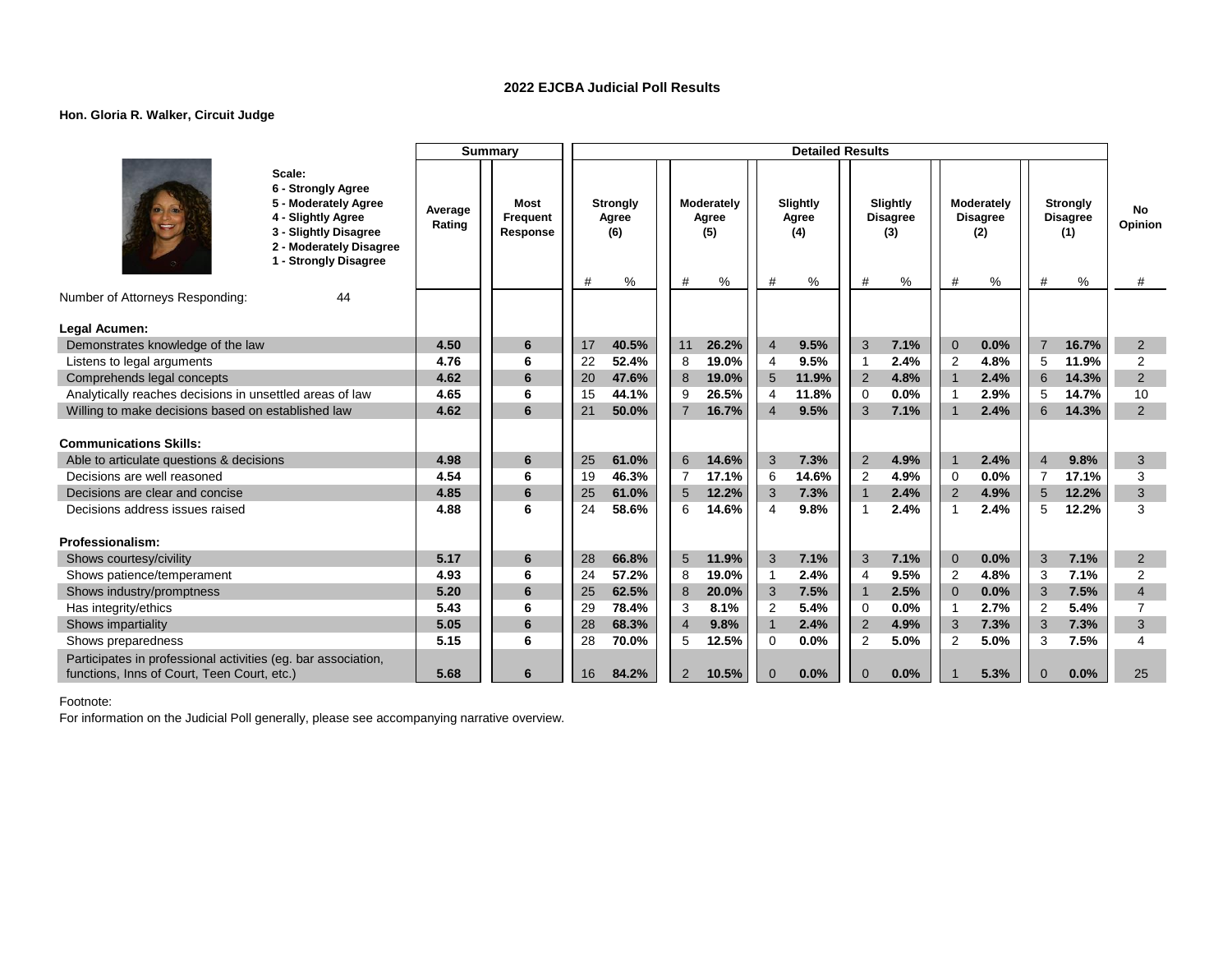## 2022 EJCBA Judicial Poll Results

**Hon. Gloria R. Walker, Circuit Judge**

Scale:
- 6 - Strongly Agree
- 5 - Moderately Agree
- 4 - Slightly Agree
- 3 - Slightly Disagree
- 2 - Moderately Disagree
- 1 - Strongly Disagree

| | Summary | | Detailed Results | | | | | | | | | | | | |
|---|---|---|---|---|---|---|---|---|---|---|---|---|---|---|---|
| | Average Rating | Most Frequent Response | Strongly Agree (6) | | Moderately Agree (5) | | Slightly Agree (4) | | Slightly Disagree (3) | | Moderately Disagree (2) | | Strongly Disagree (1) | | No Opinion |
| | | | # | % | # | % | # | % | # | % | # | % | # | % | # |
| Number of Attorneys Responding: 44 | | | | | | | | | | | | | | | |
| **Legal Acumen:** | | | | | | | | | | | | | | | |
| Demonstrates knowledge of the law | **4.50** | **6** | 17 | **40.5%** | 11 | **26.2%** | 4 | **9.5%** | 3 | **7.1%** | 0 | **0.0%** | 7 | **16.7%** | 2 |
| Listens to legal arguments | **4.76** | **6** | 22 | **52.4%** | 8 | **19.0%** | 4 | **9.5%** | 1 | **2.4%** | 2 | **4.8%** | 5 | **11.9%** | 2 |
| Comprehends legal concepts | **4.62** | **6** | 20 | **47.6%** | 8 | **19.0%** | 5 | **11.9%** | 2 | **4.8%** | 1 | **2.4%** | 6 | **14.3%** | 2 |
| Analytically reaches decisions in unsettled areas of law | **4.65** | **6** | 15 | **44.1%** | 9 | **26.5%** | 4 | **11.8%** | 0 | **0.0%** | 1 | **2.9%** | 5 | **14.7%** | 10 |
| Willing to make decisions based on established law | **4.62** | **6** | 21 | **50.0%** | 7 | **16.7%** | 4 | **9.5%** | 3 | **7.1%** | 1 | **2.4%** | 6 | **14.3%** | 2 |
| **Communications Skills:** | | | | | | | | | | | | | | | |
| Able to articulate questions & decisions | **4.98** | **6** | 25 | **61.0%** | 6 | **14.6%** | 3 | **7.3%** | 2 | **4.9%** | 1 | **2.4%** | 4 | **9.8%** | 3 |
| Decisions are well reasoned | **4.54** | **6** | 19 | **46.3%** | 7 | **17.1%** | 6 | **14.6%** | 2 | **4.9%** | 0 | **0.0%** | 7 | **17.1%** | 3 |
| Decisions are clear and concise | **4.85** | **6** | 25 | **61.0%** | 5 | **12.2%** | 3 | **7.3%** | 1 | **2.4%** | 2 | **4.9%** | 5 | **12.2%** | 3 |
| Decisions address issues raised | **4.88** | **6** | 24 | **58.6%** | 6 | **14.6%** | 4 | **9.8%** | 1 | **2.4%** | 1 | **2.4%** | 5 | **12.2%** | 3 |
| **Professionalism:** | | | | | | | | | | | | | | | |
| Shows courtesy/civility | **5.17** | **6** | 28 | **66.8%** | 5 | **11.9%** | 3 | **7.1%** | 3 | **7.1%** | 0 | **0.0%** | 3 | **7.1%** | 2 |
| Shows patience/temperament | **4.93** | **6** | 24 | **57.2%** | 8 | **19.0%** | 1 | **2.4%** | 4 | **9.5%** | 2 | **4.8%** | 3 | **7.1%** | 2 |
| Shows industry/promptness | **5.20** | **6** | 25 | **62.5%** | 8 | **20.0%** | 3 | **7.5%** | 1 | **2.5%** | 0 | **0.0%** | 3 | **7.5%** | 4 |
| Has integrity/ethics | **5.43** | **6** | 29 | **78.4%** | 3 | **8.1%** | 2 | **5.4%** | 0 | **0.0%** | 1 | **2.7%** | 2 | **5.4%** | 7 |
| Shows impartiality | **5.05** | **6** | 28 | **68.3%** | 4 | **9.8%** | 1 | **2.4%** | 2 | **4.9%** | 3 | **7.3%** | 3 | **7.3%** | 3 |
| Shows preparedness | **5.15** | **6** | 28 | **70.0%** | 5 | **12.5%** | 0 | **0.0%** | 2 | **5.0%** | 2 | **5.0%** | 3 | **7.5%** | 4 |
| Participates in professional activities (eg. bar association, functions, Inns of Court, Teen Court, etc.) | **5.68** | **6** | 16 | **84.2%** | 2 | **10.5%** | 0 | **0.0%** | 0 | **0.0%** | 1 | **5.3%** | 0 | **0.0%** | 25 |

Footnote:
For information on the Judicial Poll generally, please see accompanying narrative overview.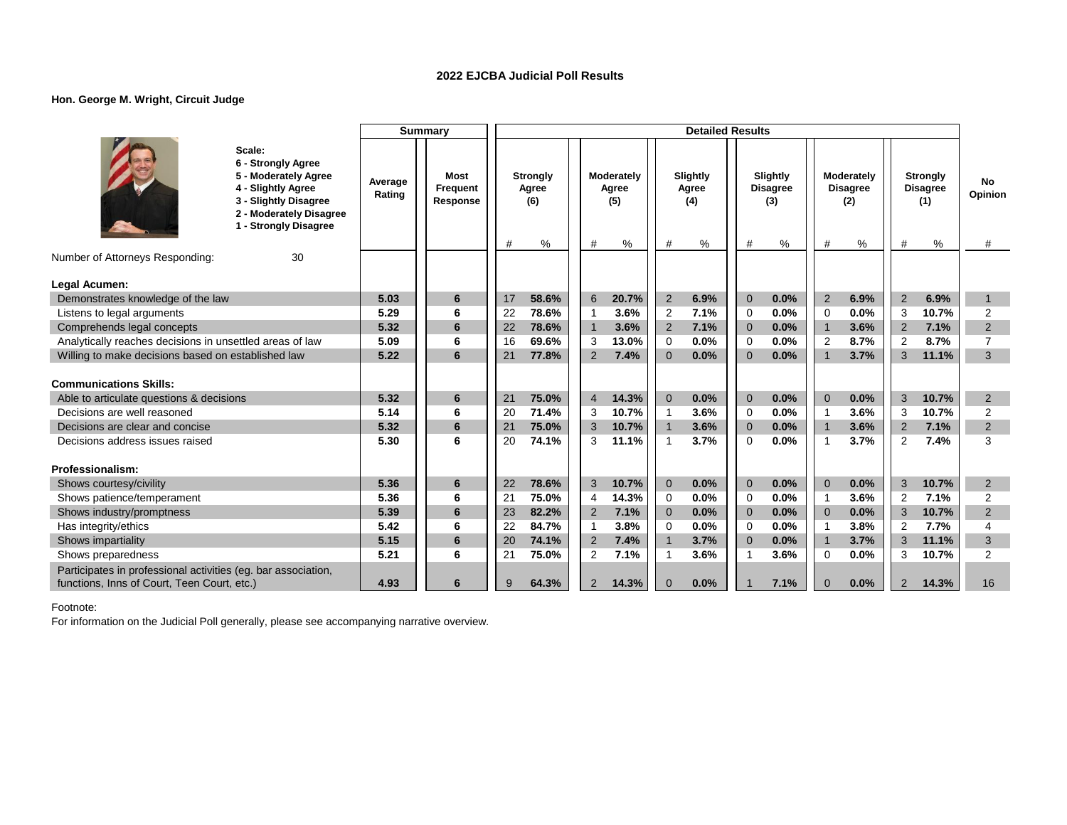## 2022 EJCBA Judicial Poll Results

**Hon. George M. Wright, Circuit Judge**

**Scale:**
- 6 - Strongly Agree
- 5 - Moderately Agree
- 4 - Slightly Agree
- 3 - Slightly Disagree
- 2 - Moderately Disagree
- 1 - Strongly Disagree

Number of Attorneys Responding: 30

| | Summary | | Detailed Results | | | | | | | | | | | | |
|---|---|---|---|---|---|---|---|---|---|---|---|---|---|---|---|
| | Average Rating | Most Frequent Response | Strongly Agree (6) | | Moderately Agree (5) | | Slightly Agree (4) | | Slightly Disagree (3) | | Moderately Disagree (2) | | Strongly Disagree (1) | | No Opinion |
| | | | # | % | # | % | # | % | # | % | # | % | # | % | # |
| **Legal Acumen:** | | | | | | | | | | | | | | | |
| Demonstrates knowledge of the law | 5.03 | 6 | 17 | 58.6% | 6 | 20.7% | 2 | 6.9% | 0 | 0.0% | 2 | 6.9% | 2 | 6.9% | 1 |
| Listens to legal arguments | 5.29 | 6 | 22 | 78.6% | 1 | 3.6% | 2 | 7.1% | 0 | 0.0% | 0 | 0.0% | 3 | 10.7% | 2 |
| Comprehends legal concepts | 5.32 | 6 | 22 | 78.6% | 1 | 3.6% | 2 | 7.1% | 0 | 0.0% | 1 | 3.6% | 2 | 7.1% | 2 |
| Analytically reaches decisions in unsettled areas of law | 5.09 | 6 | 16 | 69.6% | 3 | 13.0% | 0 | 0.0% | 0 | 0.0% | 2 | 8.7% | 2 | 8.7% | 7 |
| Willing to make decisions based on established law | 5.22 | 6 | 21 | 77.8% | 2 | 7.4% | 0 | 0.0% | 0 | 0.0% | 1 | 3.7% | 3 | 11.1% | 3 |
| **Communications Skills:** | | | | | | | | | | | | | | | |
| Able to articulate questions & decisions | 5.32 | 6 | 21 | 75.0% | 4 | 14.3% | 0 | 0.0% | 0 | 0.0% | 0 | 0.0% | 3 | 10.7% | 2 |
| Decisions are well reasoned | 5.14 | 6 | 20 | 71.4% | 3 | 10.7% | 1 | 3.6% | 0 | 0.0% | 1 | 3.6% | 3 | 10.7% | 2 |
| Decisions are clear and concise | 5.32 | 6 | 21 | 75.0% | 3 | 10.7% | 1 | 3.6% | 0 | 0.0% | 1 | 3.6% | 2 | 7.1% | 2 |
| Decisions address issues raised | 5.30 | 6 | 20 | 74.1% | 3 | 11.1% | 1 | 3.7% | 0 | 0.0% | 1 | 3.7% | 2 | 7.4% | 3 |
| **Professionalism:** | | | | | | | | | | | | | | | |
| Shows courtesy/civility | 5.36 | 6 | 22 | 78.6% | 3 | 10.7% | 0 | 0.0% | 0 | 0.0% | 0 | 0.0% | 3 | 10.7% | 2 |
| Shows patience/temperament | 5.36 | 6 | 21 | 75.0% | 4 | 14.3% | 0 | 0.0% | 0 | 0.0% | 1 | 3.6% | 2 | 7.1% | 2 |
| Shows industry/promptness | 5.39 | 6 | 23 | 82.2% | 2 | 7.1% | 0 | 0.0% | 0 | 0.0% | 0 | 0.0% | 3 | 10.7% | 2 |
| Has integrity/ethics | 5.42 | 6 | 22 | 84.7% | 1 | 3.8% | 0 | 0.0% | 0 | 0.0% | 1 | 3.8% | 2 | 7.7% | 4 |
| Shows impartiality | 5.15 | 6 | 20 | 74.1% | 2 | 7.4% | 1 | 3.7% | 0 | 0.0% | 1 | 3.7% | 3 | 11.1% | 3 |
| Shows preparedness | 5.21 | 6 | 21 | 75.0% | 2 | 7.1% | 1 | 3.6% | 1 | 3.6% | 0 | 0.0% | 3 | 10.7% | 2 |
| Participates in professional activities (eg. bar association, functions, Inns of Court, Teen Court, etc.) | 4.93 | 6 | 9 | 64.3% | 2 | 14.3% | 0 | 0.0% | 1 | 7.1% | 0 | 0.0% | 2 | 14.3% | 16 |

Footnote:
For information on the Judicial Poll generally, please see accompanying narrative overview.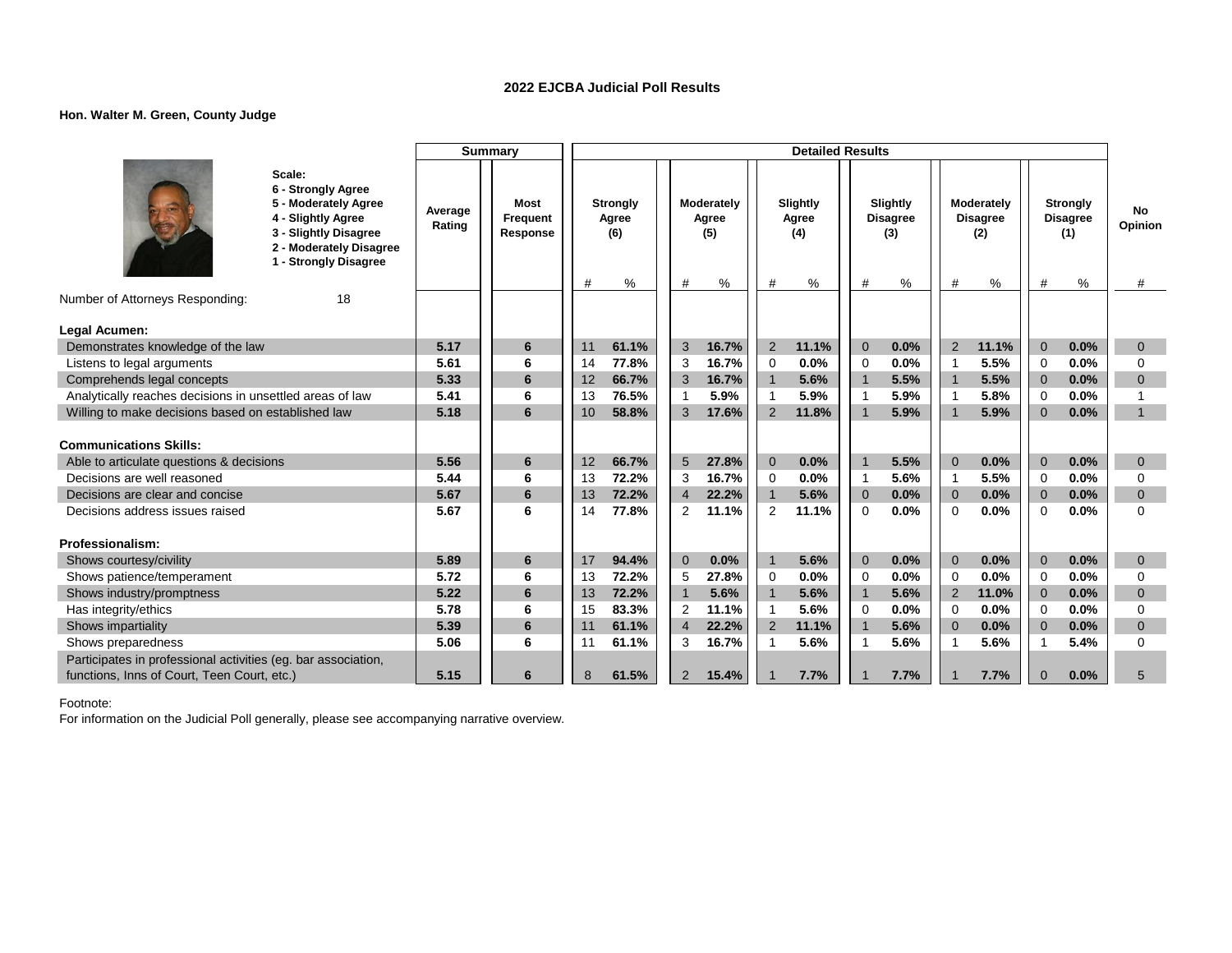## 2022 EJCBA Judicial Poll Results

**Hon. Walter M. Green, County Judge**

**Scale:**
**6 - Strongly Agree**
**5 - Moderately Agree**
**4 - Slightly Agree**
**3 - Slightly Disagree**
**2 - Moderately Disagree**
**1 - Strongly Disagree**

| | Summary | | Detailed Results | | | | | | | | | | | | |
|---|---|---|---|---|---|---|---|---|---|---|---|---|---|---|---|
| | Average Rating | Most Frequent Response | Strongly Agree (6) | | Moderately Agree (5) | | Slightly Agree (4) | | Slightly Disagree (3) | | Moderately Disagree (2) | | Strongly Disagree (1) | | No Opinion |
| | | | # | % | # | % | # | % | # | % | # | % | # | % | # |
| Number of Attorneys Responding: 18 | | | | | | | | | | | | | | | |
| **Legal Acumen:** | | | | | | | | | | | | | | | |
| Demonstrates knowledge of the law | **5.17** | **6** | 11 | **61.1%** | 3 | **16.7%** | 2 | **11.1%** | 0 | **0.0%** | 2 | **11.1%** | 0 | **0.0%** | 0 |
| Listens to legal arguments | **5.61** | **6** | 14 | **77.8%** | 3 | **16.7%** | 0 | **0.0%** | 0 | **0.0%** | 1 | **5.5%** | 0 | **0.0%** | 0 |
| Comprehends legal concepts | **5.33** | **6** | 12 | **66.7%** | 3 | **16.7%** | 1 | **5.6%** | 1 | **5.5%** | 1 | **5.5%** | 0 | **0.0%** | 0 |
| Analytically reaches decisions in unsettled areas of law | **5.41** | **6** | 13 | **76.5%** | 1 | **5.9%** | 1 | **5.9%** | 1 | **5.9%** | 1 | **5.8%** | 0 | **0.0%** | 1 |
| Willing to make decisions based on established law | **5.18** | **6** | 10 | **58.8%** | 3 | **17.6%** | 2 | **11.8%** | 1 | **5.9%** | 1 | **5.9%** | 0 | **0.0%** | 1 |
| **Communications Skills:** | | | | | | | | | | | | | | | |
| Able to articulate questions & decisions | **5.56** | **6** | 12 | **66.7%** | 5 | **27.8%** | 0 | **0.0%** | 1 | **5.5%** | 0 | **0.0%** | 0 | **0.0%** | 0 |
| Decisions are well reasoned | **5.44** | **6** | 13 | **72.2%** | 3 | **16.7%** | 0 | **0.0%** | 1 | **5.6%** | 1 | **5.5%** | 0 | **0.0%** | 0 |
| Decisions are clear and concise | **5.67** | **6** | 13 | **72.2%** | 4 | **22.2%** | 1 | **5.6%** | 0 | **0.0%** | 0 | **0.0%** | 0 | **0.0%** | 0 |
| Decisions address issues raised | **5.67** | **6** | 14 | **77.8%** | 2 | **11.1%** | 2 | **11.1%** | 0 | **0.0%** | 0 | **0.0%** | 0 | **0.0%** | 0 |
| **Professionalism:** | | | | | | | | | | | | | | | |
| Shows courtesy/civility | **5.89** | **6** | 17 | **94.4%** | 0 | **0.0%** | 1 | **5.6%** | 0 | **0.0%** | 0 | **0.0%** | 0 | **0.0%** | 0 |
| Shows patience/temperament | **5.72** | **6** | 13 | **72.2%** | 5 | **27.8%** | 0 | **0.0%** | 0 | **0.0%** | 0 | **0.0%** | 0 | **0.0%** | 0 |
| Shows industry/promptness | **5.22** | **6** | 13 | **72.2%** | 1 | **5.6%** | 1 | **5.6%** | 1 | **5.6%** | 2 | **11.0%** | 0 | **0.0%** | 0 |
| Has integrity/ethics | **5.78** | **6** | 15 | **83.3%** | 2 | **11.1%** | 1 | **5.6%** | 0 | **0.0%** | 0 | **0.0%** | 0 | **0.0%** | 0 |
| Shows impartiality | **5.39** | **6** | 11 | **61.1%** | 4 | **22.2%** | 2 | **11.1%** | 1 | **5.6%** | 0 | **0.0%** | 0 | **0.0%** | 0 |
| Shows preparedness | **5.06** | **6** | 11 | **61.1%** | 3 | **16.7%** | 1 | **5.6%** | 1 | **5.6%** | 1 | **5.6%** | 1 | **5.4%** | 0 |
| Participates in professional activities (eg. bar association, functions, Inns of Court, Teen Court, etc.) | **5.15** | **6** | 8 | **61.5%** | 2 | **15.4%** | 1 | **7.7%** | 1 | **7.7%** | 1 | **7.7%** | 0 | **0.0%** | 5 |

Footnote:
For information on the Judicial Poll generally, please see accompanying narrative overview.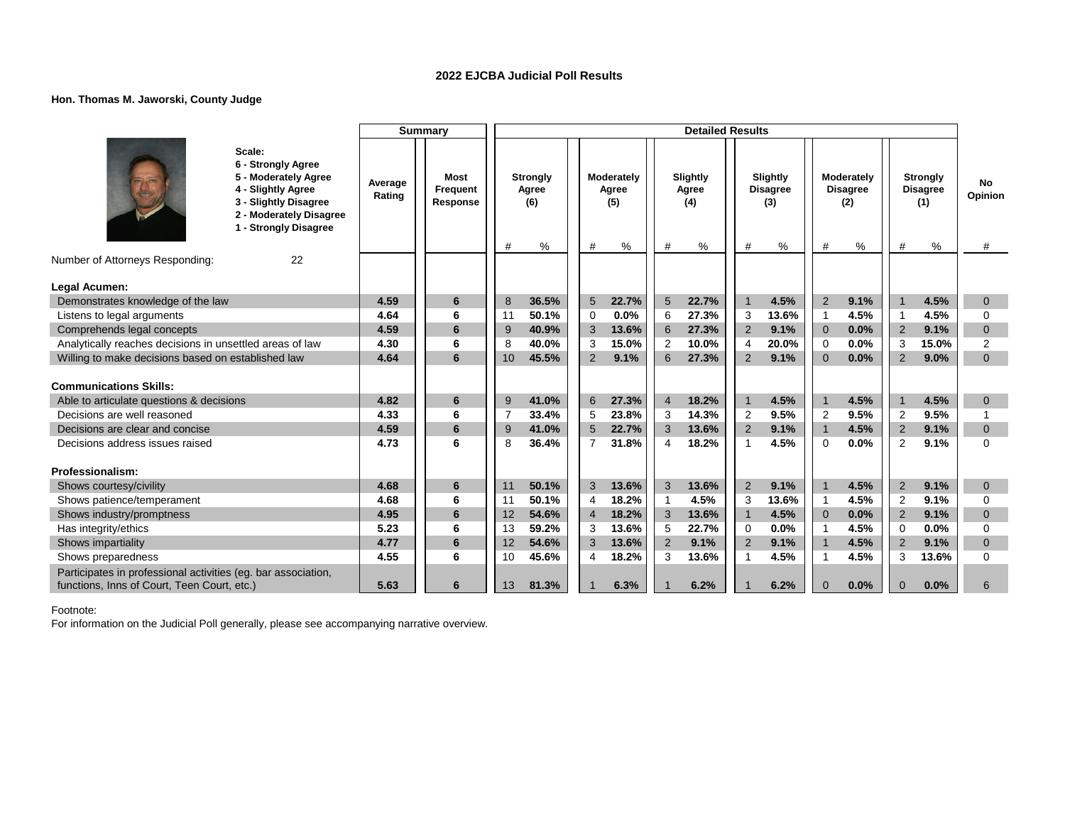## 2022 EJCBA Judicial Poll Results

**Hon. Thomas M. Jaworski, County Judge**

Scale:
6 - Strongly Agree
5 - Moderately Agree
4 - Slightly Agree
3 - Slightly Disagree
2 - Moderately Disagree
1 - Strongly Disagree

| | Summary | | Detailed Results | | | | | | | | | | | | |
|---|---|---|---|---|---|---|---|---|---|---|---|---|---|---|---|
| | Average Rating | Most Frequent Response | Strongly Agree (6) | | Moderately Agree (5) | | Slightly Agree (4) | | Slightly Disagree (3) | | Moderately Disagree (2) | | Strongly Disagree (1) | | No Opinion |
| | | | # | % | # | % | # | % | # | % | # | % | # | % | # |
| Number of Attorneys Responding: 22 | | | | | | | | | | | | | | | |
| **Legal Acumen:** | | | | | | | | | | | | | | | |
| Demonstrates knowledge of the law | 4.59 | 6 | 8 | 36.5% | 5 | 22.7% | 5 | 22.7% | 1 | 4.5% | 2 | 9.1% | 1 | 4.5% | 0 |
| Listens to legal arguments | 4.64 | 6 | 11 | 50.1% | 0 | 0.0% | 6 | 27.3% | 3 | 13.6% | 1 | 4.5% | 1 | 4.5% | 0 |
| Comprehends legal concepts | 4.59 | 6 | 9 | 40.9% | 3 | 13.6% | 6 | 27.3% | 2 | 9.1% | 0 | 0.0% | 2 | 9.1% | 0 |
| Analytically reaches decisions in unsettled areas of law | 4.30 | 6 | 8 | 40.0% | 3 | 15.0% | 2 | 10.0% | 4 | 20.0% | 0 | 0.0% | 3 | 15.0% | 2 |
| Willing to make decisions based on established law | 4.64 | 6 | 10 | 45.5% | 2 | 9.1% | 6 | 27.3% | 2 | 9.1% | 0 | 0.0% | 2 | 9.0% | 0 |
| **Communications Skills:** | | | | | | | | | | | | | | | |
| Able to articulate questions & decisions | 4.82 | 6 | 9 | 41.0% | 6 | 27.3% | 4 | 18.2% | 1 | 4.5% | 1 | 4.5% | 1 | 4.5% | 0 |
| Decisions are well reasoned | 4.33 | 6 | 7 | 33.4% | 5 | 23.8% | 3 | 14.3% | 2 | 9.5% | 2 | 9.5% | 2 | 9.5% | 1 |
| Decisions are clear and concise | 4.59 | 6 | 9 | 41.0% | 5 | 22.7% | 3 | 13.6% | 2 | 9.1% | 1 | 4.5% | 2 | 9.1% | 0 |
| Decisions address issues raised | 4.73 | 6 | 8 | 36.4% | 7 | 31.8% | 4 | 18.2% | 1 | 4.5% | 0 | 0.0% | 2 | 9.1% | 0 |
| **Professionalism:** | | | | | | | | | | | | | | | |
| Shows courtesy/civility | 4.68 | 6 | 11 | 50.1% | 3 | 13.6% | 3 | 13.6% | 2 | 9.1% | 1 | 4.5% | 2 | 9.1% | 0 |
| Shows patience/temperament | 4.68 | 6 | 11 | 50.1% | 4 | 18.2% | 1 | 4.5% | 3 | 13.6% | 1 | 4.5% | 2 | 9.1% | 0 |
| Shows industry/promptness | 4.95 | 6 | 12 | 54.6% | 4 | 18.2% | 3 | 13.6% | 1 | 4.5% | 0 | 0.0% | 2 | 9.1% | 0 |
| Has integrity/ethics | 5.23 | 6 | 13 | 59.2% | 3 | 13.6% | 5 | 22.7% | 0 | 0.0% | 1 | 4.5% | 0 | 0.0% | 0 |
| Shows impartiality | 4.77 | 6 | 12 | 54.6% | 3 | 13.6% | 2 | 9.1% | 2 | 9.1% | 1 | 4.5% | 2 | 9.1% | 0 |
| Shows preparedness | 4.55 | 6 | 10 | 45.6% | 4 | 18.2% | 3 | 13.6% | 1 | 4.5% | 1 | 4.5% | 3 | 13.6% | 0 |
| Participates in professional activities (eg. bar association, functions, Inns of Court, Teen Court, etc.) | 5.63 | 6 | 13 | 81.3% | 1 | 6.3% | 1 | 6.2% | 1 | 6.2% | 0 | 0.0% | 0 | 0.0% | 6 |

Footnote:
For information on the Judicial Poll generally, please see accompanying narrative overview.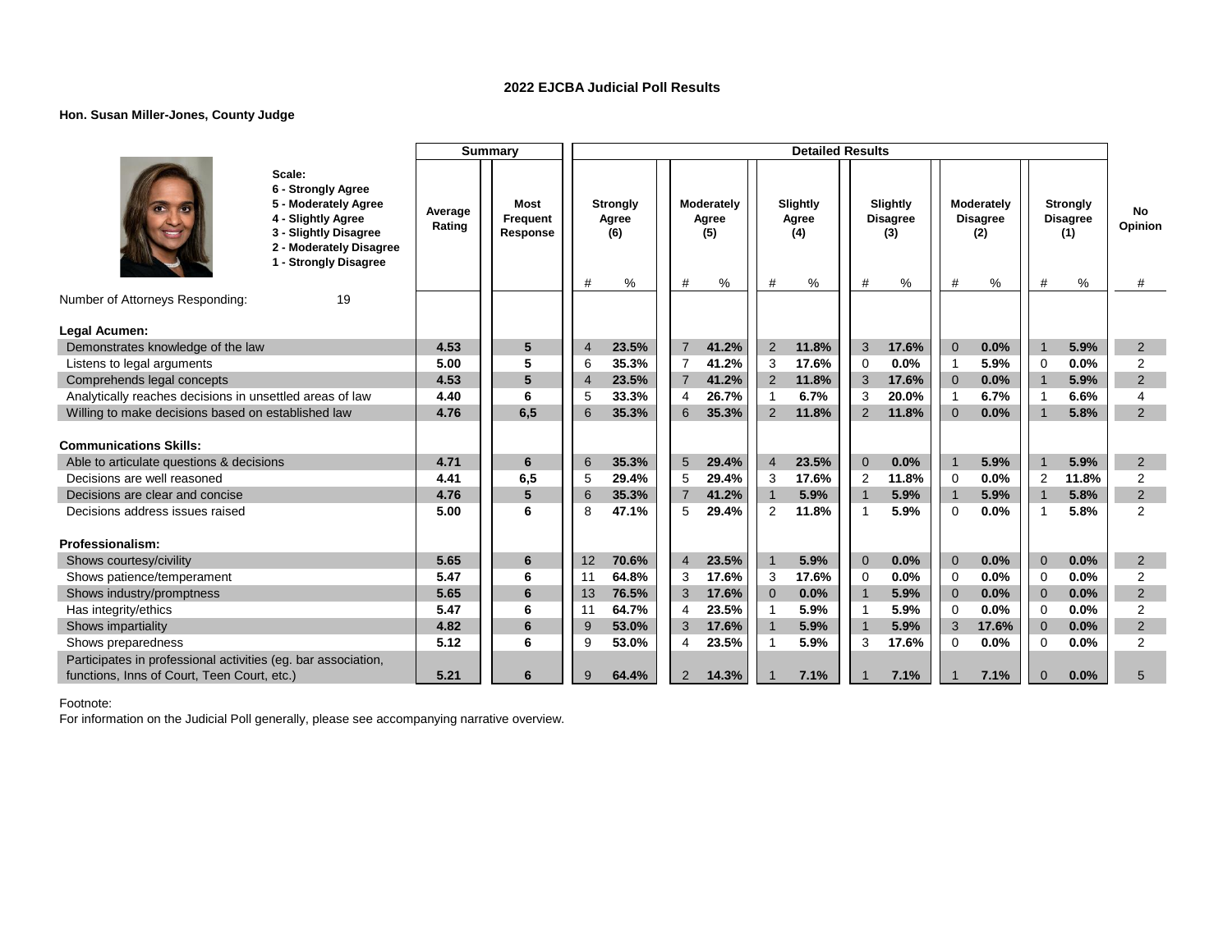## 2022 EJCBA Judicial Poll Results

**Hon. Susan Miller-Jones, County Judge**

**Scale:**
- **6 - Strongly Agree**
- **5 - Moderately Agree**
- **4 - Slightly Agree**
- **3 - Slightly Disagree**
- **2 - Moderately Disagree**
- **1 - Strongly Disagree**

| | Summary | | Detailed Results | | | | | | | | | | | | |
|---|---|---|---|---|---|---|---|---|---|---|---|---|---|---|---|
| | Average Rating | Most Frequent Response | Strongly Agree (6) | | Moderately Agree (5) | | Slightly Agree (4) | | Slightly Disagree (3) | | Moderately Disagree (2) | | Strongly Disagree (1) | | No Opinion |
| | | | # | % | # | % | # | % | # | % | # | % | # | % | # |
| Number of Attorneys Responding: 19 | | | | | | | | | | | | | | | |
| **Legal Acumen:** | | | | | | | | | | | | | | | |
| Demonstrates knowledge of the law | 4.53 | 5 | 4 | 23.5% | 7 | 41.2% | 2 | 11.8% | 3 | 17.6% | 0 | 0.0% | 1 | 5.9% | 2 |
| Listens to legal arguments | 5.00 | 5 | 6 | 35.3% | 7 | 41.2% | 3 | 17.6% | 0 | 0.0% | 1 | 5.9% | 0 | 0.0% | 2 |
| Comprehends legal concepts | 4.53 | 5 | 4 | 23.5% | 7 | 41.2% | 2 | 11.8% | 3 | 17.6% | 0 | 0.0% | 1 | 5.9% | 2 |
| Analytically reaches decisions in unsettled areas of law | 4.40 | 6 | 5 | 33.3% | 4 | 26.7% | 1 | 6.7% | 3 | 20.0% | 1 | 6.7% | 1 | 6.6% | 4 |
| Willing to make decisions based on established law | 4.76 | 6,5 | 6 | 35.3% | 6 | 35.3% | 2 | 11.8% | 2 | 11.8% | 0 | 0.0% | 1 | 5.8% | 2 |
| **Communications Skills:** | | | | | | | | | | | | | | | |
| Able to articulate questions & decisions | 4.71 | 6 | 6 | 35.3% | 5 | 29.4% | 4 | 23.5% | 0 | 0.0% | 1 | 5.9% | 1 | 5.9% | 2 |
| Decisions are well reasoned | 4.41 | 6,5 | 5 | 29.4% | 5 | 29.4% | 3 | 17.6% | 2 | 11.8% | 0 | 0.0% | 2 | 11.8% | 2 |
| Decisions are clear and concise | 4.76 | 5 | 6 | 35.3% | 7 | 41.2% | 1 | 5.9% | 1 | 5.9% | 1 | 5.9% | 1 | 5.8% | 2 |
| Decisions address issues raised | 5.00 | 6 | 8 | 47.1% | 5 | 29.4% | 2 | 11.8% | 1 | 5.9% | 0 | 0.0% | 1 | 5.8% | 2 |
| **Professionalism:** | | | | | | | | | | | | | | | |
| Shows courtesy/civility | 5.65 | 6 | 12 | 70.6% | 4 | 23.5% | 1 | 5.9% | 0 | 0.0% | 0 | 0.0% | 0 | 0.0% | 2 |
| Shows patience/temperament | 5.47 | 6 | 11 | 64.8% | 3 | 17.6% | 3 | 17.6% | 0 | 0.0% | 0 | 0.0% | 0 | 0.0% | 2 |
| Shows industry/promptness | 5.65 | 6 | 13 | 76.5% | 3 | 17.6% | 0 | 0.0% | 1 | 5.9% | 0 | 0.0% | 0 | 0.0% | 2 |
| Has integrity/ethics | 5.47 | 6 | 11 | 64.7% | 4 | 23.5% | 1 | 5.9% | 1 | 5.9% | 0 | 0.0% | 0 | 0.0% | 2 |
| Shows impartiality | 4.82 | 6 | 9 | 53.0% | 3 | 17.6% | 1 | 5.9% | 1 | 5.9% | 3 | 17.6% | 0 | 0.0% | 2 |
| Shows preparedness | 5.12 | 6 | 9 | 53.0% | 4 | 23.5% | 1 | 5.9% | 3 | 17.6% | 0 | 0.0% | 0 | 0.0% | 2 |
| Participates in professional activities (eg. bar association, functions, Inns of Court, Teen Court, etc.) | 5.21 | 6 | 9 | 64.4% | 2 | 14.3% | 1 | 7.1% | 1 | 7.1% | 1 | 7.1% | 0 | 0.0% | 5 |

Footnote:
For information on the Judicial Poll generally, please see accompanying narrative overview.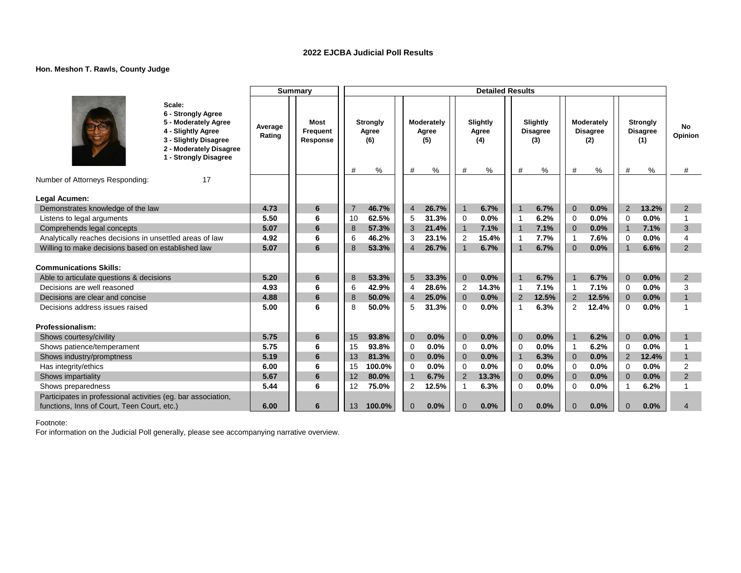## 2022 EJCBA Judicial Poll Results

**Hon. Meshon T. Rawls, County Judge**

Scale:
6 - Strongly Agree
5 - Moderately Agree
4 - Slightly Agree
3 - Slightly Disagree
2 - Moderately Disagree
1 - Strongly Disagree

| | Summary | | Detailed Results | | | | | | | | | | | | |
|---|---|---|---|---|---|---|---|---|---|---|---|---|---|---|---|
| | Average Rating | Most Frequent Response | Strongly Agree (6) | | Moderately Agree (5) | | Slightly Agree (4) | | Slightly Disagree (3) | | Moderately Disagree (2) | | Strongly Disagree (1) | | No Opinion |
| | | | # | % | # | % | # | % | # | % | # | % | # | % | # |
| Number of Attorneys Responding: 17 | | | | | | | | | | | | | | | |
| **Legal Acumen:** | | | | | | | | | | | | | | | |
| Demonstrates knowledge of the law | 4.73 | 6 | 7 | 46.7% | 4 | 26.7% | 1 | 6.7% | 1 | 6.7% | 0 | 0.0% | 2 | 13.2% | 2 |
| Listens to legal arguments | 5.50 | 6 | 10 | 62.5% | 5 | 31.3% | 0 | 0.0% | 1 | 6.2% | 0 | 0.0% | 0 | 0.0% | 1 |
| Comprehends legal concepts | 5.07 | 6 | 8 | 57.3% | 3 | 21.4% | 1 | 7.1% | 1 | 7.1% | 0 | 0.0% | 1 | 7.1% | 3 |
| Analytically reaches decisions in unsettled areas of law | 4.92 | 6 | 6 | 46.2% | 3 | 23.1% | 2 | 15.4% | 1 | 7.7% | 1 | 7.6% | 0 | 0.0% | 4 |
| Willing to make decisions based on established law | 5.07 | 6 | 8 | 53.3% | 4 | 26.7% | 1 | 6.7% | 1 | 6.7% | 0 | 0.0% | 1 | 6.6% | 2 |
| **Communications Skills:** | | | | | | | | | | | | | | | |
| Able to articulate questions & decisions | 5.20 | 6 | 8 | 53.3% | 5 | 33.3% | 0 | 0.0% | 1 | 6.7% | 1 | 6.7% | 0 | 0.0% | 2 |
| Decisions are well reasoned | 4.93 | 6 | 6 | 42.9% | 4 | 28.6% | 2 | 14.3% | 1 | 7.1% | 1 | 7.1% | 0 | 0.0% | 3 |
| Decisions are clear and concise | 4.88 | 6 | 8 | 50.0% | 4 | 25.0% | 0 | 0.0% | 2 | 12.5% | 2 | 12.5% | 0 | 0.0% | 1 |
| Decisions address issues raised | 5.00 | 6 | 8 | 50.0% | 5 | 31.3% | 0 | 0.0% | 1 | 6.3% | 2 | 12.4% | 0 | 0.0% | 1 |
| **Professionalism:** | | | | | | | | | | | | | | | |
| Shows courtesy/civility | 5.75 | 6 | 15 | 93.8% | 0 | 0.0% | 0 | 0.0% | 0 | 0.0% | 1 | 6.2% | 0 | 0.0% | 1 |
| Shows patience/temperament | 5.75 | 6 | 15 | 93.8% | 0 | 0.0% | 0 | 0.0% | 0 | 0.0% | 1 | 6.2% | 0 | 0.0% | 1 |
| Shows industry/promptness | 5.19 | 6 | 13 | 81.3% | 0 | 0.0% | 0 | 0.0% | 1 | 6.3% | 0 | 0.0% | 2 | 12.4% | 1 |
| Has integrity/ethics | 6.00 | 6 | 15 | 100.0% | 0 | 0.0% | 0 | 0.0% | 0 | 0.0% | 0 | 0.0% | 0 | 0.0% | 2 |
| Shows impartiality | 5.67 | 6 | 12 | 80.0% | 1 | 6.7% | 2 | 13.3% | 0 | 0.0% | 0 | 0.0% | 0 | 0.0% | 2 |
| Shows preparedness | 5.44 | 6 | 12 | 75.0% | 2 | 12.5% | 1 | 6.3% | 0 | 0.0% | 0 | 0.0% | 1 | 6.2% | 1 |
| Participates in professional activities (eg. bar association, functions, Inns of Court, Teen Court, etc.) | 6.00 | 6 | 13 | 100.0% | 0 | 0.0% | 0 | 0.0% | 0 | 0.0% | 0 | 0.0% | 0 | 0.0% | 4 |

Footnote:
For information on the Judicial Poll generally, please see accompanying narrative overview.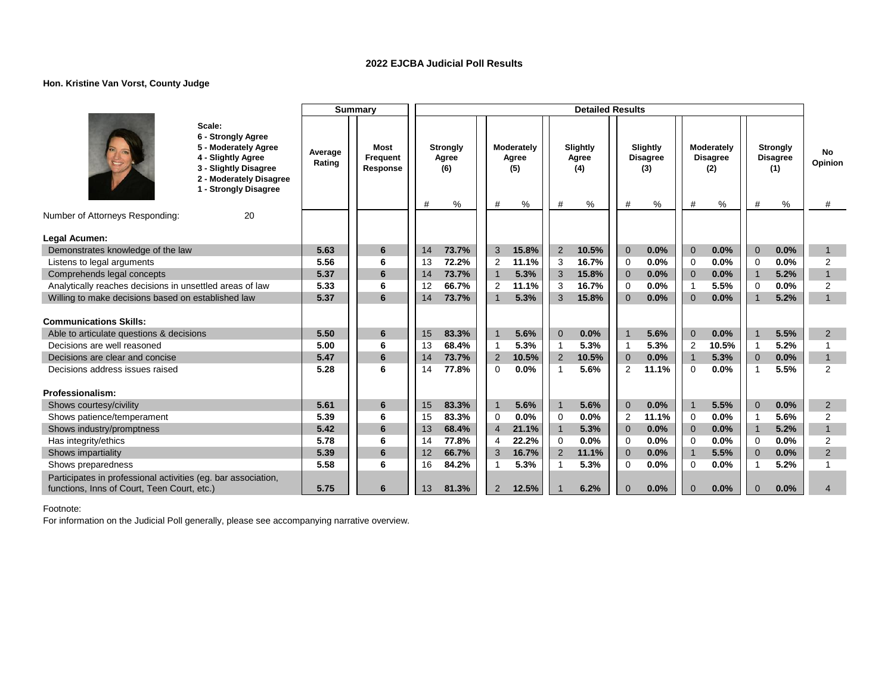# 2022 EJCBA Judicial Poll Results

**Hon. Kristine Van Vorst, County Judge**

Scale:
- 6 - Strongly Agree
- 5 - Moderately Agree
- 4 - Slightly Agree
- 3 - Slightly Disagree
- 2 - Moderately Disagree
- 1 - Strongly Disagree

| | Summary | | Detailed Results | | | | | | | | | | | | |
|---|---|---|---|---|---|---|---|---|---|---|---|---|---|---|---|
| | Average Rating | Most Frequent Response | Strongly Agree (6) | | Moderately Agree (5) | | Slightly Agree (4) | | Slightly Disagree (3) | | Moderately Disagree (2) | | Strongly Disagree (1) | | No Opinion |
| | | | # | % | # | % | # | % | # | % | # | % | # | % | # |
| Number of Attorneys Responding: 20 | | | | | | | | | | | | | | | |
| **Legal Acumen:** | | | | | | | | | | | | | | | |
| Demonstrates knowledge of the law | 5.63 | 6 | 14 | 73.7% | 3 | 15.8% | 2 | 10.5% | 0 | 0.0% | 0 | 0.0% | 0 | 0.0% | 1 |
| Listens to legal arguments | 5.56 | 6 | 13 | 72.2% | 2 | 11.1% | 3 | 16.7% | 0 | 0.0% | 0 | 0.0% | 0 | 0.0% | 2 |
| Comprehends legal concepts | 5.37 | 6 | 14 | 73.7% | 1 | 5.3% | 3 | 15.8% | 0 | 0.0% | 0 | 0.0% | 1 | 5.2% | 1 |
| Analytically reaches decisions in unsettled areas of law | 5.33 | 6 | 12 | 66.7% | 2 | 11.1% | 3 | 16.7% | 0 | 0.0% | 1 | 5.5% | 0 | 0.0% | 2 |
| Willing to make decisions based on established law | 5.37 | 6 | 14 | 73.7% | 1 | 5.3% | 3 | 15.8% | 0 | 0.0% | 0 | 0.0% | 1 | 5.2% | 1 |
| **Communications Skills:** | | | | | | | | | | | | | | | |
| Able to articulate questions & decisions | 5.50 | 6 | 15 | 83.3% | 1 | 5.6% | 0 | 0.0% | 1 | 5.6% | 0 | 0.0% | 1 | 5.5% | 2 |
| Decisions are well reasoned | 5.00 | 6 | 13 | 68.4% | 1 | 5.3% | 1 | 5.3% | 1 | 5.3% | 2 | 10.5% | 1 | 5.2% | 1 |
| Decisions are clear and concise | 5.47 | 6 | 14 | 73.7% | 2 | 10.5% | 2 | 10.5% | 0 | 0.0% | 1 | 5.3% | 0 | 0.0% | 1 |
| Decisions address issues raised | 5.28 | 6 | 14 | 77.8% | 0 | 0.0% | 1 | 5.6% | 2 | 11.1% | 0 | 0.0% | 1 | 5.5% | 2 |
| **Professionalism:** | | | | | | | | | | | | | | | |
| Shows courtesy/civility | 5.61 | 6 | 15 | 83.3% | 1 | 5.6% | 1 | 5.6% | 0 | 0.0% | 1 | 5.5% | 0 | 0.0% | 2 |
| Shows patience/temperament | 5.39 | 6 | 15 | 83.3% | 0 | 0.0% | 0 | 0.0% | 2 | 11.1% | 0 | 0.0% | 1 | 5.6% | 2 |
| Shows industry/promptness | 5.42 | 6 | 13 | 68.4% | 4 | 21.1% | 1 | 5.3% | 0 | 0.0% | 0 | 0.0% | 1 | 5.2% | 1 |
| Has integrity/ethics | 5.78 | 6 | 14 | 77.8% | 4 | 22.2% | 0 | 0.0% | 0 | 0.0% | 0 | 0.0% | 0 | 0.0% | 2 |
| Shows impartiality | 5.39 | 6 | 12 | 66.7% | 3 | 16.7% | 2 | 11.1% | 0 | 0.0% | 1 | 5.5% | 0 | 0.0% | 2 |
| Shows preparedness | 5.58 | 6 | 16 | 84.2% | 1 | 5.3% | 1 | 5.3% | 0 | 0.0% | 0 | 0.0% | 1 | 5.2% | 1 |
| Participates in professional activities (eg. bar association, functions, Inns of Court, Teen Court, etc.) | 5.75 | 6 | 13 | 81.3% | 2 | 12.5% | 1 | 6.2% | 0 | 0.0% | 0 | 0.0% | 0 | 0.0% | 4 |

Footnote:
For information on the Judicial Poll generally, please see accompanying narrative overview.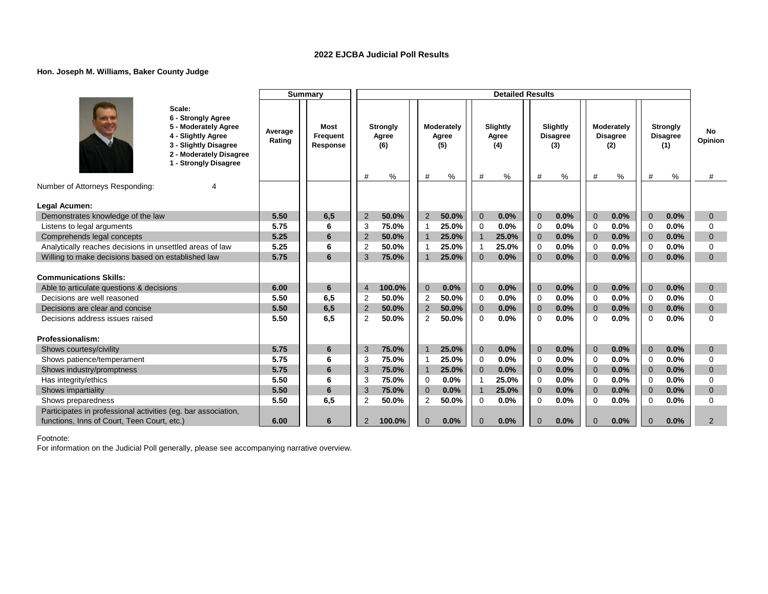## 2022 EJCBA Judicial Poll Results

**Hon. Joseph M. Williams, Baker County Judge**

Scale:
- 6 - Strongly Agree
- 5 - Moderately Agree
- 4 - Slightly Agree
- 3 - Slightly Disagree
- 2 - Moderately Disagree
- 1 - Strongly Disagree

| | Summary | | Detailed Results | | | | | | | | | | | | |
|---|---|---|---|---|---|---|---|---|---|---|---|---|---|---|---|
| | Average Rating | Most Frequent Response | Strongly Agree (6) | | Moderately Agree (5) | | Slightly Agree (4) | | Slightly Disagree (3) | | Moderately Disagree (2) | | Strongly Disagree (1) | | No Opinion |
| | | | # | % | # | % | # | % | # | % | # | % | # | % | # |
| Number of Attorneys Responding: 4 | | | | | | | | | | | | | | | |
| **Legal Acumen:** | | | | | | | | | | | | | | | |
| Demonstrates knowledge of the law | **5.50** | **6,5** | 2 | **50.0%** | 2 | **50.0%** | 0 | **0.0%** | 0 | **0.0%** | 0 | **0.0%** | 0 | **0.0%** | 0 |
| Listens to legal arguments | **5.75** | **6** | 3 | **75.0%** | 1 | **25.0%** | 0 | **0.0%** | 0 | **0.0%** | 0 | **0.0%** | 0 | **0.0%** | 0 |
| Comprehends legal concepts | **5.25** | **6** | 2 | **50.0%** | 1 | **25.0%** | 1 | **25.0%** | 0 | **0.0%** | 0 | **0.0%** | 0 | **0.0%** | 0 |
| Analytically reaches decisions in unsettled areas of law | **5.25** | **6** | 2 | **50.0%** | 1 | **25.0%** | 1 | **25.0%** | 0 | **0.0%** | 0 | **0.0%** | 0 | **0.0%** | 0 |
| Willing to make decisions based on established law | **5.75** | **6** | 3 | **75.0%** | 1 | **25.0%** | 0 | **0.0%** | 0 | **0.0%** | 0 | **0.0%** | 0 | **0.0%** | 0 |
| **Communications Skills:** | | | | | | | | | | | | | | | |
| Able to articulate questions & decisions | **6.00** | **6** | 4 | **100.0%** | 0 | **0.0%** | 0 | **0.0%** | 0 | **0.0%** | 0 | **0.0%** | 0 | **0.0%** | 0 |
| Decisions are well reasoned | **5.50** | **6,5** | 2 | **50.0%** | 2 | **50.0%** | 0 | **0.0%** | 0 | **0.0%** | 0 | **0.0%** | 0 | **0.0%** | 0 |
| Decisions are clear and concise | **5.50** | **6,5** | 2 | **50.0%** | 2 | **50.0%** | 0 | **0.0%** | 0 | **0.0%** | 0 | **0.0%** | 0 | **0.0%** | 0 |
| Decisions address issues raised | **5.50** | **6,5** | 2 | **50.0%** | 2 | **50.0%** | 0 | **0.0%** | 0 | **0.0%** | 0 | **0.0%** | 0 | **0.0%** | 0 |
| **Professionalism:** | | | | | | | | | | | | | | | |
| Shows courtesy/civility | **5.75** | **6** | 3 | **75.0%** | 1 | **25.0%** | 0 | **0.0%** | 0 | **0.0%** | 0 | **0.0%** | 0 | **0.0%** | 0 |
| Shows patience/temperament | **5.75** | **6** | 3 | **75.0%** | 1 | **25.0%** | 0 | **0.0%** | 0 | **0.0%** | 0 | **0.0%** | 0 | **0.0%** | 0 |
| Shows industry/promptness | **5.75** | **6** | 3 | **75.0%** | 1 | **25.0%** | 0 | **0.0%** | 0 | **0.0%** | 0 | **0.0%** | 0 | **0.0%** | 0 |
| Has integrity/ethics | **5.50** | **6** | 3 | **75.0%** | 0 | **0.0%** | 1 | **25.0%** | 0 | **0.0%** | 0 | **0.0%** | 0 | **0.0%** | 0 |
| Shows impartiality | **5.50** | **6** | 3 | **75.0%** | 0 | **0.0%** | 1 | **25.0%** | 0 | **0.0%** | 0 | **0.0%** | 0 | **0.0%** | 0 |
| Shows preparedness | **5.50** | **6,5** | 2 | **50.0%** | 2 | **50.0%** | 0 | **0.0%** | 0 | **0.0%** | 0 | **0.0%** | 0 | **0.0%** | 0 |
| Participates in professional activities (eg. bar association, functions, Inns of Court, Teen Court, etc.) | **6.00** | **6** | 2 | **100.0%** | 0 | **0.0%** | 0 | **0.0%** | 0 | **0.0%** | 0 | **0.0%** | 0 | **0.0%** | 2 |

Footnote:
For information on the Judicial Poll generally, please see accompanying narrative overview.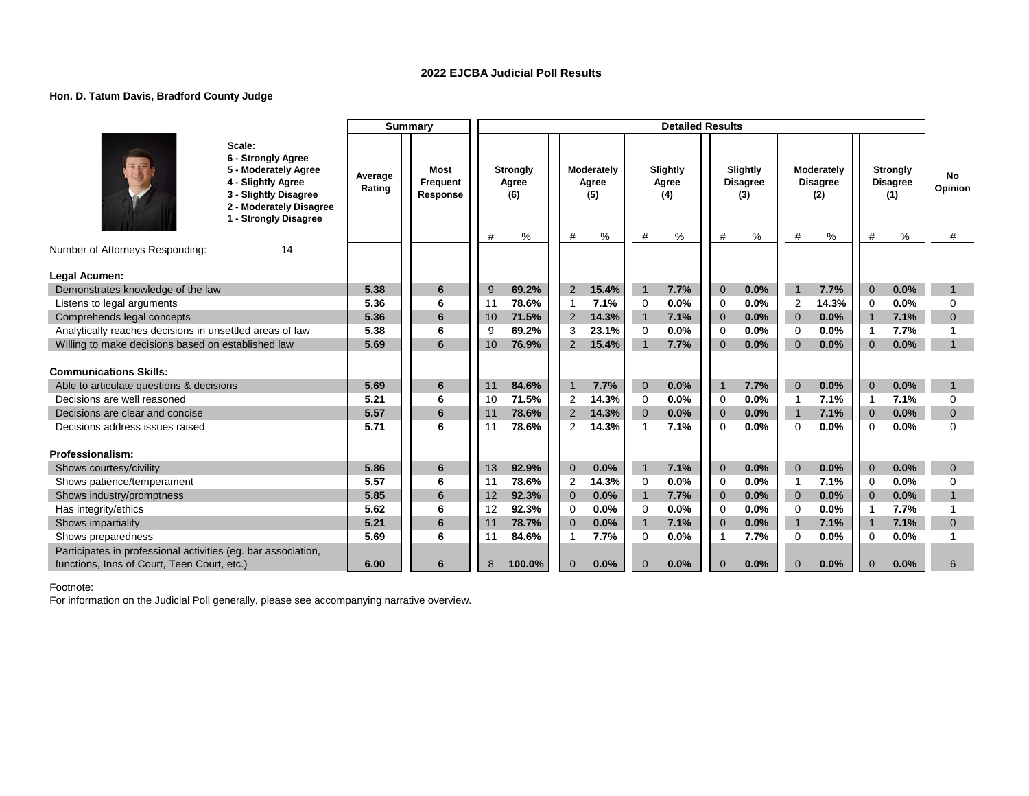# 2022 EJCBA Judicial Poll Results

**Hon. D. Tatum Davis, Bradford County Judge**

Scale:
6 - Strongly Agree
5 - Moderately Agree
4 - Slightly Agree
3 - Slightly Disagree
2 - Moderately Disagree
1 - Strongly Disagree

| | Summary | | Detailed Results | | | | | | | | | | | | |
|---|---|---|---|---|---|---|---|---|---|---|---|---|---|---|---|
| | Average Rating | Most Frequent Response | Strongly Agree (6) | | Moderately Agree (5) | | Slightly Agree (4) | | Slightly Disagree (3) | | Moderately Disagree (2) | | Strongly Disagree (1) | | No Opinion |
| | | | # | % | # | % | # | % | # | % | # | % | # | % | # |
| Number of Attorneys Responding: 14 | | | | | | | | | | | | | | | |
| **Legal Acumen:** | | | | | | | | | | | | | | | |
| Demonstrates knowledge of the law | 5.38 | 6 | 9 | 69.2% | 2 | 15.4% | 1 | 7.7% | 0 | 0.0% | 1 | 7.7% | 0 | 0.0% | 1 |
| Listens to legal arguments | 5.36 | 6 | 11 | 78.6% | 1 | 7.1% | 0 | 0.0% | 0 | 0.0% | 2 | 14.3% | 0 | 0.0% | 0 |
| Comprehends legal concepts | 5.36 | 6 | 10 | 71.5% | 2 | 14.3% | 1 | 7.1% | 0 | 0.0% | 0 | 0.0% | 1 | 7.1% | 0 |
| Analytically reaches decisions in unsettled areas of law | 5.38 | 6 | 9 | 69.2% | 3 | 23.1% | 0 | 0.0% | 0 | 0.0% | 0 | 0.0% | 1 | 7.7% | 1 |
| Willing to make decisions based on established law | 5.69 | 6 | 10 | 76.9% | 2 | 15.4% | 1 | 7.7% | 0 | 0.0% | 0 | 0.0% | 0 | 0.0% | 1 |
| **Communications Skills:** | | | | | | | | | | | | | | | |
| Able to articulate questions & decisions | 5.69 | 6 | 11 | 84.6% | 1 | 7.7% | 0 | 0.0% | 1 | 7.7% | 0 | 0.0% | 0 | 0.0% | 1 |
| Decisions are well reasoned | 5.21 | 6 | 10 | 71.5% | 2 | 14.3% | 0 | 0.0% | 0 | 0.0% | 1 | 7.1% | 1 | 7.1% | 0 |
| Decisions are clear and concise | 5.57 | 6 | 11 | 78.6% | 2 | 14.3% | 0 | 0.0% | 0 | 0.0% | 1 | 7.1% | 0 | 0.0% | 0 |
| Decisions address issues raised | 5.71 | 6 | 11 | 78.6% | 2 | 14.3% | 1 | 7.1% | 0 | 0.0% | 0 | 0.0% | 0 | 0.0% | 0 |
| **Professionalism:** | | | | | | | | | | | | | | | |
| Shows courtesy/civility | 5.86 | 6 | 13 | 92.9% | 0 | 0.0% | 1 | 7.1% | 0 | 0.0% | 0 | 0.0% | 0 | 0.0% | 0 |
| Shows patience/temperament | 5.57 | 6 | 11 | 78.6% | 2 | 14.3% | 0 | 0.0% | 0 | 0.0% | 1 | 7.1% | 0 | 0.0% | 0 |
| Shows industry/promptness | 5.85 | 6 | 12 | 92.3% | 0 | 0.0% | 1 | 7.7% | 0 | 0.0% | 0 | 0.0% | 0 | 0.0% | 1 |
| Has integrity/ethics | 5.62 | 6 | 12 | 92.3% | 0 | 0.0% | 0 | 0.0% | 0 | 0.0% | 0 | 0.0% | 1 | 7.7% | 1 |
| Shows impartiality | 5.21 | 6 | 11 | 78.7% | 0 | 0.0% | 1 | 7.1% | 0 | 0.0% | 1 | 7.1% | 1 | 7.1% | 0 |
| Shows preparedness | 5.69 | 6 | 11 | 84.6% | 1 | 7.7% | 0 | 0.0% | 1 | 7.7% | 0 | 0.0% | 0 | 0.0% | 1 |
| Participates in professional activities (eg. bar association, functions, Inns of Court, Teen Court, etc.) | 6.00 | 6 | 8 | 100.0% | 0 | 0.0% | 0 | 0.0% | 0 | 0.0% | 0 | 0.0% | 0 | 0.0% | 6 |

Footnote:
For information on the Judicial Poll generally, please see accompanying narrative overview.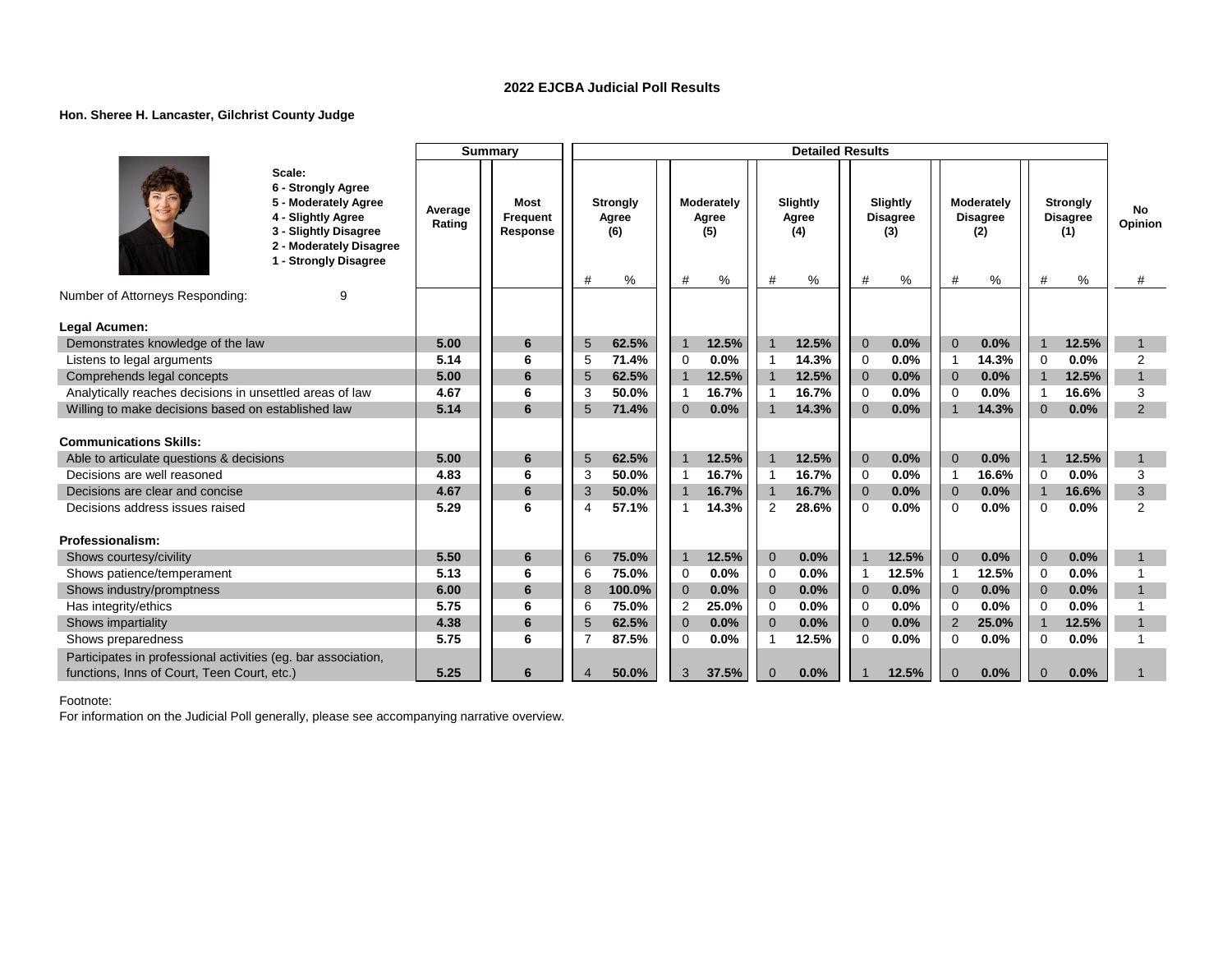## 2022 EJCBA Judicial Poll Results

**Hon. Sheree H. Lancaster, Gilchrist County Judge**

Scale:
- 6 - Strongly Agree
- 5 - Moderately Agree
- 4 - Slightly Agree
- 3 - Slightly Disagree
- 2 - Moderately Disagree
- 1 - Strongly Disagree

| | Summary | | Detailed Results | | | | | | | | | | | | |
|---|---|---|---|---|---|---|---|---|---|---|---|---|---|---|---|
| | Average Rating | Most Frequent Response | Strongly Agree (6) | | Moderately Agree (5) | | Slightly Agree (4) | | Slightly Disagree (3) | | Moderately Disagree (2) | | Strongly Disagree (1) | | No Opinion |
| | | | # | % | # | % | # | % | # | % | # | % | # | % | # |
| Number of Attorneys Responding: 9 | | | | | | | | | | | | | | | |
| **Legal Acumen:** | | | | | | | | | | | | | | | |
| Demonstrates knowledge of the law | **5.00** | **6** | 5 | **62.5%** | 1 | **12.5%** | 1 | **12.5%** | 0 | **0.0%** | 0 | **0.0%** | 1 | **12.5%** | 1 |
| Listens to legal arguments | **5.14** | **6** | 5 | **71.4%** | 0 | **0.0%** | 1 | **14.3%** | 0 | **0.0%** | 1 | **14.3%** | 0 | **0.0%** | 2 |
| Comprehends legal concepts | **5.00** | **6** | 5 | **62.5%** | 1 | **12.5%** | 1 | **12.5%** | 0 | **0.0%** | 0 | **0.0%** | 1 | **12.5%** | 1 |
| Analytically reaches decisions in unsettled areas of law | **4.67** | **6** | 3 | **50.0%** | 1 | **16.7%** | 1 | **16.7%** | 0 | **0.0%** | 0 | **0.0%** | 1 | **16.6%** | 3 |
| Willing to make decisions based on established law | **5.14** | **6** | 5 | **71.4%** | 0 | **0.0%** | 1 | **14.3%** | 0 | **0.0%** | 1 | **14.3%** | 0 | **0.0%** | 2 |
| **Communications Skills:** | | | | | | | | | | | | | | | |
| Able to articulate questions & decisions | **5.00** | **6** | 5 | **62.5%** | 1 | **12.5%** | 1 | **12.5%** | 0 | **0.0%** | 0 | **0.0%** | 1 | **12.5%** | 1 |
| Decisions are well reasoned | **4.83** | **6** | 3 | **50.0%** | 1 | **16.7%** | 1 | **16.7%** | 0 | **0.0%** | 1 | **16.6%** | 0 | **0.0%** | 3 |
| Decisions are clear and concise | **4.67** | **6** | 3 | **50.0%** | 1 | **16.7%** | 1 | **16.7%** | 0 | **0.0%** | 0 | **0.0%** | 1 | **16.6%** | 3 |
| Decisions address issues raised | **5.29** | **6** | 4 | **57.1%** | 1 | **14.3%** | 2 | **28.6%** | 0 | **0.0%** | 0 | **0.0%** | 0 | **0.0%** | 2 |
| **Professionalism:** | | | | | | | | | | | | | | | |
| Shows courtesy/civility | **5.50** | **6** | 6 | **75.0%** | 1 | **12.5%** | 0 | **0.0%** | 1 | **12.5%** | 0 | **0.0%** | 0 | **0.0%** | 1 |
| Shows patience/temperament | **5.13** | **6** | 6 | **75.0%** | 0 | **0.0%** | 0 | **0.0%** | 1 | **12.5%** | 1 | **12.5%** | 0 | **0.0%** | 1 |
| Shows industry/promptness | **6.00** | **6** | 8 | **100.0%** | 0 | **0.0%** | 0 | **0.0%** | 0 | **0.0%** | 0 | **0.0%** | 0 | **0.0%** | 1 |
| Has integrity/ethics | **5.75** | **6** | 6 | **75.0%** | 2 | **25.0%** | 0 | **0.0%** | 0 | **0.0%** | 0 | **0.0%** | 0 | **0.0%** | 1 |
| Shows impartiality | **4.38** | **6** | 5 | **62.5%** | 0 | **0.0%** | 0 | **0.0%** | 0 | **0.0%** | 2 | **25.0%** | 1 | **12.5%** | 1 |
| Shows preparedness | **5.75** | **6** | 7 | **87.5%** | 0 | **0.0%** | 1 | **12.5%** | 0 | **0.0%** | 0 | **0.0%** | 0 | **0.0%** | 1 |
| Participates in professional activities (eg. bar association, functions, Inns of Court, Teen Court, etc.) | **5.25** | **6** | 4 | **50.0%** | 3 | **37.5%** | 0 | **0.0%** | 1 | **12.5%** | 0 | **0.0%** | 0 | **0.0%** | 1 |

Footnote:
For information on the Judicial Poll generally, please see accompanying narrative overview.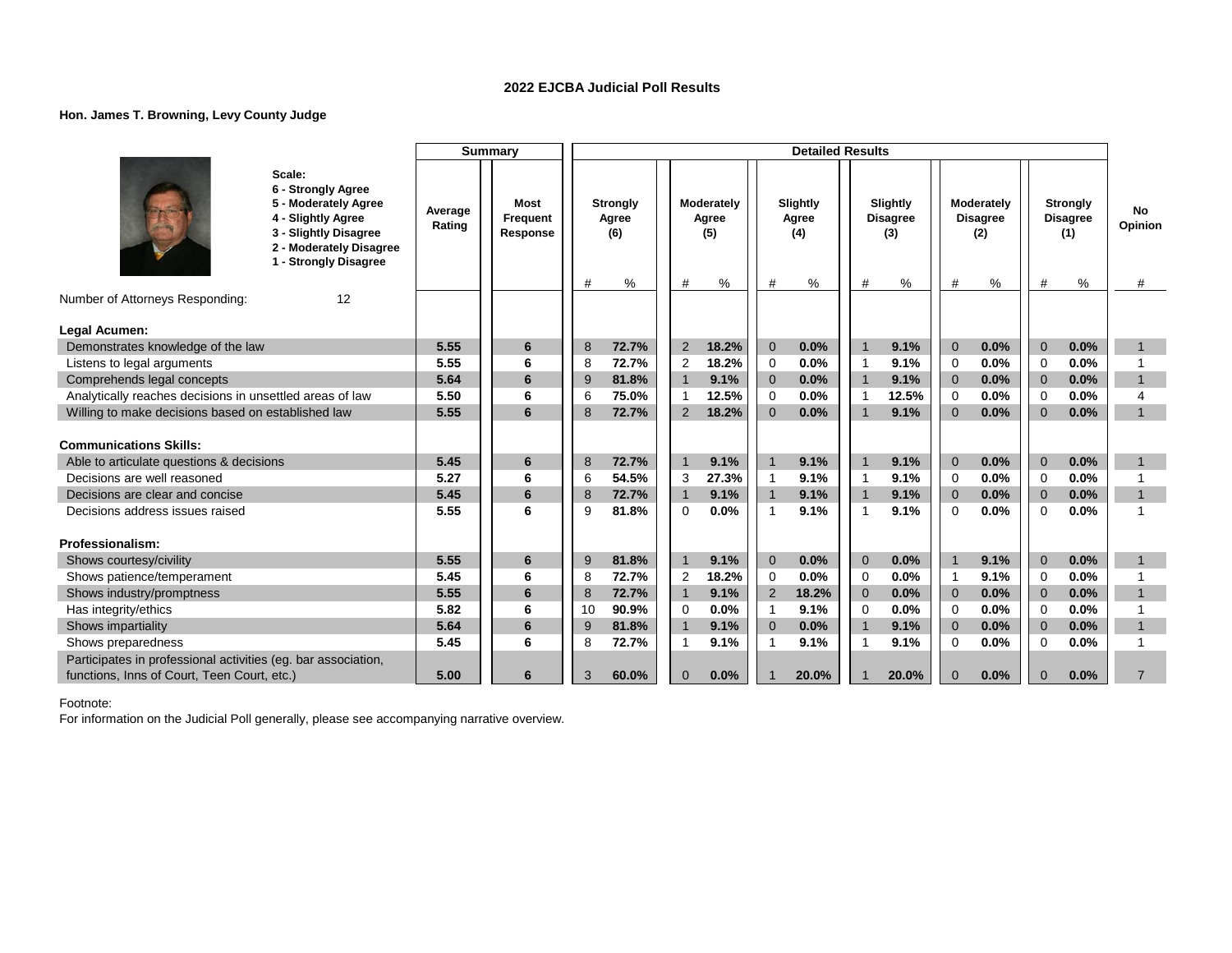## 2022 EJCBA Judicial Poll Results

**Hon. James T. Browning, Levy County Judge**

**Scale:**
- 6 - Strongly Agree
- 5 - Moderately Agree
- 4 - Slightly Agree
- 3 - Slightly Disagree
- 2 - Moderately Disagree
- 1 - Strongly Disagree

| | Summary | | Detailed Results | | | | | | | | | | | | |
|---|---|---|---|---|---|---|---|---|---|---|---|---|---|---|---|
| | Average Rating | Most Frequent Response | Strongly Agree (6) | | Moderately Agree (5) | | Slightly Agree (4) | | Slightly Disagree (3) | | Moderately Disagree (2) | | Strongly Disagree (1) | | No Opinion |
| | | | # | % | # | % | # | % | # | % | # | % | # | % | # |
| Number of Attorneys Responding: 12 | | | | | | | | | | | | | | | |
| **Legal Acumen:** | | | | | | | | | | | | | | | |
| Demonstrates knowledge of the law | 5.55 | 6 | 8 | 72.7% | 2 | 18.2% | 0 | 0.0% | 1 | 9.1% | 0 | 0.0% | 0 | 0.0% | 1 |
| Listens to legal arguments | 5.55 | 6 | 8 | 72.7% | 2 | 18.2% | 0 | 0.0% | 1 | 9.1% | 0 | 0.0% | 0 | 0.0% | 1 |
| Comprehends legal concepts | 5.64 | 6 | 9 | 81.8% | 1 | 9.1% | 0 | 0.0% | 1 | 9.1% | 0 | 0.0% | 0 | 0.0% | 1 |
| Analytically reaches decisions in unsettled areas of law | 5.50 | 6 | 6 | 75.0% | 1 | 12.5% | 0 | 0.0% | 1 | 12.5% | 0 | 0.0% | 0 | 0.0% | 4 |
| Willing to make decisions based on established law | 5.55 | 6 | 8 | 72.7% | 2 | 18.2% | 0 | 0.0% | 1 | 9.1% | 0 | 0.0% | 0 | 0.0% | 1 |
| **Communications Skills:** | | | | | | | | | | | | | | | |
| Able to articulate questions & decisions | 5.45 | 6 | 8 | 72.7% | 1 | 9.1% | 1 | 9.1% | 1 | 9.1% | 0 | 0.0% | 0 | 0.0% | 1 |
| Decisions are well reasoned | 5.27 | 6 | 6 | 54.5% | 3 | 27.3% | 1 | 9.1% | 1 | 9.1% | 0 | 0.0% | 0 | 0.0% | 1 |
| Decisions are clear and concise | 5.45 | 6 | 8 | 72.7% | 1 | 9.1% | 1 | 9.1% | 1 | 9.1% | 0 | 0.0% | 0 | 0.0% | 1 |
| Decisions address issues raised | 5.55 | 6 | 9 | 81.8% | 0 | 0.0% | 1 | 9.1% | 1 | 9.1% | 0 | 0.0% | 0 | 0.0% | 1 |
| **Professionalism:** | | | | | | | | | | | | | | | |
| Shows courtesy/civility | 5.55 | 6 | 9 | 81.8% | 1 | 9.1% | 0 | 0.0% | 0 | 0.0% | 1 | 9.1% | 0 | 0.0% | 1 |
| Shows patience/temperament | 5.45 | 6 | 8 | 72.7% | 2 | 18.2% | 0 | 0.0% | 0 | 0.0% | 1 | 9.1% | 0 | 0.0% | 1 |
| Shows industry/promptness | 5.55 | 6 | 8 | 72.7% | 1 | 9.1% | 2 | 18.2% | 0 | 0.0% | 0 | 0.0% | 0 | 0.0% | 1 |
| Has integrity/ethics | 5.82 | 6 | 10 | 90.9% | 0 | 0.0% | 1 | 9.1% | 0 | 0.0% | 0 | 0.0% | 0 | 0.0% | 1 |
| Shows impartiality | 5.64 | 6 | 9 | 81.8% | 1 | 9.1% | 0 | 0.0% | 1 | 9.1% | 0 | 0.0% | 0 | 0.0% | 1 |
| Shows preparedness | 5.45 | 6 | 8 | 72.7% | 1 | 9.1% | 1 | 9.1% | 1 | 9.1% | 0 | 0.0% | 0 | 0.0% | 1 |
| Participates in professional activities (eg. bar association, functions, Inns of Court, Teen Court, etc.) | 5.00 | 6 | 3 | 60.0% | 0 | 0.0% | 1 | 20.0% | 1 | 20.0% | 0 | 0.0% | 0 | 0.0% | 7 |

Footnote:
For information on the Judicial Poll generally, please see accompanying narrative overview.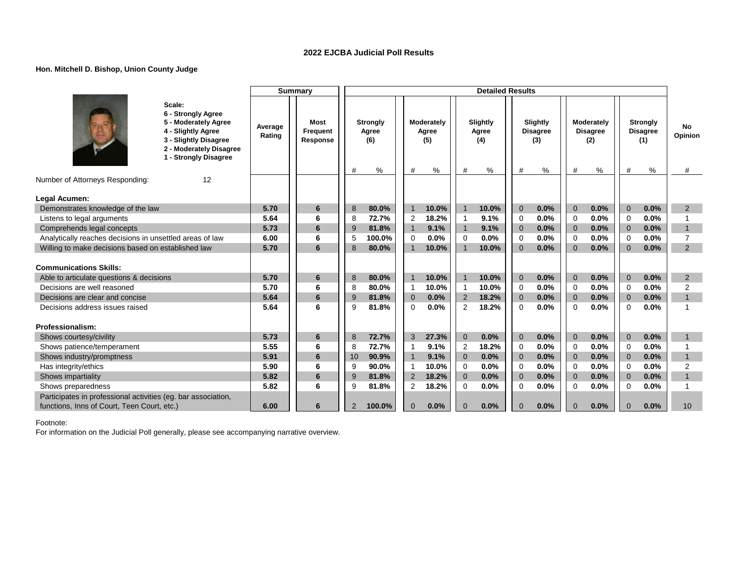# 2022 EJCBA Judicial Poll Results

**Hon. Mitchell D. Bishop, Union County Judge**

**Scale:**
**6 - Strongly Agree**
**5 - Moderately Agree**
**4 - Slightly Agree**
**3 - Slightly Disagree**
**2 - Moderately Disagree**
**1 - Strongly Disagree**

| | Summary | | Detailed Results | | | | | | | | | | | | |
|---|---|---|---|---|---|---|---|---|---|---|---|---|---|---|---|
| | Average Rating | Most Frequent Response | Strongly Agree (6) | | Moderately Agree (5) | | Slightly Agree (4) | | Slightly Disagree (3) | | Moderately Disagree (2) | | Strongly Disagree (1) | | No Opinion |
| | | | # | % | # | % | # | % | # | % | # | % | # | % | # |
| Number of Attorneys Responding: 12 | | | | | | | | | | | | | | | |
| **Legal Acumen:** | | | | | | | | | | | | | | | |
| Demonstrates knowledge of the law | **5.70** | **6** | 8 | **80.0%** | 1 | **10.0%** | 1 | **10.0%** | 0 | **0.0%** | 0 | **0.0%** | 0 | **0.0%** | 2 |
| Listens to legal arguments | **5.64** | **6** | 8 | **72.7%** | 2 | **18.2%** | 1 | **9.1%** | 0 | **0.0%** | 0 | **0.0%** | 0 | **0.0%** | 1 |
| Comprehends legal concepts | **5.73** | **6** | 9 | **81.8%** | 1 | **9.1%** | 1 | **9.1%** | 0 | **0.0%** | 0 | **0.0%** | 0 | **0.0%** | 1 |
| Analytically reaches decisions in unsettled areas of law | **6.00** | **6** | 5 | **100.0%** | 0 | **0.0%** | 0 | **0.0%** | 0 | **0.0%** | 0 | **0.0%** | 0 | **0.0%** | 7 |
| Willing to make decisions based on established law | **5.70** | **6** | 8 | **80.0%** | 1 | **10.0%** | 1 | **10.0%** | 0 | **0.0%** | 0 | **0.0%** | 0 | **0.0%** | 2 |
| **Communications Skills:** | | | | | | | | | | | | | | | |
| Able to articulate questions & decisions | **5.70** | **6** | 8 | **80.0%** | 1 | **10.0%** | 1 | **10.0%** | 0 | **0.0%** | 0 | **0.0%** | 0 | **0.0%** | 2 |
| Decisions are well reasoned | **5.70** | **6** | 8 | **80.0%** | 1 | **10.0%** | 1 | **10.0%** | 0 | **0.0%** | 0 | **0.0%** | 0 | **0.0%** | 2 |
| Decisions are clear and concise | **5.64** | **6** | 9 | **81.8%** | 0 | **0.0%** | 2 | **18.2%** | 0 | **0.0%** | 0 | **0.0%** | 0 | **0.0%** | 1 |
| Decisions address issues raised | **5.64** | **6** | 9 | **81.8%** | 0 | **0.0%** | 2 | **18.2%** | 0 | **0.0%** | 0 | **0.0%** | 0 | **0.0%** | 1 |
| **Professionalism:** | | | | | | | | | | | | | | | |
| Shows courtesy/civility | **5.73** | **6** | 8 | **72.7%** | 3 | **27.3%** | 0 | **0.0%** | 0 | **0.0%** | 0 | **0.0%** | 0 | **0.0%** | 1 |
| Shows patience/temperament | **5.55** | **6** | 8 | **72.7%** | 1 | **9.1%** | 2 | **18.2%** | 0 | **0.0%** | 0 | **0.0%** | 0 | **0.0%** | 1 |
| Shows industry/promptness | **5.91** | **6** | 10 | **90.9%** | 1 | **9.1%** | 0 | **0.0%** | 0 | **0.0%** | 0 | **0.0%** | 0 | **0.0%** | 1 |
| Has integrity/ethics | **5.90** | **6** | 9 | **90.0%** | 1 | **10.0%** | 0 | **0.0%** | 0 | **0.0%** | 0 | **0.0%** | 0 | **0.0%** | 2 |
| Shows impartiality | **5.82** | **6** | 9 | **81.8%** | 2 | **18.2%** | 0 | **0.0%** | 0 | **0.0%** | 0 | **0.0%** | 0 | **0.0%** | 1 |
| Shows preparedness | **5.82** | **6** | 9 | **81.8%** | 2 | **18.2%** | 0 | **0.0%** | 0 | **0.0%** | 0 | **0.0%** | 0 | **0.0%** | 1 |
| Participates in professional activities (eg. bar association, functions, Inns of Court, Teen Court, etc.) | **6.00** | **6** | 2 | **100.0%** | 0 | **0.0%** | 0 | **0.0%** | 0 | **0.0%** | 0 | **0.0%** | 0 | **0.0%** | 10 |

Footnote:
For information on the Judicial Poll generally, please see accompanying narrative overview.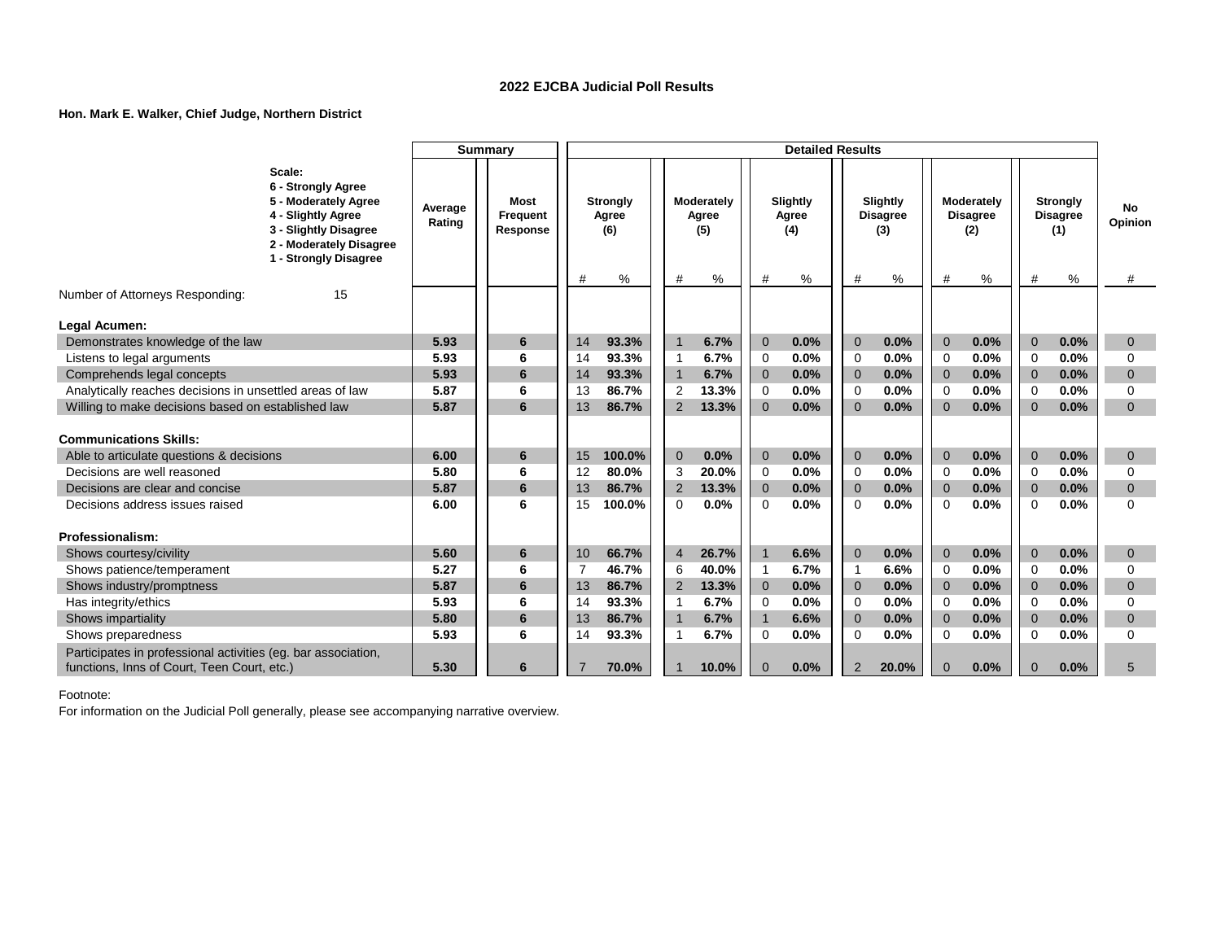## 2022 EJCBA Judicial Poll Results

**Hon. Mark E. Walker, Chief Judge, Northern District**

| Scale: 6 - Strongly Agree, 5 - Moderately Agree, 4 - Slightly Agree, 3 - Slightly Disagree, 2 - Moderately Disagree, 1 - Strongly Disagree | Summary | | Detailed Results | | | | | | | | | | | | |
|---|---|---|---|---|---|---|---|---|---|---|---|---|---|---|---|
| | Average Rating | Most Frequent Response | Strongly Agree (6) | | Moderately Agree (5) | | Slightly Agree (4) | | Slightly Disagree (3) | | Moderately Disagree (2) | | Strongly Disagree (1) | | No Opinion |
| | | | # | % | # | % | # | % | # | % | # | % | # | % | # |
| Number of Attorneys Responding: 15 | | | | | | | | | | | | | | | |
| **Legal Acumen:** | | | | | | | | | | | | | | | |
| Demonstrates knowledge of the law | 5.93 | 6 | 14 | 93.3% | 1 | 6.7% | 0 | 0.0% | 0 | 0.0% | 0 | 0.0% | 0 | 0.0% | 0 |
| Listens to legal arguments | 5.93 | 6 | 14 | 93.3% | 1 | 6.7% | 0 | 0.0% | 0 | 0.0% | 0 | 0.0% | 0 | 0.0% | 0 |
| Comprehends legal concepts | 5.93 | 6 | 14 | 93.3% | 1 | 6.7% | 0 | 0.0% | 0 | 0.0% | 0 | 0.0% | 0 | 0.0% | 0 |
| Analytically reaches decisions in unsettled areas of law | 5.87 | 6 | 13 | 86.7% | 2 | 13.3% | 0 | 0.0% | 0 | 0.0% | 0 | 0.0% | 0 | 0.0% | 0 |
| Willing to make decisions based on established law | 5.87 | 6 | 13 | 86.7% | 2 | 13.3% | 0 | 0.0% | 0 | 0.0% | 0 | 0.0% | 0 | 0.0% | 0 |
| **Communications Skills:** | | | | | | | | | | | | | | | |
| Able to articulate questions & decisions | 6.00 | 6 | 15 | 100.0% | 0 | 0.0% | 0 | 0.0% | 0 | 0.0% | 0 | 0.0% | 0 | 0.0% | 0 |
| Decisions are well reasoned | 5.80 | 6 | 12 | 80.0% | 3 | 20.0% | 0 | 0.0% | 0 | 0.0% | 0 | 0.0% | 0 | 0.0% | 0 |
| Decisions are clear and concise | 5.87 | 6 | 13 | 86.7% | 2 | 13.3% | 0 | 0.0% | 0 | 0.0% | 0 | 0.0% | 0 | 0.0% | 0 |
| Decisions address issues raised | 6.00 | 6 | 15 | 100.0% | 0 | 0.0% | 0 | 0.0% | 0 | 0.0% | 0 | 0.0% | 0 | 0.0% | 0 |
| **Professionalism:** | | | | | | | | | | | | | | | |
| Shows courtesy/civility | 5.60 | 6 | 10 | 66.7% | 4 | 26.7% | 1 | 6.6% | 0 | 0.0% | 0 | 0.0% | 0 | 0.0% | 0 |
| Shows patience/temperament | 5.27 | 6 | 7 | 46.7% | 6 | 40.0% | 1 | 6.7% | 1 | 6.6% | 0 | 0.0% | 0 | 0.0% | 0 |
| Shows industry/promptness | 5.87 | 6 | 13 | 86.7% | 2 | 13.3% | 0 | 0.0% | 0 | 0.0% | 0 | 0.0% | 0 | 0.0% | 0 |
| Has integrity/ethics | 5.93 | 6 | 14 | 93.3% | 1 | 6.7% | 0 | 0.0% | 0 | 0.0% | 0 | 0.0% | 0 | 0.0% | 0 |
| Shows impartiality | 5.80 | 6 | 13 | 86.7% | 1 | 6.7% | 1 | 6.6% | 0 | 0.0% | 0 | 0.0% | 0 | 0.0% | 0 |
| Shows preparedness | 5.93 | 6 | 14 | 93.3% | 1 | 6.7% | 0 | 0.0% | 0 | 0.0% | 0 | 0.0% | 0 | 0.0% | 0 |
| Participates in professional activities (eg. bar association, functions, Inns of Court, Teen Court, etc.) | 5.30 | 6 | 7 | 70.0% | 1 | 10.0% | 0 | 0.0% | 2 | 20.0% | 0 | 0.0% | 0 | 0.0% | 5 |

Footnote:

For information on the Judicial Poll generally, please see accompanying narrative overview.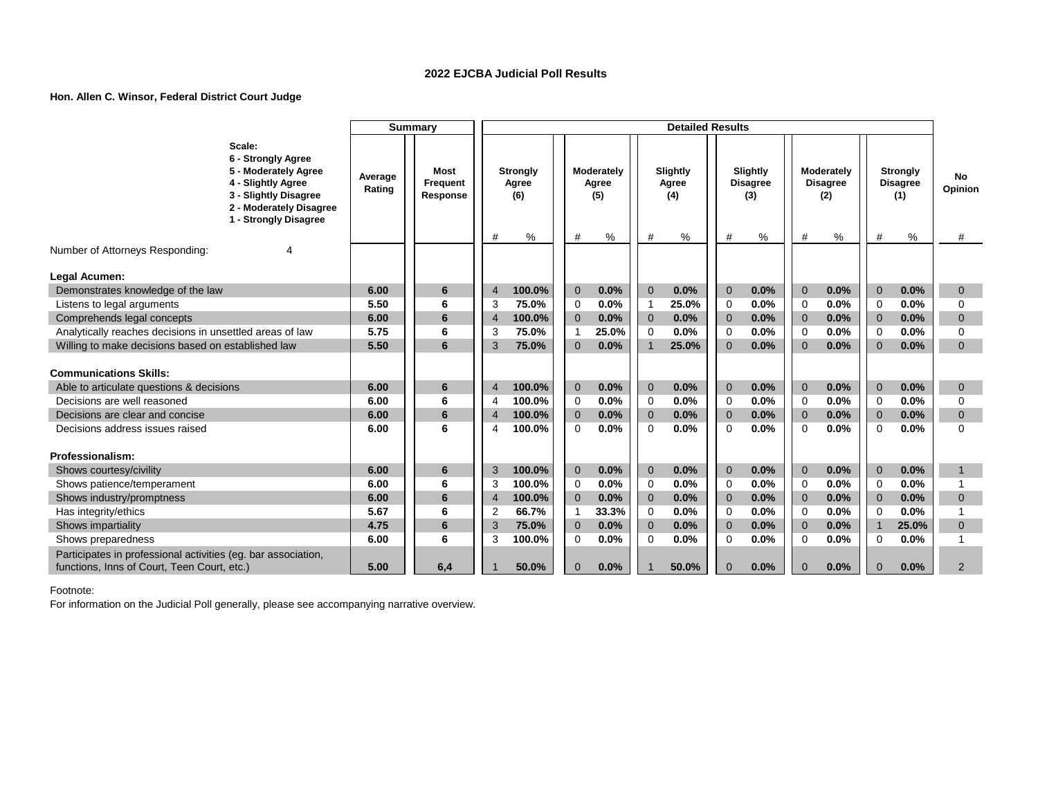## 2022 EJCBA Judicial Poll Results

**Hon. Allen C. Winsor, Federal District Court Judge**

| Scale: 6 - Strongly Agree, 5 - Moderately Agree, 4 - Slightly Agree, 3 - Slightly Disagree, 2 - Moderately Disagree, 1 - Strongly Disagree | Summary | | Detailed Results | | | | | | | | | | | | |
|---|---|---|---|---|---|---|---|---|---|---|---|---|---|---|---|
| | Average Rating | Most Frequent Response | Strongly Agree (6) | | Moderately Agree (5) | | Slightly Agree (4) | | Slightly Disagree (3) | | Moderately Disagree (2) | | Strongly Disagree (1) | | No Opinion |
| | | | # | % | # | % | # | % | # | % | # | % | # | % | # |
| Number of Attorneys Responding: 4 | | | | | | | | | | | | | | | |
| **Legal Acumen:** | | | | | | | | | | | | | | | |
| Demonstrates knowledge of the law | **6.00** | **6** | 4 | **100.0%** | 0 | **0.0%** | 0 | **0.0%** | 0 | **0.0%** | 0 | **0.0%** | 0 | **0.0%** | 0 |
| Listens to legal arguments | **5.50** | **6** | 3 | **75.0%** | 0 | **0.0%** | 1 | **25.0%** | 0 | **0.0%** | 0 | **0.0%** | 0 | **0.0%** | 0 |
| Comprehends legal concepts | **6.00** | **6** | 4 | **100.0%** | 0 | **0.0%** | 0 | **0.0%** | 0 | **0.0%** | 0 | **0.0%** | 0 | **0.0%** | 0 |
| Analytically reaches decisions in unsettled areas of law | **5.75** | **6** | 3 | **75.0%** | 1 | **25.0%** | 0 | **0.0%** | 0 | **0.0%** | 0 | **0.0%** | 0 | **0.0%** | 0 |
| Willing to make decisions based on established law | **5.50** | **6** | 3 | **75.0%** | 0 | **0.0%** | 1 | **25.0%** | 0 | **0.0%** | 0 | **0.0%** | 0 | **0.0%** | 0 |
| **Communications Skills:** | | | | | | | | | | | | | | | |
| Able to articulate questions & decisions | **6.00** | **6** | 4 | **100.0%** | 0 | **0.0%** | 0 | **0.0%** | 0 | **0.0%** | 0 | **0.0%** | 0 | **0.0%** | 0 |
| Decisions are well reasoned | **6.00** | **6** | 4 | **100.0%** | 0 | **0.0%** | 0 | **0.0%** | 0 | **0.0%** | 0 | **0.0%** | 0 | **0.0%** | 0 |
| Decisions are clear and concise | **6.00** | **6** | 4 | **100.0%** | 0 | **0.0%** | 0 | **0.0%** | 0 | **0.0%** | 0 | **0.0%** | 0 | **0.0%** | 0 |
| Decisions address issues raised | **6.00** | **6** | 4 | **100.0%** | 0 | **0.0%** | 0 | **0.0%** | 0 | **0.0%** | 0 | **0.0%** | 0 | **0.0%** | 0 |
| **Professionalism:** | | | | | | | | | | | | | | | |
| Shows courtesy/civility | **6.00** | **6** | 3 | **100.0%** | 0 | **0.0%** | 0 | **0.0%** | 0 | **0.0%** | 0 | **0.0%** | 0 | **0.0%** | 1 |
| Shows patience/temperament | **6.00** | **6** | 3 | **100.0%** | 0 | **0.0%** | 0 | **0.0%** | 0 | **0.0%** | 0 | **0.0%** | 0 | **0.0%** | 1 |
| Shows industry/promptness | **6.00** | **6** | 4 | **100.0%** | 0 | **0.0%** | 0 | **0.0%** | 0 | **0.0%** | 0 | **0.0%** | 0 | **0.0%** | 0 |
| Has integrity/ethics | **5.67** | **6** | 2 | **66.7%** | 1 | **33.3%** | 0 | **0.0%** | 0 | **0.0%** | 0 | **0.0%** | 0 | **0.0%** | 1 |
| Shows impartiality | **4.75** | **6** | 3 | **75.0%** | 0 | **0.0%** | 0 | **0.0%** | 0 | **0.0%** | 0 | **0.0%** | 1 | **25.0%** | 0 |
| Shows preparedness | **6.00** | **6** | 3 | **100.0%** | 0 | **0.0%** | 0 | **0.0%** | 0 | **0.0%** | 0 | **0.0%** | 0 | **0.0%** | 1 |
| Participates in professional activities (eg. bar association, functions, Inns of Court, Teen Court, etc.) | **5.00** | **6,4** | 1 | **50.0%** | 0 | **0.0%** | 1 | **50.0%** | 0 | **0.0%** | 0 | **0.0%** | 0 | **0.0%** | 2 |

Footnote:
For information on the Judicial Poll generally, please see accompanying narrative overview.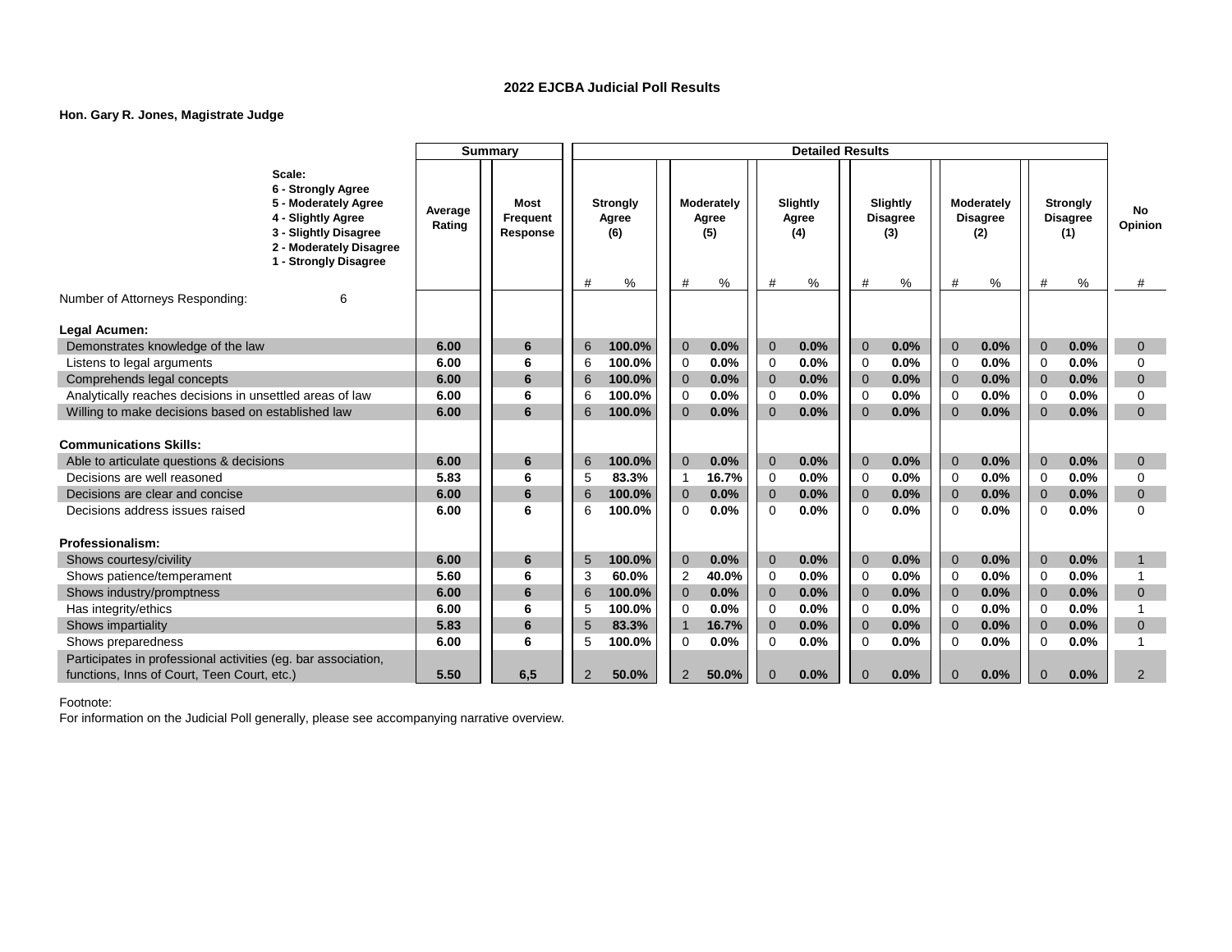**2022 EJCBA Judicial Poll Results**

**Hon. Gary R. Jones, Magistrate Judge**

| Scale: 6 - Strongly Agree, 5 - Moderately Agree, 4 - Slightly Agree, 3 - Slightly Disagree, 2 - Moderately Disagree, 1 - Strongly Disagree | Summary | | Detailed Results | | | | | | | | | | | | |
|---|---|---|---|---|---|---|---|---|---|---|---|---|---|---|---|
| | Average Rating | Most Frequent Response | Strongly Agree (6) | | Moderately Agree (5) | | Slightly Agree (4) | | Slightly Disagree (3) | | Moderately Disagree (2) | | Strongly Disagree (1) | | No Opinion |
| | | | # | % | # | % | # | % | # | % | # | % | # | % | # |
| Number of Attorneys Responding: 6 | | | | | | | | | | | | | | | |
| **Legal Acumen:** | | | | | | | | | | | | | | | |
| Demonstrates knowledge of the law | **6.00** | **6** | 6 | **100.0%** | 0 | **0.0%** | 0 | **0.0%** | 0 | **0.0%** | 0 | **0.0%** | 0 | **0.0%** | 0 |
| Listens to legal arguments | **6.00** | **6** | 6 | **100.0%** | 0 | **0.0%** | 0 | **0.0%** | 0 | **0.0%** | 0 | **0.0%** | 0 | **0.0%** | 0 |
| Comprehends legal concepts | **6.00** | **6** | 6 | **100.0%** | 0 | **0.0%** | 0 | **0.0%** | 0 | **0.0%** | 0 | **0.0%** | 0 | **0.0%** | 0 |
| Analytically reaches decisions in unsettled areas of law | **6.00** | **6** | 6 | **100.0%** | 0 | **0.0%** | 0 | **0.0%** | 0 | **0.0%** | 0 | **0.0%** | 0 | **0.0%** | 0 |
| Willing to make decisions based on established law | **6.00** | **6** | 6 | **100.0%** | 0 | **0.0%** | 0 | **0.0%** | 0 | **0.0%** | 0 | **0.0%** | 0 | **0.0%** | 0 |
| **Communications Skills:** | | | | | | | | | | | | | | | |
| Able to articulate questions & decisions | **6.00** | **6** | 6 | **100.0%** | 0 | **0.0%** | 0 | **0.0%** | 0 | **0.0%** | 0 | **0.0%** | 0 | **0.0%** | 0 |
| Decisions are well reasoned | **5.83** | **6** | 5 | **83.3%** | 1 | **16.7%** | 0 | **0.0%** | 0 | **0.0%** | 0 | **0.0%** | 0 | **0.0%** | 0 |
| Decisions are clear and concise | **6.00** | **6** | 6 | **100.0%** | 0 | **0.0%** | 0 | **0.0%** | 0 | **0.0%** | 0 | **0.0%** | 0 | **0.0%** | 0 |
| Decisions address issues raised | **6.00** | **6** | 6 | **100.0%** | 0 | **0.0%** | 0 | **0.0%** | 0 | **0.0%** | 0 | **0.0%** | 0 | **0.0%** | 0 |
| **Professionalism:** | | | | | | | | | | | | | | | |
| Shows courtesy/civility | **6.00** | **6** | 5 | **100.0%** | 0 | **0.0%** | 0 | **0.0%** | 0 | **0.0%** | 0 | **0.0%** | 0 | **0.0%** | 1 |
| Shows patience/temperament | **5.60** | **6** | 3 | **60.0%** | 2 | **40.0%** | 0 | **0.0%** | 0 | **0.0%** | 0 | **0.0%** | 0 | **0.0%** | 1 |
| Shows industry/promptness | **6.00** | **6** | 6 | **100.0%** | 0 | **0.0%** | 0 | **0.0%** | 0 | **0.0%** | 0 | **0.0%** | 0 | **0.0%** | 0 |
| Has integrity/ethics | **6.00** | **6** | 5 | **100.0%** | 0 | **0.0%** | 0 | **0.0%** | 0 | **0.0%** | 0 | **0.0%** | 0 | **0.0%** | 1 |
| Shows impartiality | **5.83** | **6** | 5 | **83.3%** | 1 | **16.7%** | 0 | **0.0%** | 0 | **0.0%** | 0 | **0.0%** | 0 | **0.0%** | 0 |
| Shows preparedness | **6.00** | **6** | 5 | **100.0%** | 0 | **0.0%** | 0 | **0.0%** | 0 | **0.0%** | 0 | **0.0%** | 0 | **0.0%** | 1 |
| Participates in professional activities (eg. bar association, functions, Inns of Court, Teen Court, etc.) | **5.50** | **6,5** | 2 | **50.0%** | 2 | **50.0%** | 0 | **0.0%** | 0 | **0.0%** | 0 | **0.0%** | 0 | **0.0%** | 2 |

Footnote:
For information on the Judicial Poll generally, please see accompanying narrative overview.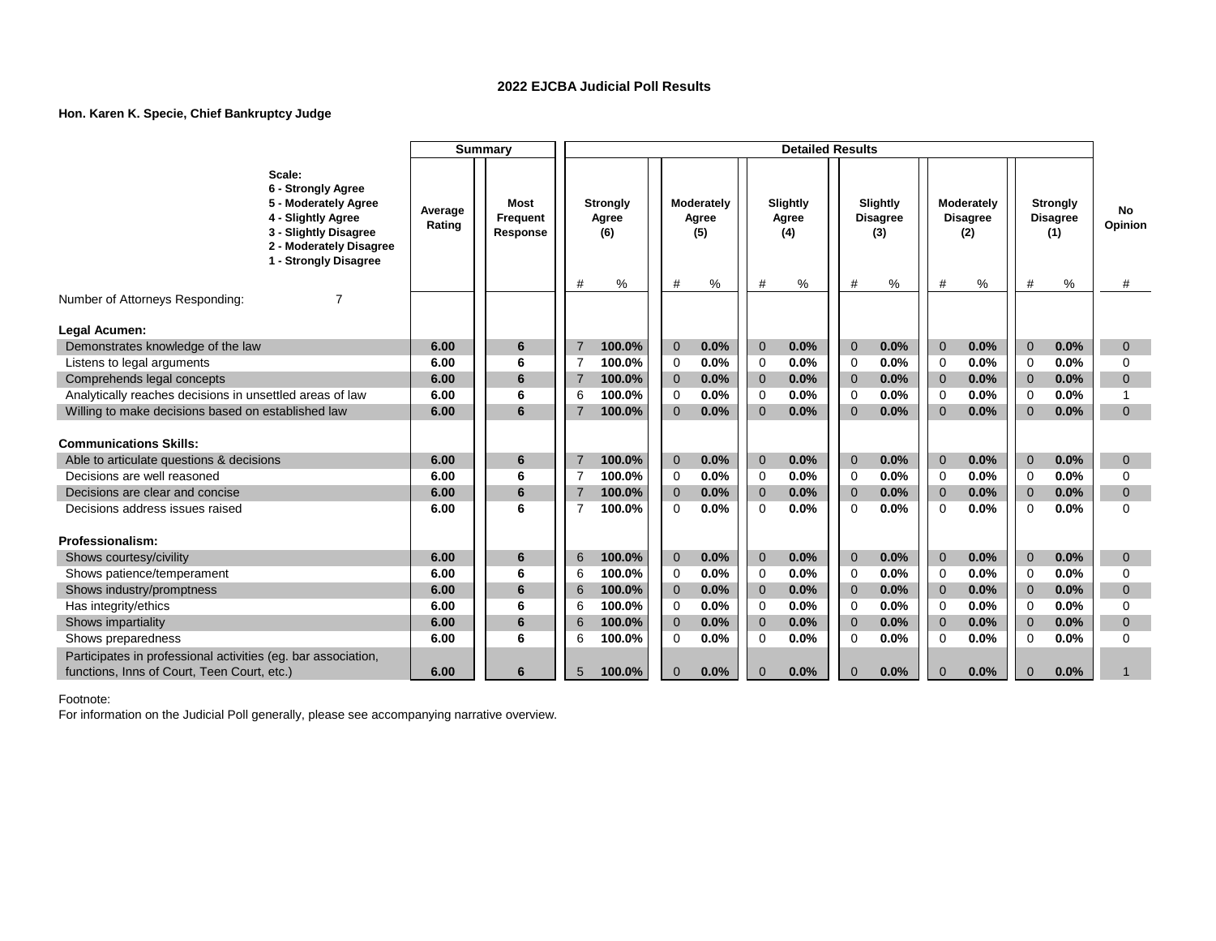# 2022 EJCBA Judicial Poll Results

**Hon. Karen K. Specie, Chief Bankruptcy Judge**

| Scale: 6 - Strongly Agree, 5 - Moderately Agree, 4 - Slightly Agree, 3 - Slightly Disagree, 2 - Moderately Disagree, 1 - Strongly Disagree | Summary | | Detailed Results | | | | | | | | | | | | No Opinion |
|---|---|---|---|---|---|---|---|---|---|---|---|---|---|---|---|
| | Average Rating | Most Frequent Response | Strongly Agree (6) | | Moderately Agree (5) | | Slightly Agree (4) | | Slightly Disagree (3) | | Moderately Disagree (2) | | Strongly Disagree (1) | | |
| | | | # | % | # | % | # | % | # | % | # | % | # | % | # |
| Number of Attorneys Responding: 7 | | | | | | | | | | | | | | | |
| **Legal Acumen:** | | | | | | | | | | | | | | | |
| Demonstrates knowledge of the law | 6.00 | 6 | 7 | 100.0% | 0 | 0.0% | 0 | 0.0% | 0 | 0.0% | 0 | 0.0% | 0 | 0.0% | 0 |
| Listens to legal arguments | 6.00 | 6 | 7 | 100.0% | 0 | 0.0% | 0 | 0.0% | 0 | 0.0% | 0 | 0.0% | 0 | 0.0% | 0 |
| Comprehends legal concepts | 6.00 | 6 | 7 | 100.0% | 0 | 0.0% | 0 | 0.0% | 0 | 0.0% | 0 | 0.0% | 0 | 0.0% | 0 |
| Analytically reaches decisions in unsettled areas of law | 6.00 | 6 | 6 | 100.0% | 0 | 0.0% | 0 | 0.0% | 0 | 0.0% | 0 | 0.0% | 0 | 0.0% | 1 |
| Willing to make decisions based on established law | 6.00 | 6 | 7 | 100.0% | 0 | 0.0% | 0 | 0.0% | 0 | 0.0% | 0 | 0.0% | 0 | 0.0% | 0 |
| **Communications Skills:** | | | | | | | | | | | | | | | |
| Able to articulate questions & decisions | 6.00 | 6 | 7 | 100.0% | 0 | 0.0% | 0 | 0.0% | 0 | 0.0% | 0 | 0.0% | 0 | 0.0% | 0 |
| Decisions are well reasoned | 6.00 | 6 | 7 | 100.0% | 0 | 0.0% | 0 | 0.0% | 0 | 0.0% | 0 | 0.0% | 0 | 0.0% | 0 |
| Decisions are clear and concise | 6.00 | 6 | 7 | 100.0% | 0 | 0.0% | 0 | 0.0% | 0 | 0.0% | 0 | 0.0% | 0 | 0.0% | 0 |
| Decisions address issues raised | 6.00 | 6 | 7 | 100.0% | 0 | 0.0% | 0 | 0.0% | 0 | 0.0% | 0 | 0.0% | 0 | 0.0% | 0 |
| **Professionalism:** | | | | | | | | | | | | | | | |
| Shows courtesy/civility | 6.00 | 6 | 6 | 100.0% | 0 | 0.0% | 0 | 0.0% | 0 | 0.0% | 0 | 0.0% | 0 | 0.0% | 0 |
| Shows patience/temperament | 6.00 | 6 | 6 | 100.0% | 0 | 0.0% | 0 | 0.0% | 0 | 0.0% | 0 | 0.0% | 0 | 0.0% | 0 |
| Shows industry/promptness | 6.00 | 6 | 6 | 100.0% | 0 | 0.0% | 0 | 0.0% | 0 | 0.0% | 0 | 0.0% | 0 | 0.0% | 0 |
| Has integrity/ethics | 6.00 | 6 | 6 | 100.0% | 0 | 0.0% | 0 | 0.0% | 0 | 0.0% | 0 | 0.0% | 0 | 0.0% | 0 |
| Shows impartiality | 6.00 | 6 | 6 | 100.0% | 0 | 0.0% | 0 | 0.0% | 0 | 0.0% | 0 | 0.0% | 0 | 0.0% | 0 |
| Shows preparedness | 6.00 | 6 | 6 | 100.0% | 0 | 0.0% | 0 | 0.0% | 0 | 0.0% | 0 | 0.0% | 0 | 0.0% | 0 |
| Participates in professional activities (eg. bar association, functions, Inns of Court, Teen Court, etc.) | 6.00 | 6 | 5 | 100.0% | 0 | 0.0% | 0 | 0.0% | 0 | 0.0% | 0 | 0.0% | 0 | 0.0% | 1 |

Footnote:
For information on the Judicial Poll generally, please see accompanying narrative overview.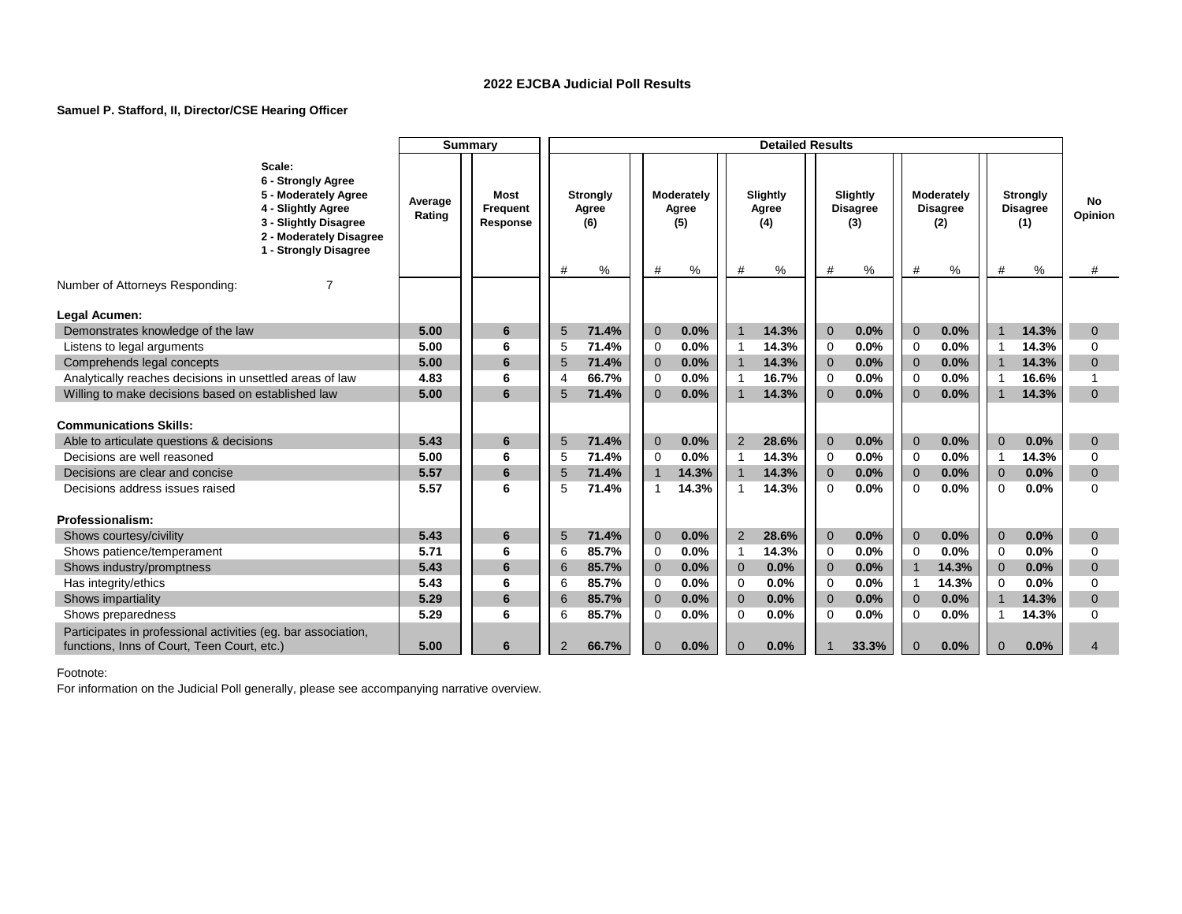## 2022 EJCBA Judicial Poll Results

**Samuel P. Stafford, II, Director/CSE Hearing Officer**

| Scale: 6 - Strongly Agree, 5 - Moderately Agree, 4 - Slightly Agree, 3 - Slightly Disagree, 2 - Moderately Disagree, 1 - Strongly Disagree | Summary | | Detailed Results | | | | | | | | | | | | |
|---|---|---|---|---|---|---|---|---|---|---|---|---|---|---|---|
| | Average Rating | Most Frequent Response | Strongly Agree (6) | | Moderately Agree (5) | | Slightly Agree (4) | | Slightly Disagree (3) | | Moderately Disagree (2) | | Strongly Disagree (1) | | No Opinion |
| | | | # | % | # | % | # | % | # | % | # | % | # | % | # |
| Number of Attorneys Responding: 7 | | | | | | | | | | | | | | | |
| **Legal Acumen:** | | | | | | | | | | | | | | | |
| Demonstrates knowledge of the law | **5.00** | **6** | 5 | **71.4%** | 0 | **0.0%** | 1 | **14.3%** | 0 | **0.0%** | 0 | **0.0%** | 1 | **14.3%** | 0 |
| Listens to legal arguments | **5.00** | **6** | 5 | **71.4%** | 0 | **0.0%** | 1 | **14.3%** | 0 | **0.0%** | 0 | **0.0%** | 1 | **14.3%** | 0 |
| Comprehends legal concepts | **5.00** | **6** | 5 | **71.4%** | 0 | **0.0%** | 1 | **14.3%** | 0 | **0.0%** | 0 | **0.0%** | 1 | **14.3%** | 0 |
| Analytically reaches decisions in unsettled areas of law | **4.83** | **6** | 4 | **66.7%** | 0 | **0.0%** | 1 | **16.7%** | 0 | **0.0%** | 0 | **0.0%** | 1 | **16.6%** | 1 |
| Willing to make decisions based on established law | **5.00** | **6** | 5 | **71.4%** | 0 | **0.0%** | 1 | **14.3%** | 0 | **0.0%** | 0 | **0.0%** | 1 | **14.3%** | 0 |
| **Communications Skills:** | | | | | | | | | | | | | | | |
| Able to articulate questions & decisions | **5.43** | **6** | 5 | **71.4%** | 0 | **0.0%** | 2 | **28.6%** | 0 | **0.0%** | 0 | **0.0%** | 0 | **0.0%** | 0 |
| Decisions are well reasoned | **5.00** | **6** | 5 | **71.4%** | 0 | **0.0%** | 1 | **14.3%** | 0 | **0.0%** | 0 | **0.0%** | 1 | **14.3%** | 0 |
| Decisions are clear and concise | **5.57** | **6** | 5 | **71.4%** | 1 | **14.3%** | 1 | **14.3%** | 0 | **0.0%** | 0 | **0.0%** | 0 | **0.0%** | 0 |
| Decisions address issues raised | **5.57** | **6** | 5 | **71.4%** | 1 | **14.3%** | 1 | **14.3%** | 0 | **0.0%** | 0 | **0.0%** | 0 | **0.0%** | 0 |
| **Professionalism:** | | | | | | | | | | | | | | | |
| Shows courtesy/civility | **5.43** | **6** | 5 | **71.4%** | 0 | **0.0%** | 2 | **28.6%** | 0 | **0.0%** | 0 | **0.0%** | 0 | **0.0%** | 0 |
| Shows patience/temperament | **5.71** | **6** | 6 | **85.7%** | 0 | **0.0%** | 1 | **14.3%** | 0 | **0.0%** | 0 | **0.0%** | 0 | **0.0%** | 0 |
| Shows industry/promptness | **5.43** | **6** | 6 | **85.7%** | 0 | **0.0%** | 0 | **0.0%** | 0 | **0.0%** | 1 | **14.3%** | 0 | **0.0%** | 0 |
| Has integrity/ethics | **5.43** | **6** | 6 | **85.7%** | 0 | **0.0%** | 0 | **0.0%** | 0 | **0.0%** | 1 | **14.3%** | 0 | **0.0%** | 0 |
| Shows impartiality | **5.29** | **6** | 6 | **85.7%** | 0 | **0.0%** | 0 | **0.0%** | 0 | **0.0%** | 0 | **0.0%** | 1 | **14.3%** | 0 |
| Shows preparedness | **5.29** | **6** | 6 | **85.7%** | 0 | **0.0%** | 0 | **0.0%** | 0 | **0.0%** | 0 | **0.0%** | 1 | **14.3%** | 0 |
| Participates in professional activities (eg. bar association, functions, Inns of Court, Teen Court, etc.) | **5.00** | **6** | 2 | **66.7%** | 0 | **0.0%** | 0 | **0.0%** | 1 | **33.3%** | 0 | **0.0%** | 0 | **0.0%** | 4 |

Footnote:

For information on the Judicial Poll generally, please see accompanying narrative overview.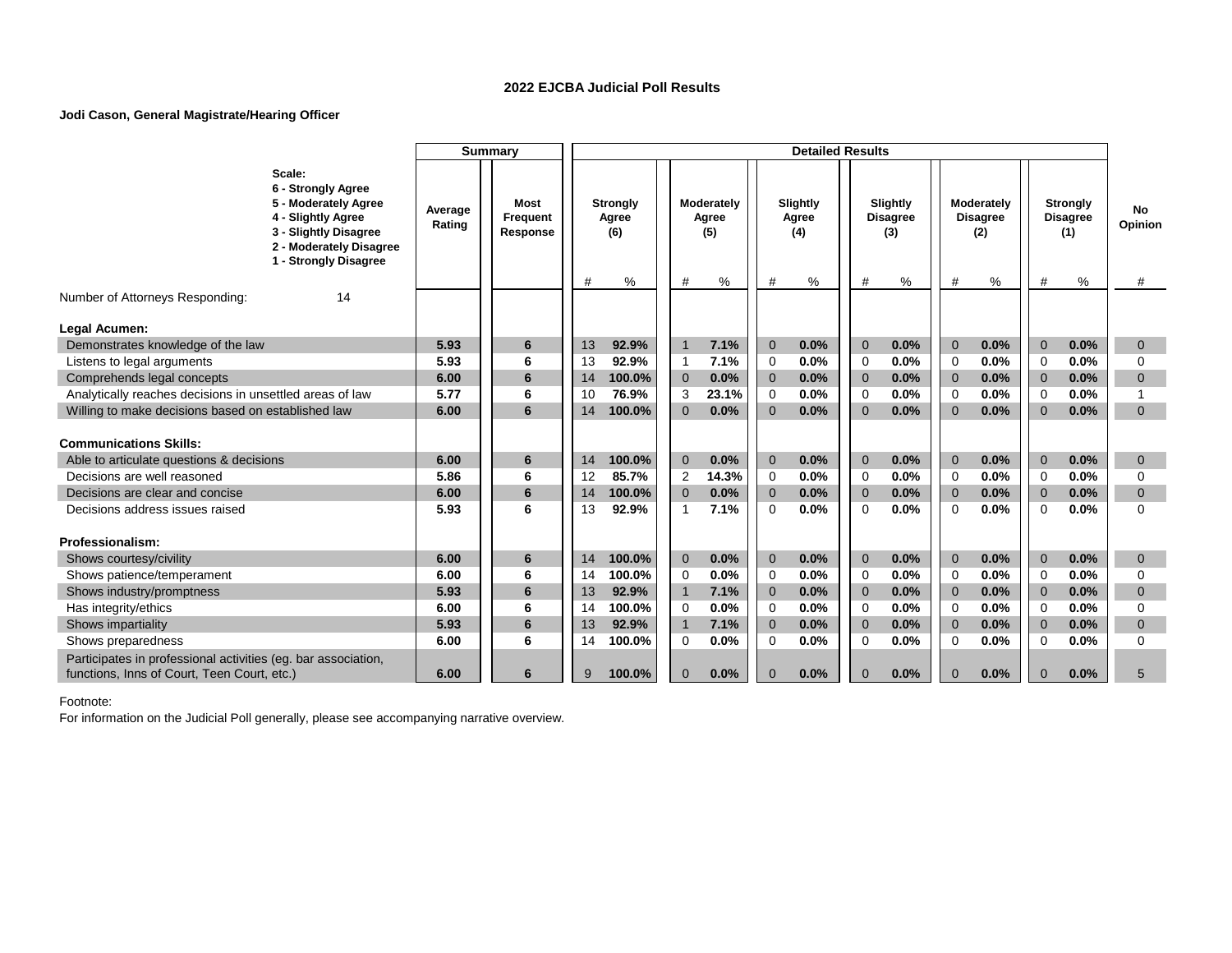# 2022 EJCBA Judicial Poll Results

**Jodi Cason, General Magistrate/Hearing Officer**

| Scale: 6 - Strongly Agree, 5 - Moderately Agree, 4 - Slightly Agree, 3 - Slightly Disagree, 2 - Moderately Disagree, 1 - Strongly Disagree | Summary | | Detailed Results | | | | | | | | | | | | |
|---|---|---|---|---|---|---|---|---|---|---|---|---|---|---|---|
| | Average Rating | Most Frequent Response | Strongly Agree (6) | | Moderately Agree (5) | | Slightly Agree (4) | | Slightly Disagree (3) | | Moderately Disagree (2) | | Strongly Disagree (1) | | No Opinion |
| | | | # | % | # | % | # | % | # | % | # | % | # | % | # |
| Number of Attorneys Responding: 14 | | | | | | | | | | | | | | | |
| **Legal Acumen:** | | | | | | | | | | | | | | | |
| Demonstrates knowledge of the law | **5.93** | **6** | 13 | **92.9%** | 1 | **7.1%** | 0 | **0.0%** | 0 | **0.0%** | 0 | **0.0%** | 0 | **0.0%** | 0 |
| Listens to legal arguments | **5.93** | **6** | 13 | **92.9%** | 1 | **7.1%** | 0 | **0.0%** | 0 | **0.0%** | 0 | **0.0%** | 0 | **0.0%** | 0 |
| Comprehends legal concepts | **6.00** | **6** | 14 | **100.0%** | 0 | **0.0%** | 0 | **0.0%** | 0 | **0.0%** | 0 | **0.0%** | 0 | **0.0%** | 0 |
| Analytically reaches decisions in unsettled areas of law | **5.77** | **6** | 10 | **76.9%** | 3 | **23.1%** | 0 | **0.0%** | 0 | **0.0%** | 0 | **0.0%** | 0 | **0.0%** | 1 |
| Willing to make decisions based on established law | **6.00** | **6** | 14 | **100.0%** | 0 | **0.0%** | 0 | **0.0%** | 0 | **0.0%** | 0 | **0.0%** | 0 | **0.0%** | 0 |
| **Communications Skills:** | | | | | | | | | | | | | | | |
| Able to articulate questions & decisions | **6.00** | **6** | 14 | **100.0%** | 0 | **0.0%** | 0 | **0.0%** | 0 | **0.0%** | 0 | **0.0%** | 0 | **0.0%** | 0 |
| Decisions are well reasoned | **5.86** | **6** | 12 | **85.7%** | 2 | **14.3%** | 0 | **0.0%** | 0 | **0.0%** | 0 | **0.0%** | 0 | **0.0%** | 0 |
| Decisions are clear and concise | **6.00** | **6** | 14 | **100.0%** | 0 | **0.0%** | 0 | **0.0%** | 0 | **0.0%** | 0 | **0.0%** | 0 | **0.0%** | 0 |
| Decisions address issues raised | **5.93** | **6** | 13 | **92.9%** | 1 | **7.1%** | 0 | **0.0%** | 0 | **0.0%** | 0 | **0.0%** | 0 | **0.0%** | 0 |
| **Professionalism:** | | | | | | | | | | | | | | | |
| Shows courtesy/civility | **6.00** | **6** | 14 | **100.0%** | 0 | **0.0%** | 0 | **0.0%** | 0 | **0.0%** | 0 | **0.0%** | 0 | **0.0%** | 0 |
| Shows patience/temperament | **6.00** | **6** | 14 | **100.0%** | 0 | **0.0%** | 0 | **0.0%** | 0 | **0.0%** | 0 | **0.0%** | 0 | **0.0%** | 0 |
| Shows industry/promptness | **5.93** | **6** | 13 | **92.9%** | 1 | **7.1%** | 0 | **0.0%** | 0 | **0.0%** | 0 | **0.0%** | 0 | **0.0%** | 0 |
| Has integrity/ethics | **6.00** | **6** | 14 | **100.0%** | 0 | **0.0%** | 0 | **0.0%** | 0 | **0.0%** | 0 | **0.0%** | 0 | **0.0%** | 0 |
| Shows impartiality | **5.93** | **6** | 13 | **92.9%** | 1 | **7.1%** | 0 | **0.0%** | 0 | **0.0%** | 0 | **0.0%** | 0 | **0.0%** | 0 |
| Shows preparedness | **6.00** | **6** | 14 | **100.0%** | 0 | **0.0%** | 0 | **0.0%** | 0 | **0.0%** | 0 | **0.0%** | 0 | **0.0%** | 0 |
| Participates in professional activities (eg. bar association, functions, Inns of Court, Teen Court, etc.) | **6.00** | **6** | 9 | **100.0%** | 0 | **0.0%** | 0 | **0.0%** | 0 | **0.0%** | 0 | **0.0%** | 0 | **0.0%** | 5 |

Footnote:
For information on the Judicial Poll generally, please see accompanying narrative overview.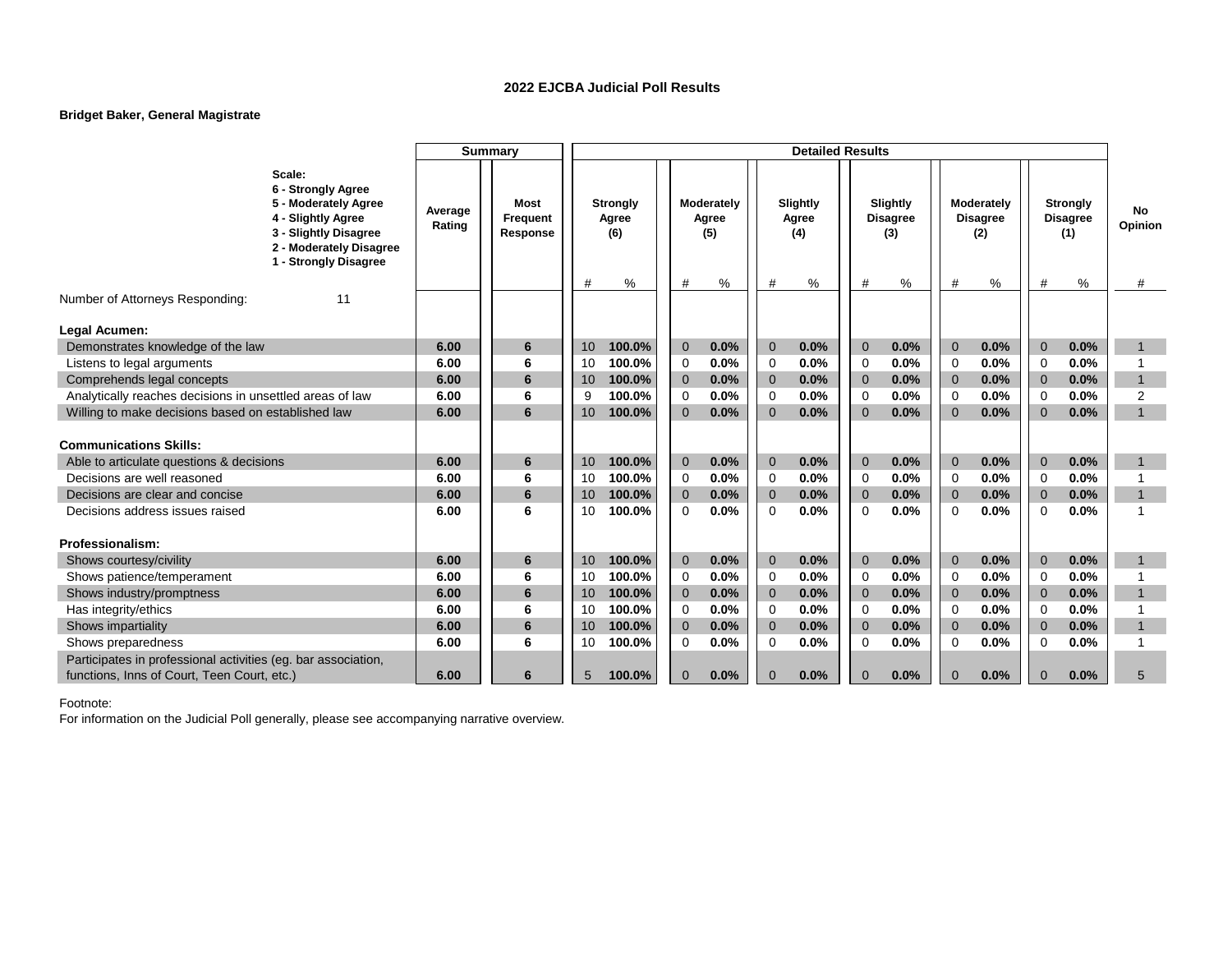**2022 EJCBA Judicial Poll Results**

**Bridget Baker, General Magistrate**

| Scale: 6 - Strongly Agree, 5 - Moderately Agree, 4 - Slightly Agree, 3 - Slightly Disagree, 2 - Moderately Disagree, 1 - Strongly Disagree | Summary | | Detailed Results | | | | | | | | | | | | |
|---|---|---|---|---|---|---|---|---|---|---|---|---|---|---|---|
| | Average Rating | Most Frequent Response | Strongly Agree (6) | | Moderately Agree (5) | | Slightly Agree (4) | | Slightly Disagree (3) | | Moderately Disagree (2) | | Strongly Disagree (1) | | No Opinion |
| | | | # | % | # | % | # | % | # | % | # | % | # | % | # |
| Number of Attorneys Responding: 11 | | | | | | | | | | | | | | | |
| **Legal Acumen:** | | | | | | | | | | | | | | | |
| Demonstrates knowledge of the law | **6.00** | **6** | 10 | **100.0%** | 0 | **0.0%** | 0 | **0.0%** | 0 | **0.0%** | 0 | **0.0%** | 0 | **0.0%** | 1 |
| Listens to legal arguments | **6.00** | **6** | 10 | **100.0%** | 0 | **0.0%** | 0 | **0.0%** | 0 | **0.0%** | 0 | **0.0%** | 0 | **0.0%** | 1 |
| Comprehends legal concepts | **6.00** | **6** | 10 | **100.0%** | 0 | **0.0%** | 0 | **0.0%** | 0 | **0.0%** | 0 | **0.0%** | 0 | **0.0%** | 1 |
| Analytically reaches decisions in unsettled areas of law | **6.00** | **6** | 9 | **100.0%** | 0 | **0.0%** | 0 | **0.0%** | 0 | **0.0%** | 0 | **0.0%** | 0 | **0.0%** | 2 |
| Willing to make decisions based on established law | **6.00** | **6** | 10 | **100.0%** | 0 | **0.0%** | 0 | **0.0%** | 0 | **0.0%** | 0 | **0.0%** | 0 | **0.0%** | 1 |
| **Communications Skills:** | | | | | | | | | | | | | | | |
| Able to articulate questions & decisions | **6.00** | **6** | 10 | **100.0%** | 0 | **0.0%** | 0 | **0.0%** | 0 | **0.0%** | 0 | **0.0%** | 0 | **0.0%** | 1 |
| Decisions are well reasoned | **6.00** | **6** | 10 | **100.0%** | 0 | **0.0%** | 0 | **0.0%** | 0 | **0.0%** | 0 | **0.0%** | 0 | **0.0%** | 1 |
| Decisions are clear and concise | **6.00** | **6** | 10 | **100.0%** | 0 | **0.0%** | 0 | **0.0%** | 0 | **0.0%** | 0 | **0.0%** | 0 | **0.0%** | 1 |
| Decisions address issues raised | **6.00** | **6** | 10 | **100.0%** | 0 | **0.0%** | 0 | **0.0%** | 0 | **0.0%** | 0 | **0.0%** | 0 | **0.0%** | 1 |
| **Professionalism:** | | | | | | | | | | | | | | | |
| Shows courtesy/civility | **6.00** | **6** | 10 | **100.0%** | 0 | **0.0%** | 0 | **0.0%** | 0 | **0.0%** | 0 | **0.0%** | 0 | **0.0%** | 1 |
| Shows patience/temperament | **6.00** | **6** | 10 | **100.0%** | 0 | **0.0%** | 0 | **0.0%** | 0 | **0.0%** | 0 | **0.0%** | 0 | **0.0%** | 1 |
| Shows industry/promptness | **6.00** | **6** | 10 | **100.0%** | 0 | **0.0%** | 0 | **0.0%** | 0 | **0.0%** | 0 | **0.0%** | 0 | **0.0%** | 1 |
| Has integrity/ethics | **6.00** | **6** | 10 | **100.0%** | 0 | **0.0%** | 0 | **0.0%** | 0 | **0.0%** | 0 | **0.0%** | 0 | **0.0%** | 1 |
| Shows impartiality | **6.00** | **6** | 10 | **100.0%** | 0 | **0.0%** | 0 | **0.0%** | 0 | **0.0%** | 0 | **0.0%** | 0 | **0.0%** | 1 |
| Shows preparedness | **6.00** | **6** | 10 | **100.0%** | 0 | **0.0%** | 0 | **0.0%** | 0 | **0.0%** | 0 | **0.0%** | 0 | **0.0%** | 1 |
| Participates in professional activities (eg. bar association, functions, Inns of Court, Teen Court, etc.) | **6.00** | **6** | 5 | **100.0%** | 0 | **0.0%** | 0 | **0.0%** | 0 | **0.0%** | 0 | **0.0%** | 0 | **0.0%** | 5 |

Footnote:
For information on the Judicial Poll generally, please see accompanying narrative overview.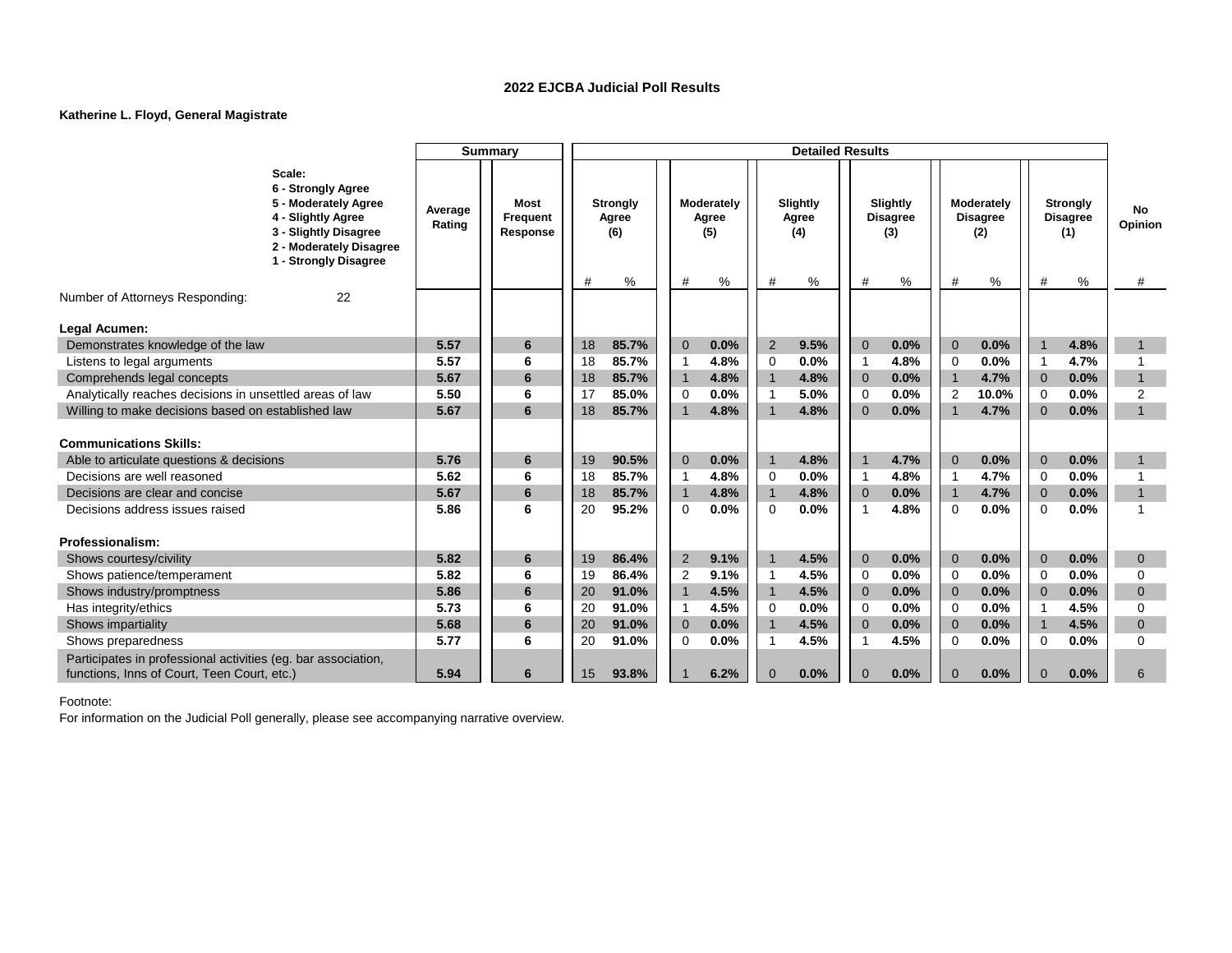# 2022 EJCBA Judicial Poll Results

**Katherine L. Floyd, General Magistrate**

| Scale: 6 - Strongly Agree, 5 - Moderately Agree, 4 - Slightly Agree, 3 - Slightly Disagree, 2 - Moderately Disagree, 1 - Strongly Disagree | Summary | | Detailed Results | | | | | | | | | | | | |
|---|---|---|---|---|---|---|---|---|---|---|---|---|---|---|---|
| | Average Rating | Most Frequent Response | Strongly Agree (6) | | Moderately Agree (5) | | Slightly Agree (4) | | Slightly Disagree (3) | | Moderately Disagree (2) | | Strongly Disagree (1) | | No Opinion |
| | | | # | % | # | % | # | % | # | % | # | % | # | % | # |
| Number of Attorneys Responding: 22 | | | | | | | | | | | | | | | |
| **Legal Acumen:** | | | | | | | | | | | | | | | |
| Demonstrates knowledge of the law | **5.57** | **6** | 18 | **85.7%** | 0 | **0.0%** | 2 | **9.5%** | 0 | **0.0%** | 0 | **0.0%** | 1 | **4.8%** | 1 |
| Listens to legal arguments | **5.57** | **6** | 18 | **85.7%** | 1 | **4.8%** | 0 | **0.0%** | 1 | **4.8%** | 0 | **0.0%** | 1 | **4.7%** | 1 |
| Comprehends legal concepts | **5.67** | **6** | 18 | **85.7%** | 1 | **4.8%** | 1 | **4.8%** | 0 | **0.0%** | 1 | **4.7%** | 0 | **0.0%** | 1 |
| Analytically reaches decisions in unsettled areas of law | **5.50** | **6** | 17 | **85.0%** | 0 | **0.0%** | 1 | **5.0%** | 0 | **0.0%** | 2 | **10.0%** | 0 | **0.0%** | 2 |
| Willing to make decisions based on established law | **5.67** | **6** | 18 | **85.7%** | 1 | **4.8%** | 1 | **4.8%** | 0 | **0.0%** | 1 | **4.7%** | 0 | **0.0%** | 1 |
| **Communications Skills:** | | | | | | | | | | | | | | | |
| Able to articulate questions & decisions | **5.76** | **6** | 19 | **90.5%** | 0 | **0.0%** | 1 | **4.8%** | 1 | **4.7%** | 0 | **0.0%** | 0 | **0.0%** | 1 |
| Decisions are well reasoned | **5.62** | **6** | 18 | **85.7%** | 1 | **4.8%** | 0 | **0.0%** | 1 | **4.8%** | 1 | **4.7%** | 0 | **0.0%** | 1 |
| Decisions are clear and concise | **5.67** | **6** | 18 | **85.7%** | 1 | **4.8%** | 1 | **4.8%** | 0 | **0.0%** | 1 | **4.7%** | 0 | **0.0%** | 1 |
| Decisions address issues raised | **5.86** | **6** | 20 | **95.2%** | 0 | **0.0%** | 0 | **0.0%** | 1 | **4.8%** | 0 | **0.0%** | 0 | **0.0%** | 1 |
| **Professionalism:** | | | | | | | | | | | | | | | |
| Shows courtesy/civility | **5.82** | **6** | 19 | **86.4%** | 2 | **9.1%** | 1 | **4.5%** | 0 | **0.0%** | 0 | **0.0%** | 0 | **0.0%** | 0 |
| Shows patience/temperament | **5.82** | **6** | 19 | **86.4%** | 2 | **9.1%** | 1 | **4.5%** | 0 | **0.0%** | 0 | **0.0%** | 0 | **0.0%** | 0 |
| Shows industry/promptness | **5.86** | **6** | 20 | **91.0%** | 1 | **4.5%** | 1 | **4.5%** | 0 | **0.0%** | 0 | **0.0%** | 0 | **0.0%** | 0 |
| Has integrity/ethics | **5.73** | **6** | 20 | **91.0%** | 1 | **4.5%** | 0 | **0.0%** | 0 | **0.0%** | 0 | **0.0%** | 1 | **4.5%** | 0 |
| Shows impartiality | **5.68** | **6** | 20 | **91.0%** | 0 | **0.0%** | 1 | **4.5%** | 0 | **0.0%** | 0 | **0.0%** | 1 | **4.5%** | 0 |
| Shows preparedness | **5.77** | **6** | 20 | **91.0%** | 0 | **0.0%** | 1 | **4.5%** | 1 | **4.5%** | 0 | **0.0%** | 0 | **0.0%** | 0 |
| Participates in professional activities (eg. bar association, functions, Inns of Court, Teen Court, etc.) | **5.94** | **6** | 15 | **93.8%** | 1 | **6.2%** | 0 | **0.0%** | 0 | **0.0%** | 0 | **0.0%** | 0 | **0.0%** | 6 |

Footnote:
For information on the Judicial Poll generally, please see accompanying narrative overview.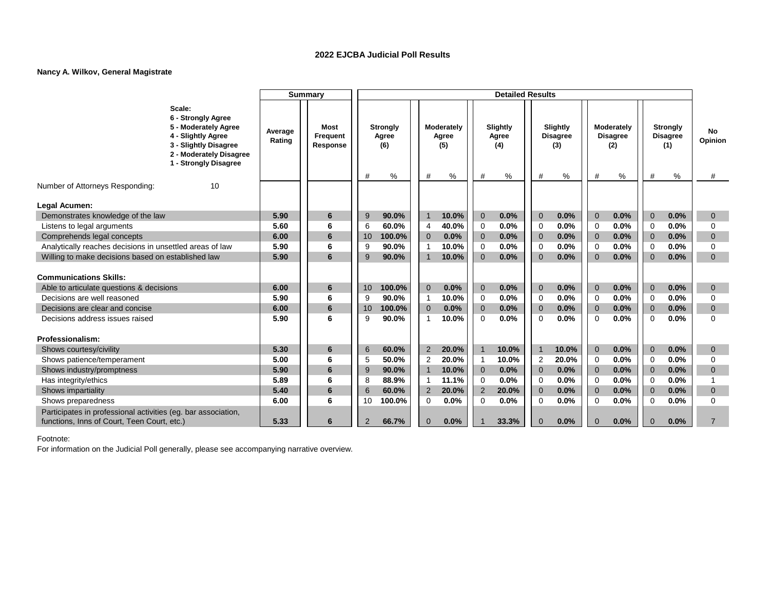## 2022 EJCBA Judicial Poll Results

**Nancy A. Wilkov, General Magistrate**

| Scale: 6 - Strongly Agree, 5 - Moderately Agree, 4 - Slightly Agree, 3 - Slightly Disagree, 2 - Moderately Disagree, 1 - Strongly Disagree | Summary | | Detailed Results | | | | | | | | | | | | |
|---|---|---|---|---|---|---|---|---|---|---|---|---|---|---|---|
| | Average Rating | Most Frequent Response | Strongly Agree (6) | | Moderately Agree (5) | | Slightly Agree (4) | | Slightly Disagree (3) | | Moderately Disagree (2) | | Strongly Disagree (1) | | No Opinion |
| | | | # | % | # | % | # | % | # | % | # | % | # | % | # |
| Number of Attorneys Responding: 10 | | | | | | | | | | | | | | | |
| **Legal Acumen:** | | | | | | | | | | | | | | | |
| Demonstrates knowledge of the law | 5.90 | 6 | 9 | 90.0% | 1 | 10.0% | 0 | 0.0% | 0 | 0.0% | 0 | 0.0% | 0 | 0.0% | 0 |
| Listens to legal arguments | 5.60 | 6 | 6 | 60.0% | 4 | 40.0% | 0 | 0.0% | 0 | 0.0% | 0 | 0.0% | 0 | 0.0% | 0 |
| Comprehends legal concepts | 6.00 | 6 | 10 | 100.0% | 0 | 0.0% | 0 | 0.0% | 0 | 0.0% | 0 | 0.0% | 0 | 0.0% | 0 |
| Analytically reaches decisions in unsettled areas of law | 5.90 | 6 | 9 | 90.0% | 1 | 10.0% | 0 | 0.0% | 0 | 0.0% | 0 | 0.0% | 0 | 0.0% | 0 |
| Willing to make decisions based on established law | 5.90 | 6 | 9 | 90.0% | 1 | 10.0% | 0 | 0.0% | 0 | 0.0% | 0 | 0.0% | 0 | 0.0% | 0 |
| **Communications Skills:** | | | | | | | | | | | | | | | |
| Able to articulate questions & decisions | 6.00 | 6 | 10 | 100.0% | 0 | 0.0% | 0 | 0.0% | 0 | 0.0% | 0 | 0.0% | 0 | 0.0% | 0 |
| Decisions are well reasoned | 5.90 | 6 | 9 | 90.0% | 1 | 10.0% | 0 | 0.0% | 0 | 0.0% | 0 | 0.0% | 0 | 0.0% | 0 |
| Decisions are clear and concise | 6.00 | 6 | 10 | 100.0% | 0 | 0.0% | 0 | 0.0% | 0 | 0.0% | 0 | 0.0% | 0 | 0.0% | 0 |
| Decisions address issues raised | 5.90 | 6 | 9 | 90.0% | 1 | 10.0% | 0 | 0.0% | 0 | 0.0% | 0 | 0.0% | 0 | 0.0% | 0 |
| **Professionalism:** | | | | | | | | | | | | | | | |
| Shows courtesy/civility | 5.30 | 6 | 6 | 60.0% | 2 | 20.0% | 1 | 10.0% | 1 | 10.0% | 0 | 0.0% | 0 | 0.0% | 0 |
| Shows patience/temperament | 5.00 | 6 | 5 | 50.0% | 2 | 20.0% | 1 | 10.0% | 2 | 20.0% | 0 | 0.0% | 0 | 0.0% | 0 |
| Shows industry/promptness | 5.90 | 6 | 9 | 90.0% | 1 | 10.0% | 0 | 0.0% | 0 | 0.0% | 0 | 0.0% | 0 | 0.0% | 0 |
| Has integrity/ethics | 5.89 | 6 | 8 | 88.9% | 1 | 11.1% | 0 | 0.0% | 0 | 0.0% | 0 | 0.0% | 0 | 0.0% | 1 |
| Shows impartiality | 5.40 | 6 | 6 | 60.0% | 2 | 20.0% | 2 | 20.0% | 0 | 0.0% | 0 | 0.0% | 0 | 0.0% | 0 |
| Shows preparedness | 6.00 | 6 | 10 | 100.0% | 0 | 0.0% | 0 | 0.0% | 0 | 0.0% | 0 | 0.0% | 0 | 0.0% | 0 |
| Participates in professional activities (eg. bar association, functions, Inns of Court, Teen Court, etc.) | 5.33 | 6 | 2 | 66.7% | 0 | 0.0% | 1 | 33.3% | 0 | 0.0% | 0 | 0.0% | 0 | 0.0% | 7 |

Footnote:
For information on the Judicial Poll generally, please see accompanying narrative overview.